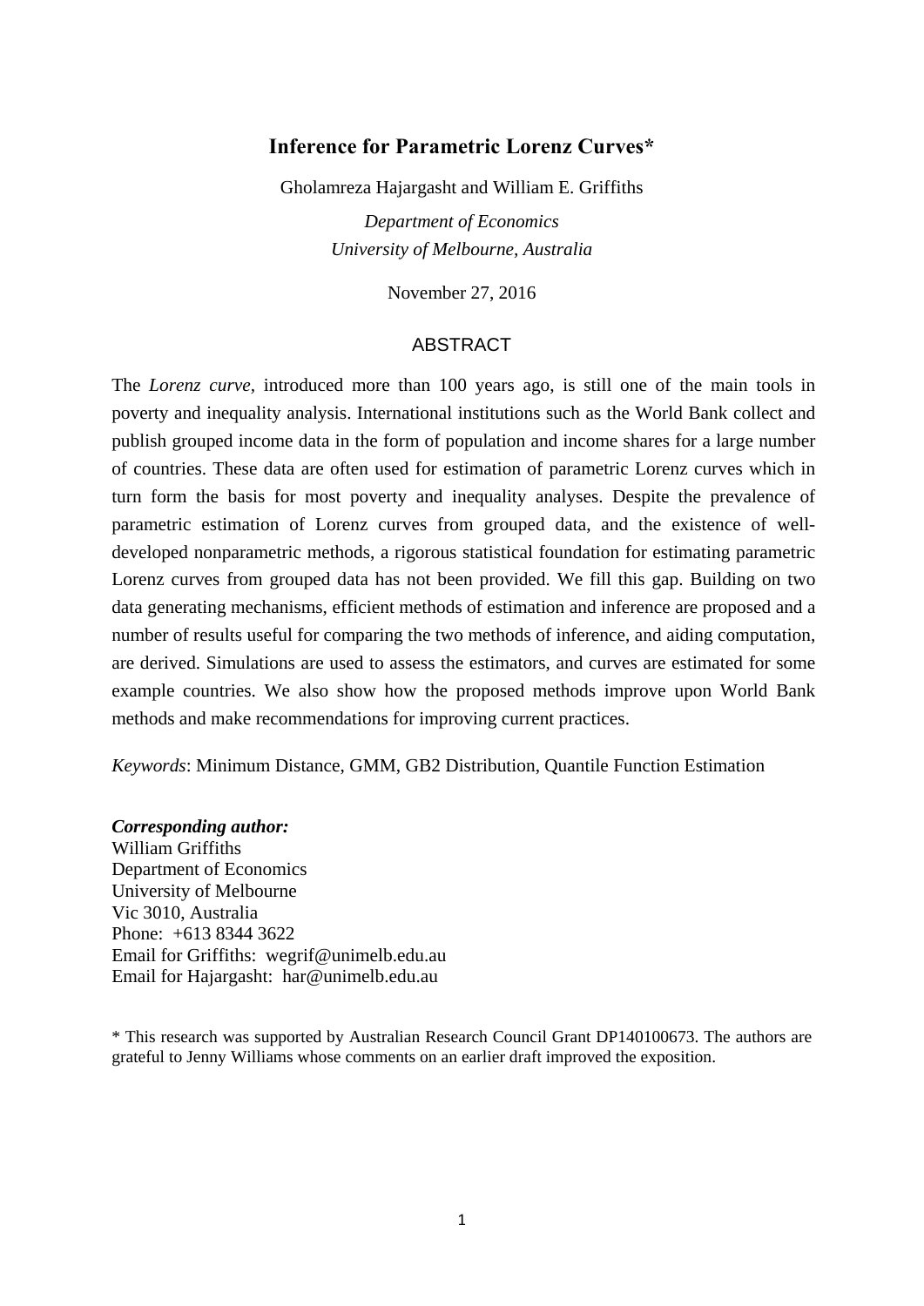# Inference for Parametric Lorenz Curves*

Gholamreza Hajargasht and William E. Griffiths

*Department of Economics*
*University of Melbourne, Australia*

November 27, 2016

## ABSTRACT

The *Lorenz curve*, introduced more than 100 years ago, is still one of the main tools in poverty and inequality analysis. International institutions such as the World Bank collect and publish grouped income data in the form of population and income shares for a large number of countries. These data are often used for estimation of parametric Lorenz curves which in turn form the basis for most poverty and inequality analyses. Despite the prevalence of parametric estimation of Lorenz curves from grouped data, and the existence of well-developed nonparametric methods, a rigorous statistical foundation for estimating parametric Lorenz curves from grouped data has not been provided. We fill this gap. Building on two data generating mechanisms, efficient methods of estimation and inference are proposed and a number of results useful for comparing the two methods of inference, and aiding computation, are derived. Simulations are used to assess the estimators, and curves are estimated for some example countries. We also show how the proposed methods improve upon World Bank methods and make recommendations for improving current practices.

*Keywords*: Minimum Distance, GMM, GB2 Distribution, Quantile Function Estimation

***Corresponding author:***
William Griffiths
Department of Economics
University of Melbourne
Vic 3010, Australia
Phone: +613 8344 3622
Email for Griffiths: wegrif@unimelb.edu.au
Email for Hajargasht: har@unimelb.edu.au

\* This research was supported by Australian Research Council Grant DP140100673. The authors are grateful to Jenny Williams whose comments on an earlier draft improved the exposition.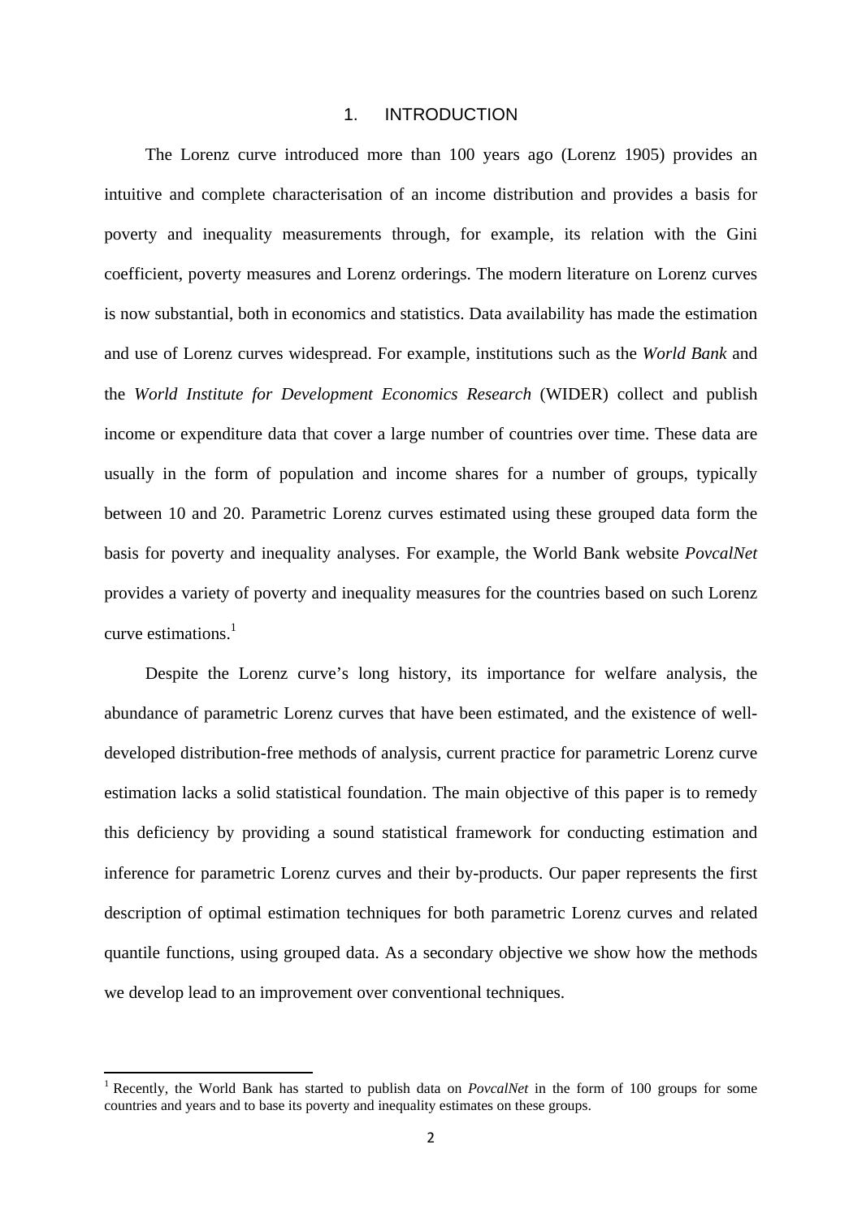# 1. INTRODUCTION

The Lorenz curve introduced more than 100 years ago (Lorenz 1905) provides an intuitive and complete characterisation of an income distribution and provides a basis for poverty and inequality measurements through, for example, its relation with the Gini coefficient, poverty measures and Lorenz orderings. The modern literature on Lorenz curves is now substantial, both in economics and statistics. Data availability has made the estimation and use of Lorenz curves widespread. For example, institutions such as the *World Bank* and the *World Institute for Development Economics Research* (WIDER) collect and publish income or expenditure data that cover a large number of countries over time. These data are usually in the form of population and income shares for a number of groups, typically between 10 and 20. Parametric Lorenz curves estimated using these grouped data form the basis for poverty and inequality analyses. For example, the World Bank website *PovcalNet* provides a variety of poverty and inequality measures for the countries based on such Lorenz curve estimations.[1]

Despite the Lorenz curve's long history, its importance for welfare analysis, the abundance of parametric Lorenz curves that have been estimated, and the existence of well-developed distribution-free methods of analysis, current practice for parametric Lorenz curve estimation lacks a solid statistical foundation. The main objective of this paper is to remedy this deficiency by providing a sound statistical framework for conducting estimation and inference for parametric Lorenz curves and their by-products. Our paper represents the first description of optimal estimation techniques for both parametric Lorenz curves and related quantile functions, using grouped data. As a secondary objective we show how the methods we develop lead to an improvement over conventional techniques.

[1] Recently, the World Bank has started to publish data on *PovcalNet* in the form of 100 groups for some countries and years and to base its poverty and inequality estimates on these groups.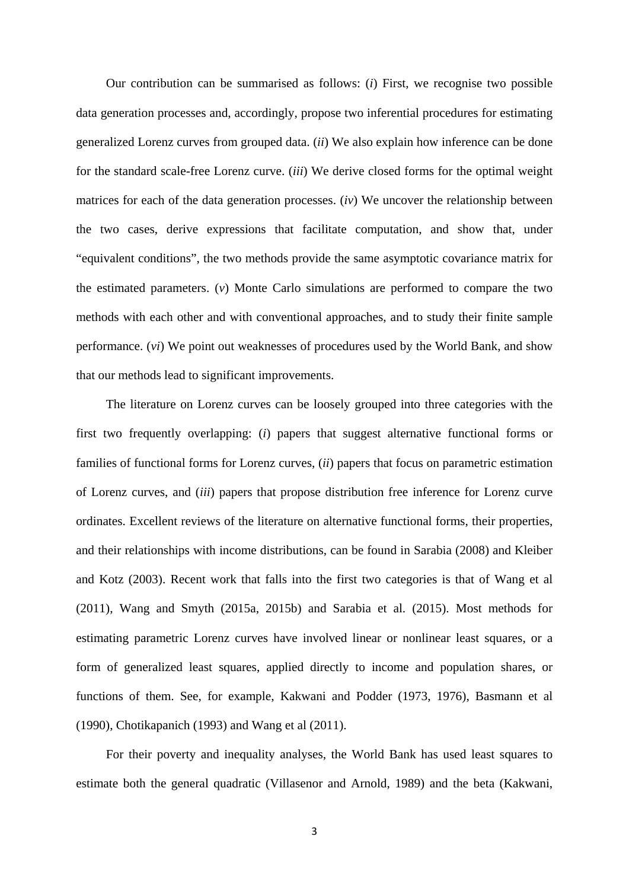Our contribution can be summarised as follows: (*i*) First, we recognise two possible data generation processes and, accordingly, propose two inferential procedures for estimating generalized Lorenz curves from grouped data. (*ii*) We also explain how inference can be done for the standard scale-free Lorenz curve. (*iii*) We derive closed forms for the optimal weight matrices for each of the data generation processes. (*iv*) We uncover the relationship between the two cases, derive expressions that facilitate computation, and show that, under "equivalent conditions", the two methods provide the same asymptotic covariance matrix for the estimated parameters. (*v*) Monte Carlo simulations are performed to compare the two methods with each other and with conventional approaches, and to study their finite sample performance. (*vi*) We point out weaknesses of procedures used by the World Bank, and show that our methods lead to significant improvements.

The literature on Lorenz curves can be loosely grouped into three categories with the first two frequently overlapping: (*i*) papers that suggest alternative functional forms or families of functional forms for Lorenz curves, (*ii*) papers that focus on parametric estimation of Lorenz curves, and (*iii*) papers that propose distribution free inference for Lorenz curve ordinates. Excellent reviews of the literature on alternative functional forms, their properties, and their relationships with income distributions, can be found in Sarabia (2008) and Kleiber and Kotz (2003). Recent work that falls into the first two categories is that of Wang et al (2011), Wang and Smyth (2015a, 2015b) and Sarabia et al. (2015). Most methods for estimating parametric Lorenz curves have involved linear or nonlinear least squares, or a form of generalized least squares, applied directly to income and population shares, or functions of them. See, for example, Kakwani and Podder (1973, 1976), Basmann et al (1990), Chotikapanich (1993) and Wang et al (2011).

For their poverty and inequality analyses, the World Bank has used least squares to estimate both the general quadratic (Villasenor and Arnold, 1989) and the beta (Kakwani,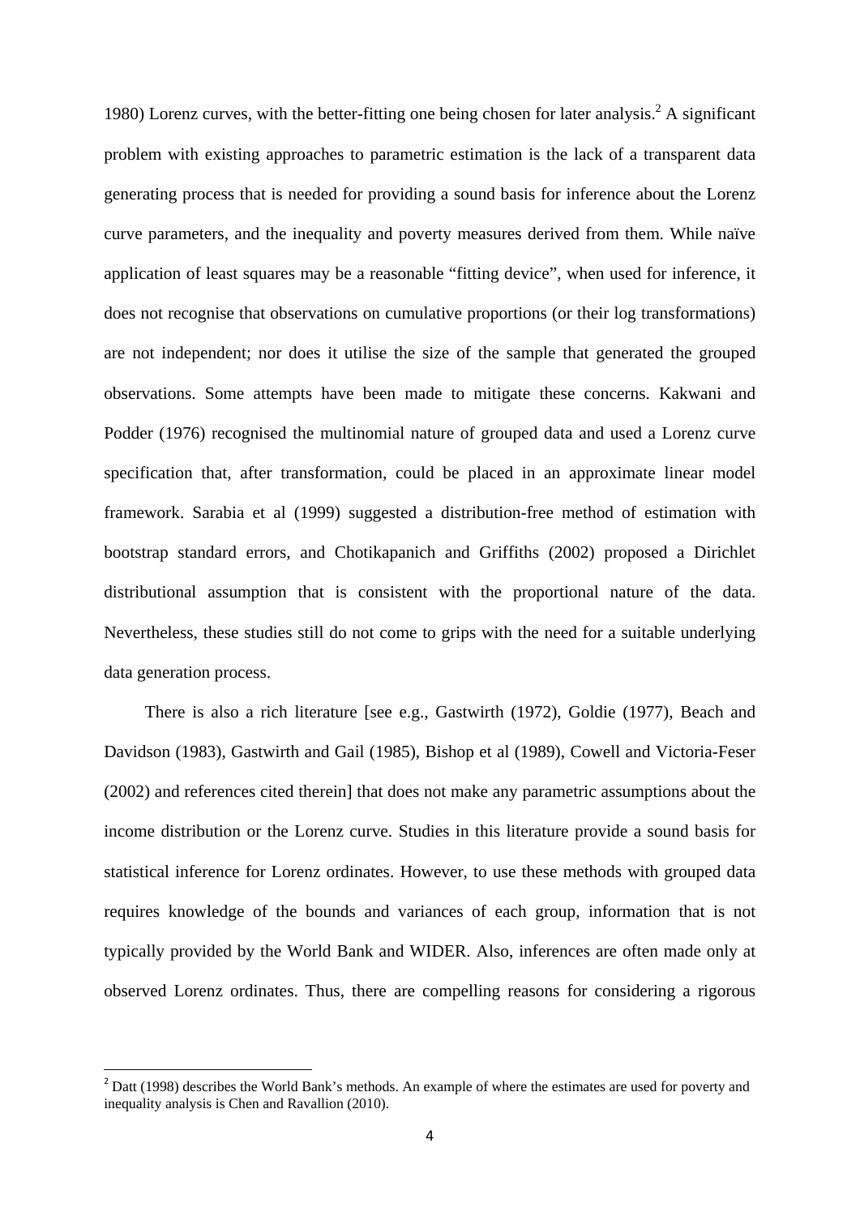1980) Lorenz curves, with the better-fitting one being chosen for later analysis.[2] A significant problem with existing approaches to parametric estimation is the lack of a transparent data generating process that is needed for providing a sound basis for inference about the Lorenz curve parameters, and the inequality and poverty measures derived from them. While naïve application of least squares may be a reasonable "fitting device", when used for inference, it does not recognise that observations on cumulative proportions (or their log transformations) are not independent; nor does it utilise the size of the sample that generated the grouped observations. Some attempts have been made to mitigate these concerns. Kakwani and Podder (1976) recognised the multinomial nature of grouped data and used a Lorenz curve specification that, after transformation, could be placed in an approximate linear model framework. Sarabia et al (1999) suggested a distribution-free method of estimation with bootstrap standard errors, and Chotikapanich and Griffiths (2002) proposed a Dirichlet distributional assumption that is consistent with the proportional nature of the data. Nevertheless, these studies still do not come to grips with the need for a suitable underlying data generation process.

There is also a rich literature [see e.g., Gastwirth (1972), Goldie (1977), Beach and Davidson (1983), Gastwirth and Gail (1985), Bishop et al (1989), Cowell and Victoria-Feser (2002) and references cited therein] that does not make any parametric assumptions about the income distribution or the Lorenz curve. Studies in this literature provide a sound basis for statistical inference for Lorenz ordinates. However, to use these methods with grouped data requires knowledge of the bounds and variances of each group, information that is not typically provided by the World Bank and WIDER. Also, inferences are often made only at observed Lorenz ordinates. Thus, there are compelling reasons for considering a rigorous

[2] Datt (1998) describes the World Bank's methods. An example of where the estimates are used for poverty and inequality analysis is Chen and Ravallion (2010).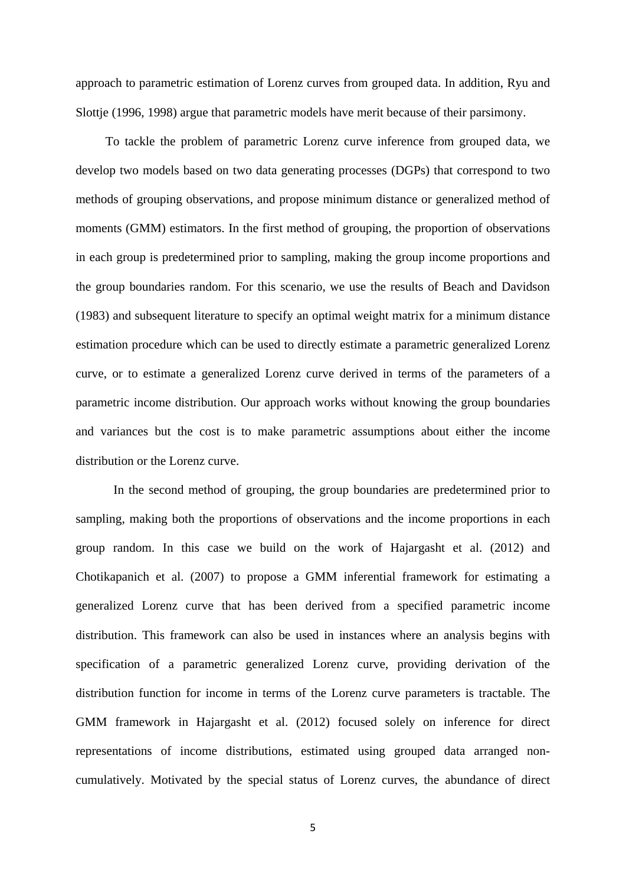approach to parametric estimation of Lorenz curves from grouped data. In addition, Ryu and Slottje (1996, 1998) argue that parametric models have merit because of their parsimony.

To tackle the problem of parametric Lorenz curve inference from grouped data, we develop two models based on two data generating processes (DGPs) that correspond to two methods of grouping observations, and propose minimum distance or generalized method of moments (GMM) estimators. In the first method of grouping, the proportion of observations in each group is predetermined prior to sampling, making the group income proportions and the group boundaries random. For this scenario, we use the results of Beach and Davidson (1983) and subsequent literature to specify an optimal weight matrix for a minimum distance estimation procedure which can be used to directly estimate a parametric generalized Lorenz curve, or to estimate a generalized Lorenz curve derived in terms of the parameters of a parametric income distribution. Our approach works without knowing the group boundaries and variances but the cost is to make parametric assumptions about either the income distribution or the Lorenz curve.

In the second method of grouping, the group boundaries are predetermined prior to sampling, making both the proportions of observations and the income proportions in each group random. In this case we build on the work of Hajargasht et al. (2012) and Chotikapanich et al. (2007) to propose a GMM inferential framework for estimating a generalized Lorenz curve that has been derived from a specified parametric income distribution. This framework can also be used in instances where an analysis begins with specification of a parametric generalized Lorenz curve, providing derivation of the distribution function for income in terms of the Lorenz curve parameters is tractable. The GMM framework in Hajargasht et al. (2012) focused solely on inference for direct representations of income distributions, estimated using grouped data arranged non-cumulatively. Motivated by the special status of Lorenz curves, the abundance of direct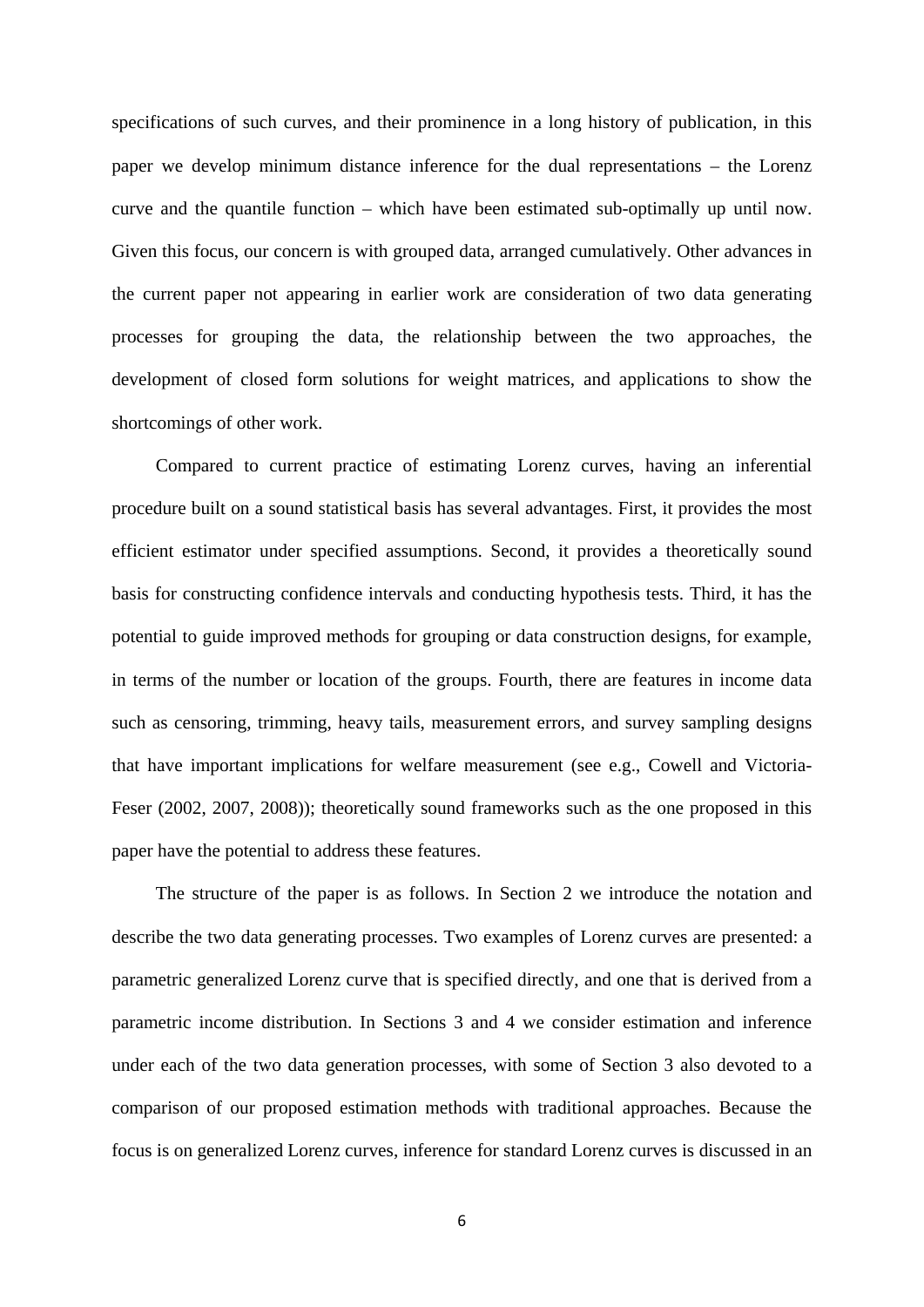specifications of such curves, and their prominence in a long history of publication, in this paper we develop minimum distance inference for the dual representations – the Lorenz curve and the quantile function – which have been estimated sub-optimally up until now. Given this focus, our concern is with grouped data, arranged cumulatively. Other advances in the current paper not appearing in earlier work are consideration of two data generating processes for grouping the data, the relationship between the two approaches, the development of closed form solutions for weight matrices, and applications to show the shortcomings of other work.

Compared to current practice of estimating Lorenz curves, having an inferential procedure built on a sound statistical basis has several advantages. First, it provides the most efficient estimator under specified assumptions. Second, it provides a theoretically sound basis for constructing confidence intervals and conducting hypothesis tests. Third, it has the potential to guide improved methods for grouping or data construction designs, for example, in terms of the number or location of the groups. Fourth, there are features in income data such as censoring, trimming, heavy tails, measurement errors, and survey sampling designs that have important implications for welfare measurement (see e.g., Cowell and Victoria-Feser (2002, 2007, 2008)); theoretically sound frameworks such as the one proposed in this paper have the potential to address these features.

The structure of the paper is as follows. In Section 2 we introduce the notation and describe the two data generating processes. Two examples of Lorenz curves are presented: a parametric generalized Lorenz curve that is specified directly, and one that is derived from a parametric income distribution. In Sections 3 and 4 we consider estimation and inference under each of the two data generation processes, with some of Section 3 also devoted to a comparison of our proposed estimation methods with traditional approaches. Because the focus is on generalized Lorenz curves, inference for standard Lorenz curves is discussed in an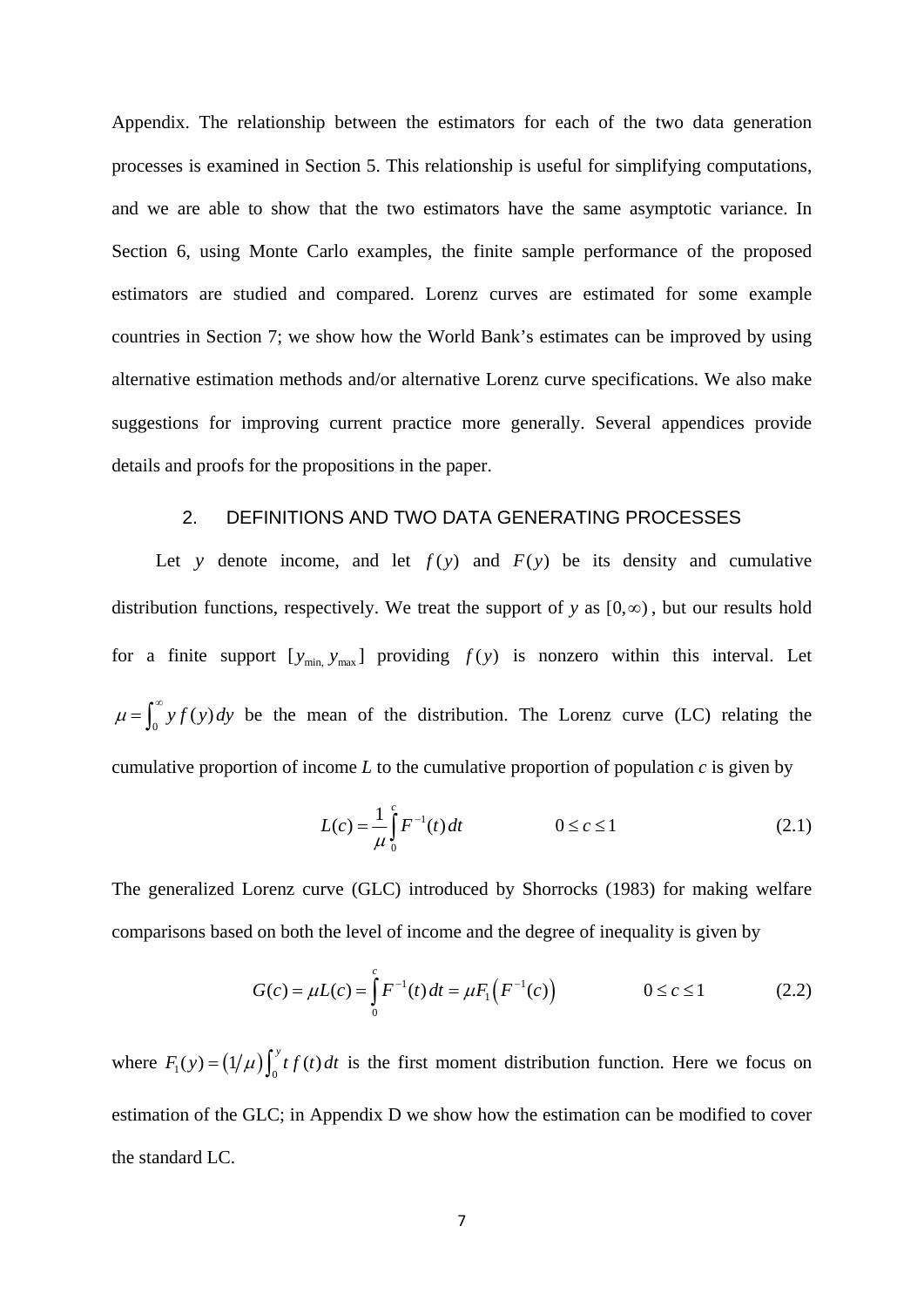Appendix. The relationship between the estimators for each of the two data generation processes is examined in Section 5. This relationship is useful for simplifying computations, and we are able to show that the two estimators have the same asymptotic variance. In Section 6, using Monte Carlo examples, the finite sample performance of the proposed estimators are studied and compared. Lorenz curves are estimated for some example countries in Section 7; we show how the World Bank's estimates can be improved by using alternative estimation methods and/or alternative Lorenz curve specifications. We also make suggestions for improving current practice more generally. Several appendices provide details and proofs for the propositions in the paper.

## 2. DEFINITIONS AND TWO DATA GENERATING PROCESSES

Let $y$ denote income, and let $f(y)$ and $F(y)$ be its density and cumulative distribution functions, respectively. We treat the support of *y* as $[0,\infty)$, but our results hold for a finite support $[y_{\min,}\, y_{\max}]$ providing $f(y)$ is nonzero within this interval. Let $\mu = \int_0^\infty y\, f(y)\, dy$ be the mean of the distribution. The Lorenz curve (LC) relating the cumulative proportion of income *L* to the cumulative proportion of population *c* is given by

$$L(c) = \frac{1}{\mu}\int_0^c F^{-1}(t)\, dt \qquad\qquad 0 \le c \le 1 \tag{2.1}$$

The generalized Lorenz curve (GLC) introduced by Shorrocks (1983) for making welfare comparisons based on both the level of income and the degree of inequality is given by

$$G(c) = \mu L(c) = \int_0^c F^{-1}(t)\, dt = \mu F_1\left(F^{-1}(c)\right) \qquad\qquad 0 \le c \le 1 \tag{2.2}$$

where $F_1(y) = \left(1/\mu\right)\int_0^y t\, f(t)\, dt$ is the first moment distribution function. Here we focus on estimation of the GLC; in Appendix D we show how the estimation can be modified to cover the standard LC.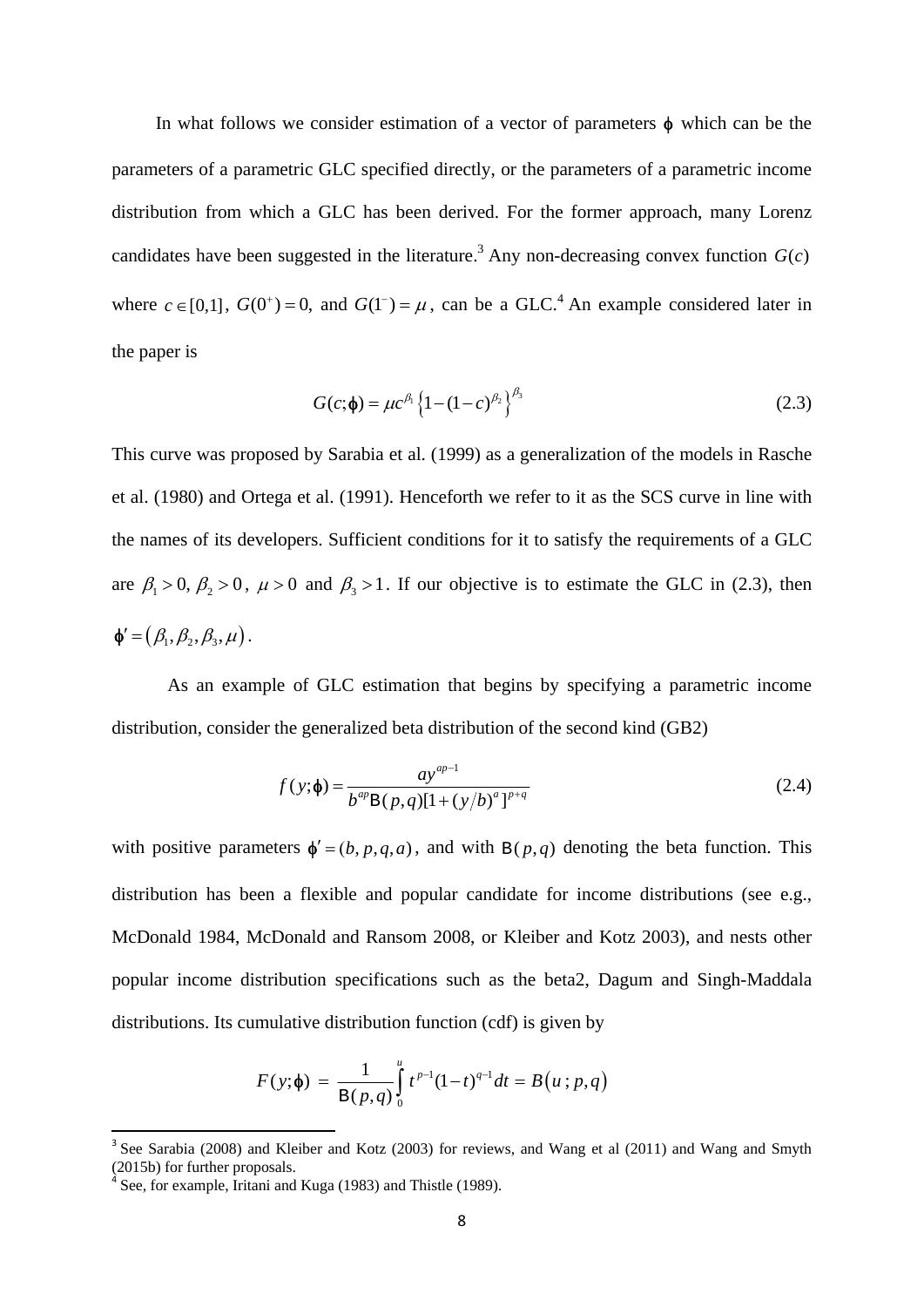In what follows we consider estimation of a vector of parameters $\phi$ which can be the parameters of a parametric GLC specified directly, or the parameters of a parametric income distribution from which a GLC has been derived. For the former approach, many Lorenz candidates have been suggested in the literature.[3] Any non-decreasing convex function $G(c)$ where $c \in [0,1]$, $G(0^+) = 0$, and $G(1^-) = \mu$, can be a GLC.[4] An example considered later in the paper is

$$G(c;\phi) = \mu c^{\beta_1}\left\{1-(1-c)^{\beta_2}\right\}^{\beta_3} \tag{2.3}$$

This curve was proposed by Sarabia et al. (1999) as a generalization of the models in Rasche et al. (1980) and Ortega et al. (1991). Henceforth we refer to it as the SCS curve in line with the names of its developers. Sufficient conditions for it to satisfy the requirements of a GLC are $\beta_1 > 0, \beta_2 > 0$, $\mu > 0$ and $\beta_3 > 1$. If our objective is to estimate the GLC in (2.3), then $\phi' = (\beta_1, \beta_2, \beta_3, \mu)$.

As an example of GLC estimation that begins by specifying a parametric income distribution, consider the generalized beta distribution of the second kind (GB2)

$$f(y;\phi) = \frac{ay^{ap-1}}{b^{ap}\mathrm{B}(p,q)[1+(y/b)^a]^{p+q}} \tag{2.4}$$

with positive parameters $\phi' = (b, p, q, a)$, and with $\mathrm{B}(p,q)$ denoting the beta function. This distribution has been a flexible and popular candidate for income distributions (see e.g., McDonald 1984, McDonald and Ransom 2008, or Kleiber and Kotz 2003), and nests other popular income distribution specifications such as the beta2, Dagum and Singh-Maddala distributions. Its cumulative distribution function (cdf) is given by

$$F(y;\phi) = \frac{1}{\mathrm{B}(p,q)}\int_0^u t^{p-1}(1-t)^{q-1}dt = B(u\,;p,q)$$

---

[3] See Sarabia (2008) and Kleiber and Kotz (2003) for reviews, and Wang et al (2011) and Wang and Smyth (2015b) for further proposals.

[4] See, for example, Iritani and Kuga (1983) and Thistle (1989).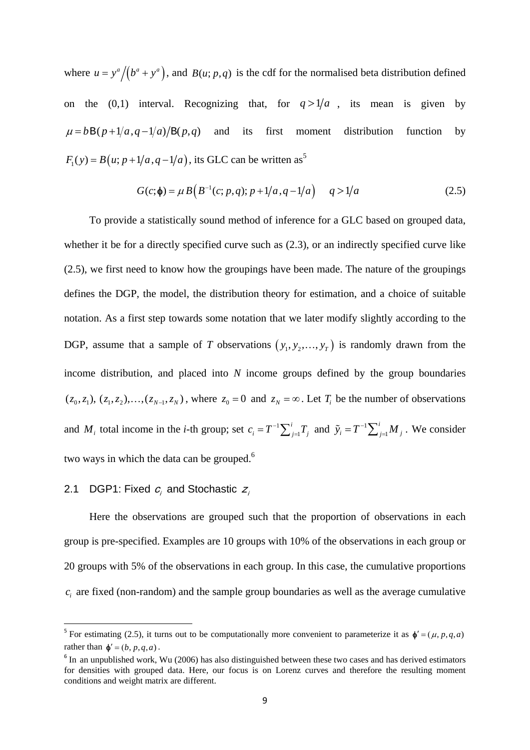where $u = y^a \big/ \left(b^a + y^a\right)$, and $B(u; p,q)$ is the cdf for the normalised beta distribution defined on the (0,1) interval. Recognizing that, for $q > 1/a$, its mean is given by $\mu = b\mathrm{B}(p+1/a, q-1/a)/\mathrm{B}(p,q)$ and its first moment distribution function by $F_1(y) = B\left(u; p+1/a, q-1/a\right)$, its GLC can be written as[5]

$$G(c;\phi) = \mu\, B\left(B^{-1}(c; p,q); p+1/a, q-1/a\right) \quad q > 1/a \tag{2.5}$$

To provide a statistically sound method of inference for a GLC based on grouped data, whether it be for a directly specified curve such as (2.3), or an indirectly specified curve like (2.5), we first need to know how the groupings have been made. The nature of the groupings defines the DGP, the model, the distribution theory for estimation, and a choice of suitable notation. As a first step towards some notation that we later modify slightly according to the DGP, assume that a sample of $T$ observations $\left(y_1, y_2, \ldots, y_T\right)$ is randomly drawn from the income distribution, and placed into $N$ income groups defined by the group boundaries $(z_0, z_1),\ (z_1, z_2), \ldots, (z_{N-1}, z_N)$, where $z_0 = 0$ and $z_N = \infty$. Let $T_i$ be the number of observations and $M_i$ total income in the $i$-th group; set $c_i = T^{-1}\sum_{j=1}^{i} T_j$ and $\tilde{y}_i = T^{-1}\sum_{j=1}^{i} M_j$. We consider two ways in which the data can be grouped.[6]

## 2.1 DGP1: Fixed $c_i$ and Stochastic $z_i$

Here the observations are grouped such that the proportion of observations in each group is pre-specified. Examples are 10 groups with 10% of the observations in each group or 20 groups with 5% of the observations in each group. In this case, the cumulative proportions $c_i$ are fixed (non-random) and the sample group boundaries as well as the average cumulative

---

[5] For estimating (2.5), it turns out to be computationally more convenient to parameterize it as $\phi' = (\mu, p, q, a)$ rather than $\phi' = (b, p, q, a)$.

[6] In an unpublished work, Wu (2006) has also distinguished between these two cases and has derived estimators for densities with grouped data. Here, our focus is on Lorenz curves and therefore the resulting moment conditions and weight matrix are different.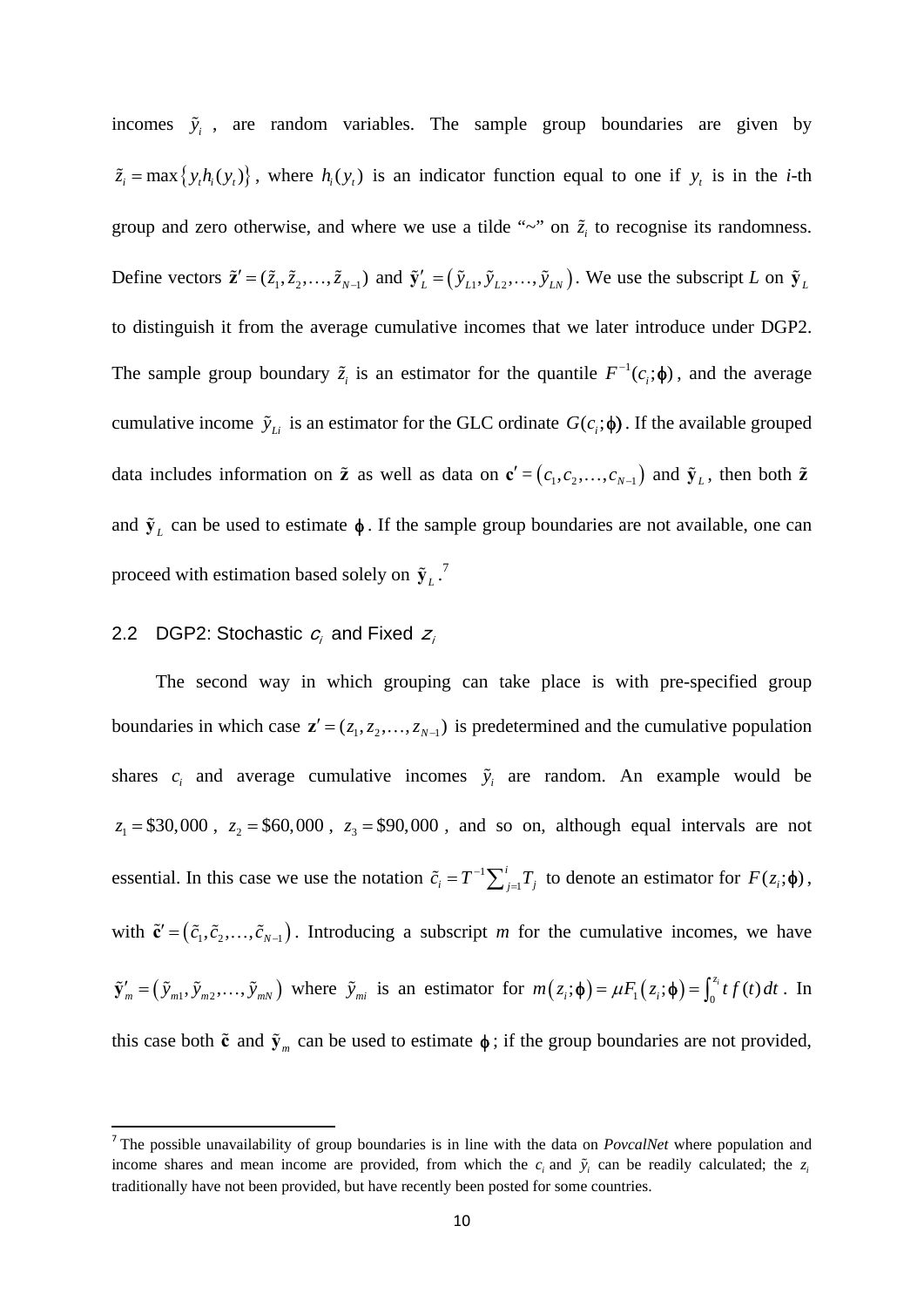incomes $\tilde{y}_i$, are random variables. The sample group boundaries are given by $\tilde{z}_i = \max\{y_t h_i(y_t)\}$, where $h_i(y_t)$ is an indicator function equal to one if $y_t$ is in the *i*-th group and zero otherwise, and where we use a tilde "~" on $\tilde{z}_i$ to recognise its randomness. Define vectors $\tilde{\mathbf{z}}' = (\tilde{z}_1, \tilde{z}_2, \ldots, \tilde{z}_{N-1})$ and $\tilde{\mathbf{y}}'_L = (\tilde{y}_{L1}, \tilde{y}_{L2}, \ldots, \tilde{y}_{LN})$. We use the subscript *L* on $\tilde{\mathbf{y}}_L$ to distinguish it from the average cumulative incomes that we later introduce under DGP2. The sample group boundary $\tilde{z}_i$ is an estimator for the quantile $F^{-1}(c_i;\boldsymbol{\phi})$, and the average cumulative income $\tilde{y}_{Li}$ is an estimator for the GLC ordinate $G(c_i;\boldsymbol{\phi})$. If the available grouped data includes information on $\tilde{\mathbf{z}}$ as well as data on $\mathbf{c}' = (c_1, c_2, \ldots, c_{N-1})$ and $\tilde{\mathbf{y}}_L$, then both $\tilde{\mathbf{z}}$ and $\tilde{\mathbf{y}}_L$ can be used to estimate $\boldsymbol{\phi}$. If the sample group boundaries are not available, one can proceed with estimation based solely on $\tilde{\mathbf{y}}_L$.[7]

## 2.2 DGP2: Stochastic $c_i$ and Fixed $z_i$

The second way in which grouping can take place is with pre-specified group boundaries in which case $\mathbf{z}' = (z_1, z_2, \ldots, z_{N-1})$ is predetermined and the cumulative population shares $c_i$ and average cumulative incomes $\tilde{y}_i$ are random. An example would be $z_1 = \$30,000$, $z_2 = \$60,000$, $z_3 = \$90,000$, and so on, although equal intervals are not essential. In this case we use the notation $\tilde{c}_i = T^{-1}\sum_{j=1}^{i} T_j$ to denote an estimator for $F(z_i;\boldsymbol{\phi})$, with $\tilde{\mathbf{c}}' = (\tilde{c}_1, \tilde{c}_2, \ldots, \tilde{c}_{N-1})$. Introducing a subscript *m* for the cumulative incomes, we have $\tilde{\mathbf{y}}'_m = (\tilde{y}_{m1}, \tilde{y}_{m2}, \ldots, \tilde{y}_{mN})$ where $\tilde{y}_{mi}$ is an estimator for $m(z_i;\boldsymbol{\phi}) = \mu F_1(z_i;\boldsymbol{\phi}) = \int_0^{z_i} t\, f(t)\, dt$. In this case both $\tilde{\mathbf{c}}$ and $\tilde{\mathbf{y}}_m$ can be used to estimate $\boldsymbol{\phi}$; if the group boundaries are not provided,

---

[7] The possible unavailability of group boundaries is in line with the data on *PovcalNet* where population and income shares and mean income are provided, from which the $c_i$ and $\tilde{y}_i$ can be readily calculated; the $z_i$ traditionally have not been provided, but have recently been posted for some countries.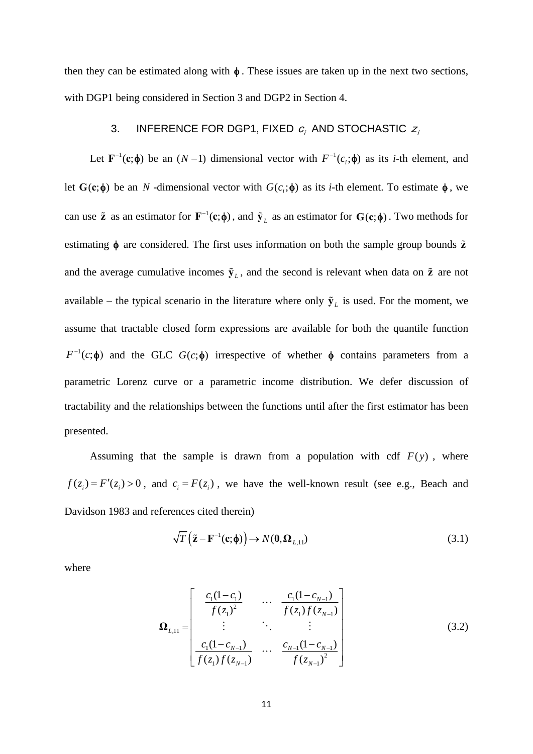then they can be estimated along with $\boldsymbol{\phi}$. These issues are taken up in the next two sections, with DGP1 being considered in Section 3 and DGP2 in Section 4.

## 3. INFERENCE FOR DGP1, FIXED $c_i$ AND STOCHASTIC $z_i$

Let $\mathbf{F}^{-1}(\mathbf{c};\boldsymbol{\phi})$ be an $(N-1)$ dimensional vector with $F^{-1}(c_i;\boldsymbol{\phi})$ as its *i*-th element, and let $\mathbf{G}(\mathbf{c};\boldsymbol{\phi})$ be an $N$-dimensional vector with $G(c_i;\boldsymbol{\phi})$ as its *i*-th element. To estimate $\boldsymbol{\phi}$, we can use $\tilde{\mathbf{z}}$ as an estimator for $\mathbf{F}^{-1}(\mathbf{c};\boldsymbol{\phi})$, and $\tilde{\mathbf{y}}_L$ as an estimator for $\mathbf{G}(\mathbf{c};\boldsymbol{\phi})$. Two methods for estimating $\boldsymbol{\phi}$ are considered. The first uses information on both the sample group bounds $\tilde{\mathbf{z}}$ and the average cumulative incomes $\tilde{\mathbf{y}}_L$, and the second is relevant when data on $\tilde{\mathbf{z}}$ are not available – the typical scenario in the literature where only $\tilde{\mathbf{y}}_L$ is used. For the moment, we assume that tractable closed form expressions are available for both the quantile function $F^{-1}(c;\boldsymbol{\phi})$ and the GLC $G(c;\boldsymbol{\phi})$ irrespective of whether $\boldsymbol{\phi}$ contains parameters from a parametric Lorenz curve or a parametric income distribution. We defer discussion of tractability and the relationships between the functions until after the first estimator has been presented.

Assuming that the sample is drawn from a population with cdf $F(y)$, where $f(z_i) = F'(z_i) > 0$, and $c_i = F(z_i)$, we have the well-known result (see e.g., Beach and Davidson 1983 and references cited therein)

$$\sqrt{T}\left(\tilde{\mathbf{z}} - \mathbf{F}^{-1}(\mathbf{c};\boldsymbol{\phi})\right) \rightarrow N(\mathbf{0}, \boldsymbol{\Omega}_{L,11}) \tag{3.1}$$

where

$$\boldsymbol{\Omega}_{L,11} = \begin{bmatrix} \dfrac{c_1(1-c_1)}{f(z_1)^2} & \cdots & \dfrac{c_1(1-c_{N-1})}{f(z_1)f(z_{N-1})} \\ \vdots & \ddots & \vdots \\ \dfrac{c_1(1-c_{N-1})}{f(z_1)f(z_{N-1})} & \cdots & \dfrac{c_{N-1}(1-c_{N-1})}{f(z_{N-1})^2} \end{bmatrix} \tag{3.2}$$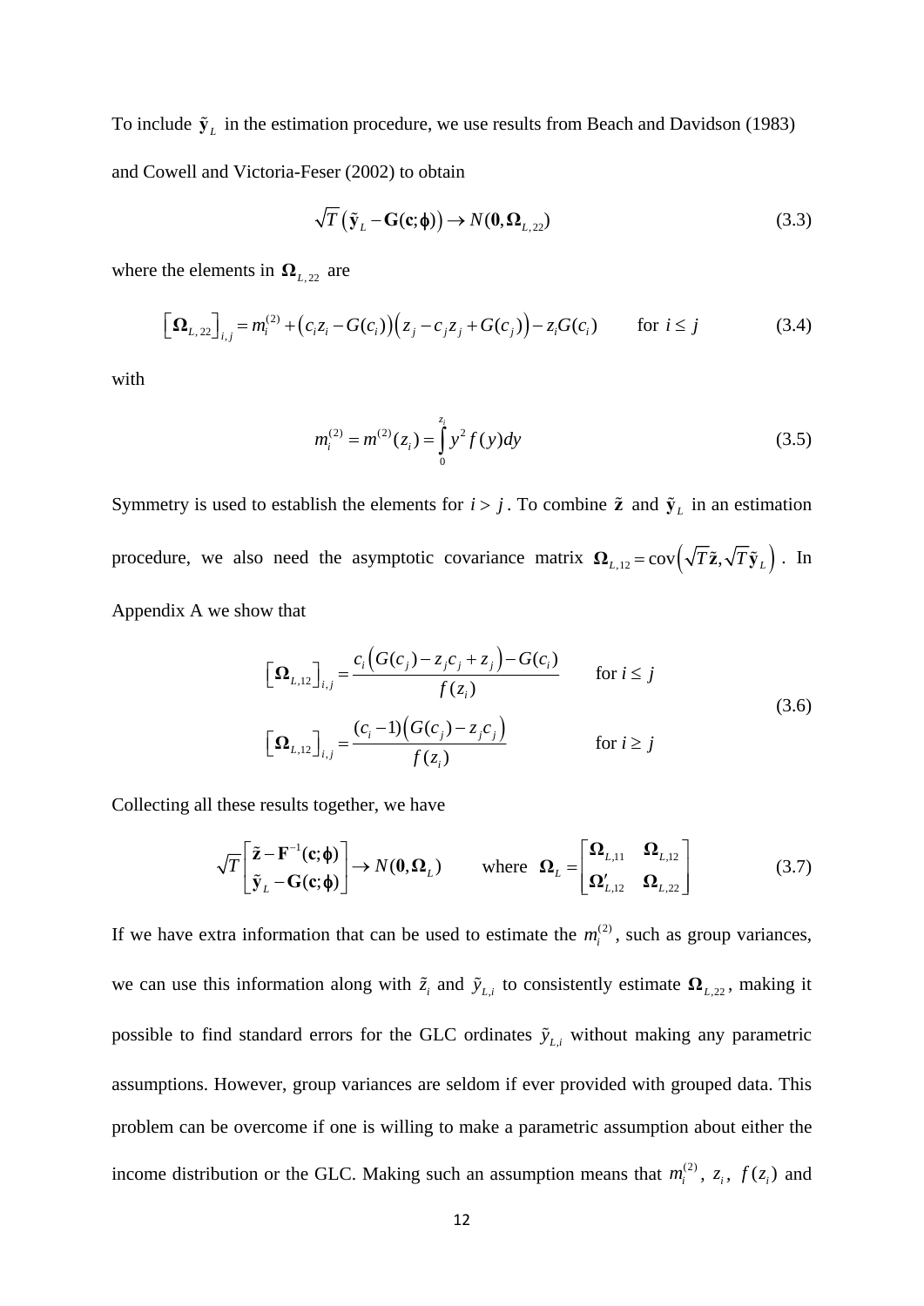To include $\tilde{\mathbf{y}}_L$ in the estimation procedure, we use results from Beach and Davidson (1983) and Cowell and Victoria-Feser (2002) to obtain

$$\sqrt{T}\left(\tilde{\mathbf{y}}_L - \mathbf{G}(\mathbf{c};\boldsymbol{\phi})\right) \rightarrow N(\mathbf{0},\boldsymbol{\Omega}_{L,22}) \tag{3.3}$$

where the elements in $\boldsymbol{\Omega}_{L,22}$ are

$$\left[\boldsymbol{\Omega}_{L,22}\right]_{i,j} = m_i^{(2)} + \left(c_i z_i - G(c_i)\right)\left(z_j - c_j z_j + G(c_j)\right) - z_i G(c_i) \qquad \text{for } i \le j \tag{3.4}$$

with

$$m_i^{(2)} = m^{(2)}(z_i) = \int_0^{z_i} y^2 f(y)dy \tag{3.5}$$

Symmetry is used to establish the elements for $i > j$. To combine $\tilde{\mathbf{z}}$ and $\tilde{\mathbf{y}}_L$ in an estimation procedure, we also need the asymptotic covariance matrix $\boldsymbol{\Omega}_{L,12} = \text{cov}\left(\sqrt{T}\tilde{\mathbf{z}},\sqrt{T}\tilde{\mathbf{y}}_L\right)$. In Appendix A we show that

$$\begin{aligned}
\left[\boldsymbol{\Omega}_{L,12}\right]_{i,j} &= \frac{c_i\left(G(c_j) - z_j c_j + z_j\right) - G(c_i)}{f(z_i)} \qquad &\text{for } i \le j \\
\left[\boldsymbol{\Omega}_{L,12}\right]_{i,j} &= \frac{(c_i - 1)\left(G(c_j) - z_j c_j\right)}{f(z_i)} \qquad &\text{for } i \ge j
\end{aligned} \tag{3.6}$$

Collecting all these results together, we have

$$\sqrt{T}\begin{bmatrix} \tilde{\mathbf{z}} - \mathbf{F}^{-1}(\mathbf{c};\boldsymbol{\phi}) \\ \tilde{\mathbf{y}}_L - \mathbf{G}(\mathbf{c};\boldsymbol{\phi}) \end{bmatrix} \rightarrow N(\mathbf{0},\boldsymbol{\Omega}_L) \qquad \text{where } \boldsymbol{\Omega}_L = \begin{bmatrix} \boldsymbol{\Omega}_{L,11} & \boldsymbol{\Omega}_{L,12} \\ \boldsymbol{\Omega}'_{L,12} & \boldsymbol{\Omega}_{L,22} \end{bmatrix} \tag{3.7}$$

If we have extra information that can be used to estimate the $m_i^{(2)}$, such as group variances, we can use this information along with $\tilde{z}_i$ and $\tilde{y}_{L,i}$ to consistently estimate $\boldsymbol{\Omega}_{L,22}$, making it possible to find standard errors for the GLC ordinates $\tilde{y}_{L,i}$ without making any parametric assumptions. However, group variances are seldom if ever provided with grouped data. This problem can be overcome if one is willing to make a parametric assumption about either the income distribution or the GLC. Making such an assumption means that $m_i^{(2)}$, $z_i$, $f(z_i)$ and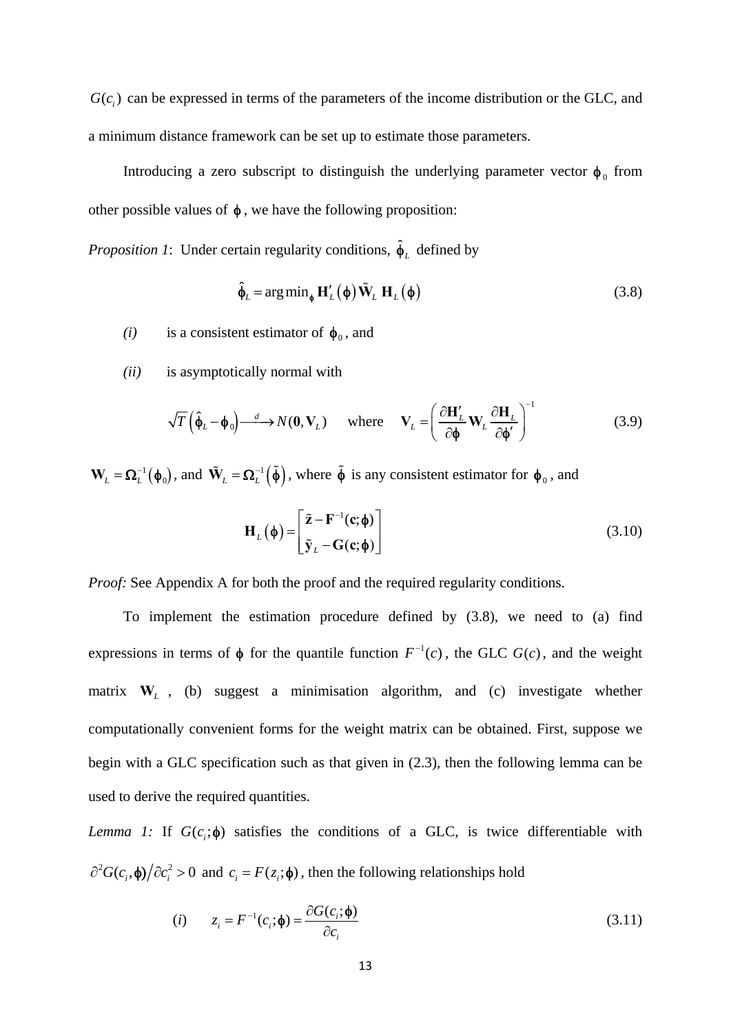$G(c_i)$ can be expressed in terms of the parameters of the income distribution or the GLC, and a minimum distance framework can be set up to estimate those parameters.

Introducing a zero subscript to distinguish the underlying parameter vector $\boldsymbol{\phi}_0$ from other possible values of $\boldsymbol{\phi}$, we have the following proposition:

*Proposition 1*: Under certain regularity conditions, $\hat{\boldsymbol{\phi}}_L$ defined by

$$\hat{\boldsymbol{\phi}}_L = \arg\min_{\boldsymbol{\phi}} \mathbf{H}'_L\left(\boldsymbol{\phi}\right)\tilde{\mathbf{W}}_L\ \mathbf{H}_L\left(\boldsymbol{\phi}\right) \tag{3.8}$$

*(i)* is a consistent estimator of $\boldsymbol{\phi}_0$, and

*(ii)* is asymptotically normal with

$$\sqrt{T}\left(\hat{\boldsymbol{\phi}}_L - \boldsymbol{\phi}_0\right) \xrightarrow{d} N(\mathbf{0}, \mathbf{V}_L) \quad \text{where} \quad \mathbf{V}_L = \left(\frac{\partial \mathbf{H}'_L}{\partial \boldsymbol{\phi}} \mathbf{W}_L \frac{\partial \mathbf{H}_L}{\partial \boldsymbol{\phi}'}\right)^{-1} \tag{3.9}$$

$\mathbf{W}_L = \boldsymbol{\Omega}_L^{-1}\left(\boldsymbol{\phi}_0\right)$, and $\tilde{\mathbf{W}}_L = \boldsymbol{\Omega}_L^{-1}\left(\tilde{\boldsymbol{\phi}}\right)$, where $\tilde{\boldsymbol{\phi}}$ is any consistent estimator for $\boldsymbol{\phi}_0$, and

$$\mathbf{H}_L\left(\boldsymbol{\phi}\right) = \begin{bmatrix} \tilde{\mathbf{z}} - \mathbf{F}^{-1}(\mathbf{c};\boldsymbol{\phi}) \\ \tilde{\mathbf{y}}_L - \mathbf{G}(\mathbf{c};\boldsymbol{\phi}) \end{bmatrix} \tag{3.10}$$

*Proof:* See Appendix A for both the proof and the required regularity conditions.

To implement the estimation procedure defined by (3.8), we need to (a) find expressions in terms of $\boldsymbol{\phi}$ for the quantile function $F^{-1}(c)$, the GLC $G(c)$, and the weight matrix $\mathbf{W}_L$, (b) suggest a minimisation algorithm, and (c) investigate whether computationally convenient forms for the weight matrix can be obtained. First, suppose we begin with a GLC specification such as that given in (2.3), then the following lemma can be used to derive the required quantities.

*Lemma 1:* If $G(c_i;\boldsymbol{\phi})$ satisfies the conditions of a GLC, is twice differentiable with $\partial^2 G(c_i,\boldsymbol{\phi})\big/\partial c_i^2 > 0$ and $c_i = F(z_i;\boldsymbol{\phi})$, then the following relationships hold

$$(i) \qquad z_i = F^{-1}(c_i;\boldsymbol{\phi}) = \frac{\partial G(c_i;\boldsymbol{\phi})}{\partial c_i} \tag{3.11}$$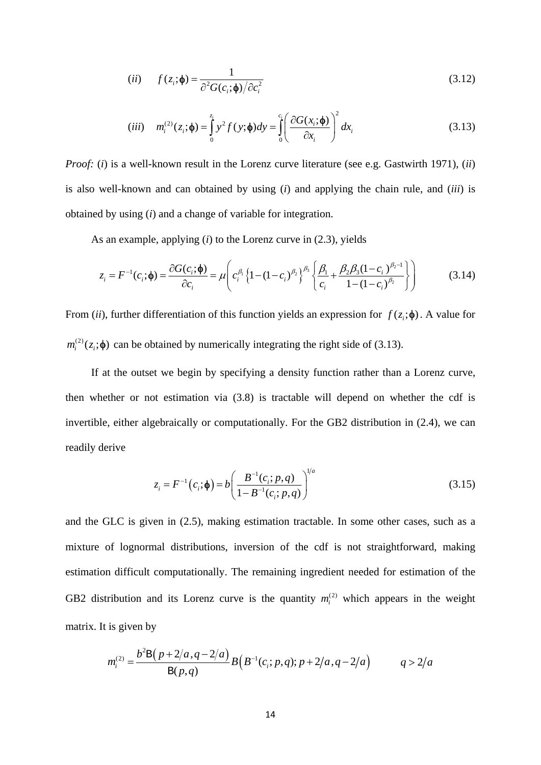$$(ii) \qquad f(z_i;\varphi) = \frac{1}{\partial^2 G(c_i;\varphi)\big/\partial c_i^2} \tag{3.12}$$

$$(iii) \quad m_i^{(2)}(z_i;\varphi) = \int_0^{z_i} y^2 f(y;\varphi)dy = \int_0^{c_i} \left( \frac{\partial G(x_i;\varphi)}{\partial x_i} \right)^2 dx_i \tag{3.13}$$

*Proof:* (*i*) is a well-known result in the Lorenz curve literature (see e.g. Gastwirth 1971), (*ii*) is also well-known and can obtained by using (*i*) and applying the chain rule, and (*iii*) is obtained by using (*i*) and a change of variable for integration.

As an example, applying (*i*) to the Lorenz curve in (2.3), yields

$$z_i = F^{-1}(c_i;\varphi) = \frac{\partial G(c_i;\varphi)}{\partial c_i} = \mu \left( c_i^{\beta_1} \left\{ 1-(1-c_i)^{\beta_2} \right\}^{\beta_3} \left\{ \frac{\beta_1}{c_i} + \frac{\beta_2 \beta_3 (1-c_i)^{\beta_2 - 1}}{1-(1-c_i)^{\beta_2}} \right\} \right) \tag{3.14}$$

From (*ii*), further differentiation of this function yields an expression for $f(z_i;\varphi)$. A value for $m_i^{(2)}(z_i;\varphi)$ can be obtained by numerically integrating the right side of (3.13).

If at the outset we begin by specifying a density function rather than a Lorenz curve, then whether or not estimation via (3.8) is tractable will depend on whether the cdf is invertible, either algebraically or computationally. For the GB2 distribution in (2.4), we can readily derive

$$z_i = F^{-1}\left(c_i;\varphi\right) = b\left( \frac{B^{-1}(c_i;p,q)}{1-B^{-1}(c_i;p,q)} \right)^{1/a} \tag{3.15}$$

and the GLC is given in (2.5), making estimation tractable. In some other cases, such as a mixture of lognormal distributions, inversion of the cdf is not straightforward, making estimation difficult computationally. The remaining ingredient needed for estimation of the GB2 distribution and its Lorenz curve is the quantity $m_i^{(2)}$ which appears in the weight matrix. It is given by

$$m_i^{(2)} = \frac{b^2 \mathrm{B}\left(p+2/a, q-2/a\right)}{\mathrm{B}(p,q)} B\left(B^{-1}(c_i;p,q); p+2/a, q-2/a\right) \qquad q > 2/a$$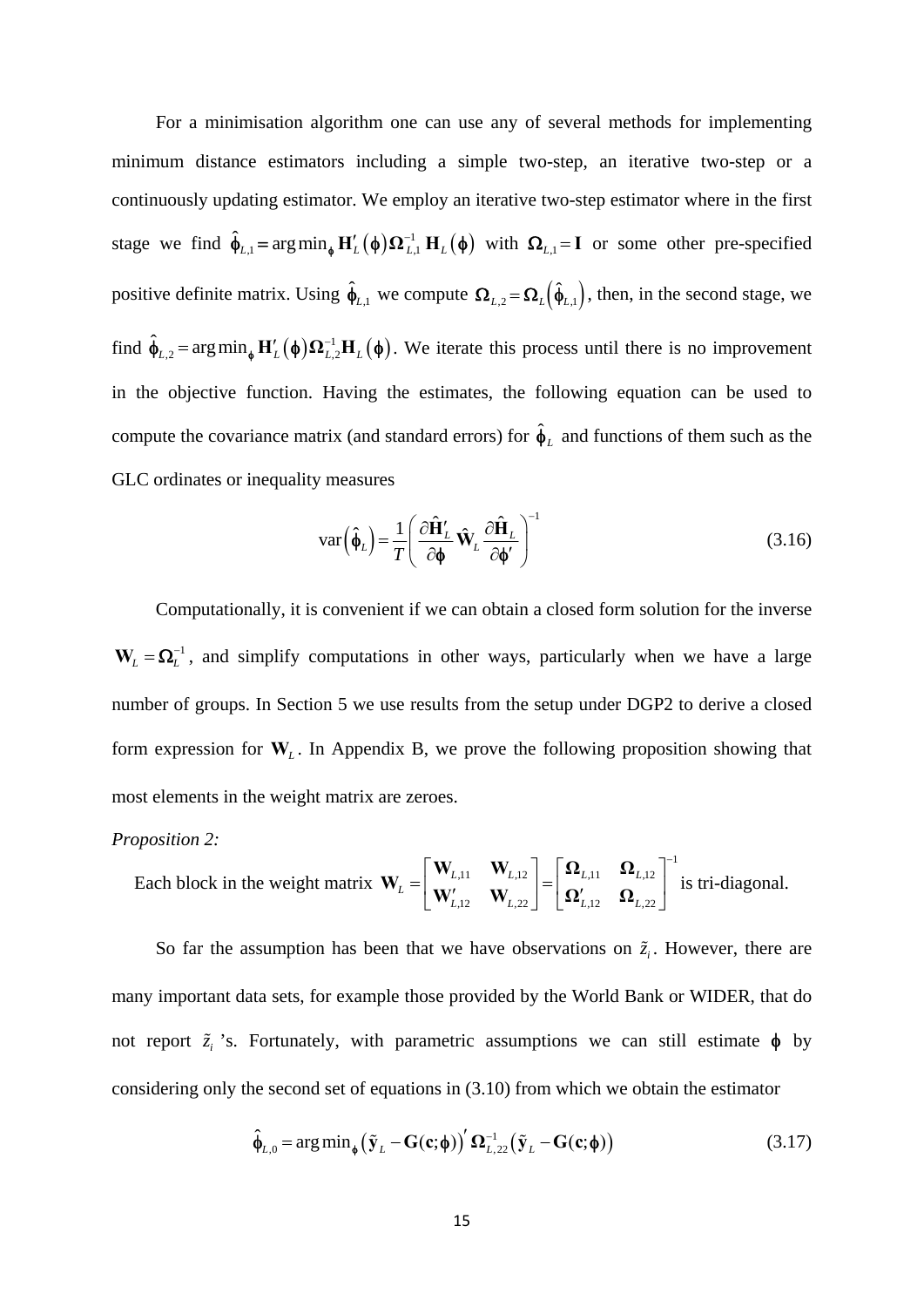For a minimisation algorithm one can use any of several methods for implementing minimum distance estimators including a simple two-step, an iterative two-step or a continuously updating estimator. We employ an iterative two-step estimator where in the first stage we find $\hat{\boldsymbol{\phi}}_{L,1} = \arg\min_{\boldsymbol{\phi}} \mathbf{H}'_L(\boldsymbol{\phi})\boldsymbol{\Omega}_{L,1}^{-1}\mathbf{H}_L(\boldsymbol{\phi})$ with $\boldsymbol{\Omega}_{L,1} = \mathbf{I}$ or some other pre-specified positive definite matrix. Using $\hat{\boldsymbol{\phi}}_{L,1}$ we compute $\boldsymbol{\Omega}_{L,2} = \boldsymbol{\Omega}_L\left(\hat{\boldsymbol{\phi}}_{L,1}\right)$, then, in the second stage, we find $\hat{\boldsymbol{\phi}}_{L,2} = \arg\min_{\boldsymbol{\phi}} \mathbf{H}'_L(\boldsymbol{\phi})\boldsymbol{\Omega}_{L,2}^{-1}\mathbf{H}_L(\boldsymbol{\phi})$. We iterate this process until there is no improvement in the objective function. Having the estimates, the following equation can be used to compute the covariance matrix (and standard errors) for $\hat{\boldsymbol{\phi}}_L$ and functions of them such as the GLC ordinates or inequality measures

$$\operatorname{var}\left(\hat{\boldsymbol{\phi}}_L\right) = \frac{1}{T}\left(\frac{\partial \hat{\mathbf{H}}'_L}{\partial \boldsymbol{\phi}} \hat{\mathbf{W}}_L \frac{\partial \hat{\mathbf{H}}_L}{\partial \boldsymbol{\phi}'}\right)^{-1} \tag{3.16}$$

Computationally, it is convenient if we can obtain a closed form solution for the inverse $\mathbf{W}_L = \boldsymbol{\Omega}_L^{-1}$, and simplify computations in other ways, particularly when we have a large number of groups. In Section 5 we use results from the setup under DGP2 to derive a closed form expression for $\mathbf{W}_L$. In Appendix B, we prove the following proposition showing that most elements in the weight matrix are zeroes.

*Proposition 2:*

Each block in the weight matrix $\mathbf{W}_L = \begin{bmatrix} \mathbf{W}_{L,11} & \mathbf{W}_{L,12} \\ \mathbf{W}'_{L,12} & \mathbf{W}_{L,22} \end{bmatrix} = \begin{bmatrix} \boldsymbol{\Omega}_{L,11} & \boldsymbol{\Omega}_{L,12} \\ \boldsymbol{\Omega}'_{L,12} & \boldsymbol{\Omega}_{L,22} \end{bmatrix}^{-1}$ is tri-diagonal.

So far the assumption has been that we have observations on $\tilde{z}_i$. However, there are many important data sets, for example those provided by the World Bank or WIDER, that do not report $\tilde{z}_i$'s. Fortunately, with parametric assumptions we can still estimate $\boldsymbol{\phi}$ by considering only the second set of equations in (3.10) from which we obtain the estimator

$$\hat{\boldsymbol{\phi}}_{L,0} = \arg\min_{\boldsymbol{\phi}} \left(\tilde{\mathbf{y}}_L - \mathbf{G}(\mathbf{c};\boldsymbol{\phi})\right)' \boldsymbol{\Omega}_{L,22}^{-1} \left(\tilde{\mathbf{y}}_L - \mathbf{G}(\mathbf{c};\boldsymbol{\phi})\right) \tag{3.17}$$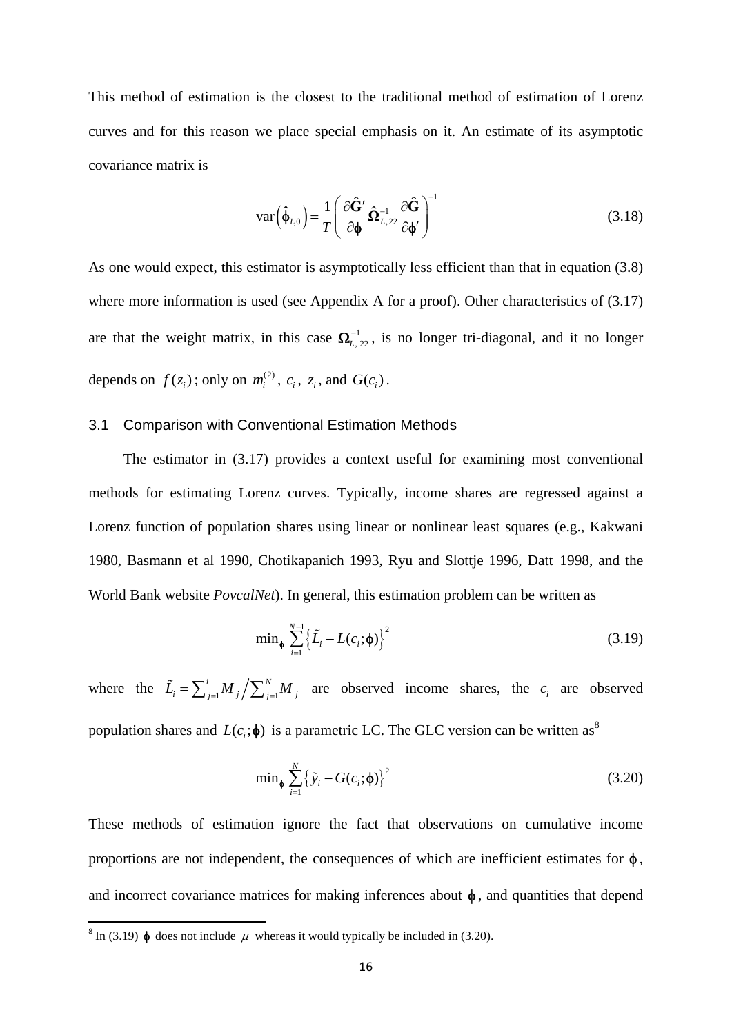This method of estimation is the closest to the traditional method of estimation of Lorenz curves and for this reason we place special emphasis on it. An estimate of its asymptotic covariance matrix is

$$\text{var}\left(\hat{\varphi}_{L,0}\right) = \frac{1}{T}\left(\frac{\partial \hat{\mathbf{G}}'}{\partial \varphi}\hat{\boldsymbol{\Omega}}_{L,22}^{-1}\frac{\partial \hat{\mathbf{G}}}{\partial \varphi'}\right)^{-1} \tag{3.18}$$

As one would expect, this estimator is asymptotically less efficient than that in equation (3.8) where more information is used (see Appendix A for a proof). Other characteristics of (3.17) are that the weight matrix, in this case $\boldsymbol{\Omega}_{L,22}^{-1}$, is no longer tri-diagonal, and it no longer depends on $f(z_i)$; only on $m_i^{(2)}$, $c_i$, $z_i$, and $G(c_i)$.

## 3.1 Comparison with Conventional Estimation Methods

The estimator in (3.17) provides a context useful for examining most conventional methods for estimating Lorenz curves. Typically, income shares are regressed against a Lorenz function of population shares using linear or nonlinear least squares (e.g., Kakwani 1980, Basmann et al 1990, Chotikapanich 1993, Ryu and Slottje 1996, Datt 1998, and the World Bank website *PovcalNet*). In general, this estimation problem can be written as

$$\min_{\varphi} \sum_{i=1}^{N-1}\left\{\tilde{L}_i - L(c_i;\varphi)\right\}^2 \tag{3.19}$$

where the $\tilde{L}_i = \sum_{j=1}^{i} M_j \Big/ \sum_{j=1}^{N} M_j$ are observed income shares, the $c_i$ are observed population shares and $L(c_i;\varphi)$ is a parametric LC. The GLC version can be written as[8]

$$\min_{\varphi} \sum_{i=1}^{N}\left\{\tilde{y}_i - G(c_i;\varphi)\right\}^2 \tag{3.20}$$

These methods of estimation ignore the fact that observations on cumulative income proportions are not independent, the consequences of which are inefficient estimates for $\varphi$, and incorrect covariance matrices for making inferences about $\varphi$, and quantities that depend

[8] In (3.19) $\varphi$ does not include $\mu$ whereas it would typically be included in (3.20).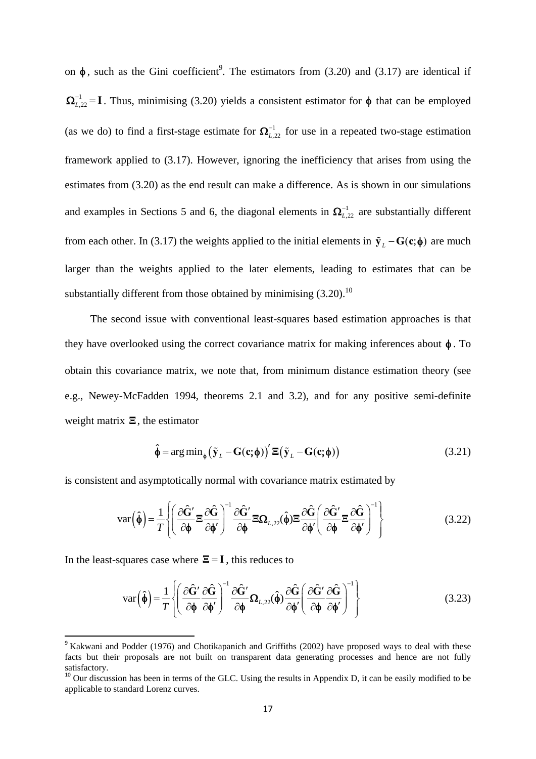on $\boldsymbol{\phi}$, such as the Gini coefficient[9]. The estimators from (3.20) and (3.17) are identical if $\boldsymbol{\Omega}_{L,22}^{-1} = \mathbf{I}$. Thus, minimising (3.20) yields a consistent estimator for $\boldsymbol{\phi}$ that can be employed (as we do) to find a first-stage estimate for $\boldsymbol{\Omega}_{L,22}^{-1}$ for use in a repeated two-stage estimation framework applied to (3.17). However, ignoring the inefficiency that arises from using the estimates from (3.20) as the end result can make a difference. As is shown in our simulations and examples in Sections 5 and 6, the diagonal elements in $\boldsymbol{\Omega}_{L,22}^{-1}$ are substantially different from each other. In (3.17) the weights applied to the initial elements in $\tilde{\mathbf{y}}_L - \mathbf{G}(\mathbf{c};\boldsymbol{\phi})$ are much larger than the weights applied to the later elements, leading to estimates that can be substantially different from those obtained by minimising (3.20).[10]

The second issue with conventional least-squares based estimation approaches is that they have overlooked using the correct covariance matrix for making inferences about $\boldsymbol{\phi}$. To obtain this covariance matrix, we note that, from minimum distance estimation theory (see e.g., Newey-McFadden 1994, theorems 2.1 and 3.2), and for any positive semi-definite weight matrix $\boldsymbol{\Xi}$, the estimator

$$\hat{\boldsymbol{\phi}} = \arg\min_{\boldsymbol{\phi}} \left(\tilde{\mathbf{y}}_L - \mathbf{G}(\mathbf{c};\boldsymbol{\phi})\right)' \boldsymbol{\Xi} \left(\tilde{\mathbf{y}}_L - \mathbf{G}(\mathbf{c};\boldsymbol{\phi})\right) \tag{3.21}$$

is consistent and asymptotically normal with covariance matrix estimated by

$$\operatorname{var}\left(\hat{\boldsymbol{\phi}}\right) = \frac{1}{T}\left\{ \left( \frac{\partial \hat{\mathbf{G}}'}{\partial \boldsymbol{\phi}} \boldsymbol{\Xi} \frac{\partial \hat{\mathbf{G}}}{\partial \boldsymbol{\phi}'} \right)^{-1} \frac{\partial \hat{\mathbf{G}}'}{\partial \boldsymbol{\phi}} \boldsymbol{\Xi} \boldsymbol{\Omega}_{L,22}(\hat{\boldsymbol{\phi}}) \boldsymbol{\Xi} \frac{\partial \hat{\mathbf{G}}}{\partial \boldsymbol{\phi}'} \left( \frac{\partial \hat{\mathbf{G}}'}{\partial \boldsymbol{\phi}} \boldsymbol{\Xi} \frac{\partial \hat{\mathbf{G}}}{\partial \boldsymbol{\phi}'} \right)^{-1} \right\} \tag{3.22}$$

In the least-squares case where $\boldsymbol{\Xi} = \mathbf{I}$, this reduces to

$$\operatorname{var}\left(\hat{\boldsymbol{\phi}}\right) = \frac{1}{T}\left\{ \left( \frac{\partial \hat{\mathbf{G}}'}{\partial \boldsymbol{\phi}} \frac{\partial \hat{\mathbf{G}}}{\partial \boldsymbol{\phi}'} \right)^{-1} \frac{\partial \hat{\mathbf{G}}'}{\partial \boldsymbol{\phi}} \boldsymbol{\Omega}_{L,22}(\hat{\boldsymbol{\phi}}) \frac{\partial \hat{\mathbf{G}}}{\partial \boldsymbol{\phi}'} \left( \frac{\partial \hat{\mathbf{G}}'}{\partial \boldsymbol{\phi}} \frac{\partial \hat{\mathbf{G}}}{\partial \boldsymbol{\phi}'} \right)^{-1} \right\} \tag{3.23}$$

---

[9] Kakwani and Podder (1976) and Chotikapanich and Griffiths (2002) have proposed ways to deal with these facts but their proposals are not built on transparent data generating processes and hence are not fully satisfactory.

[10] Our discussion has been in terms of the GLC. Using the results in Appendix D, it can be easily modified to be applicable to standard Lorenz curves.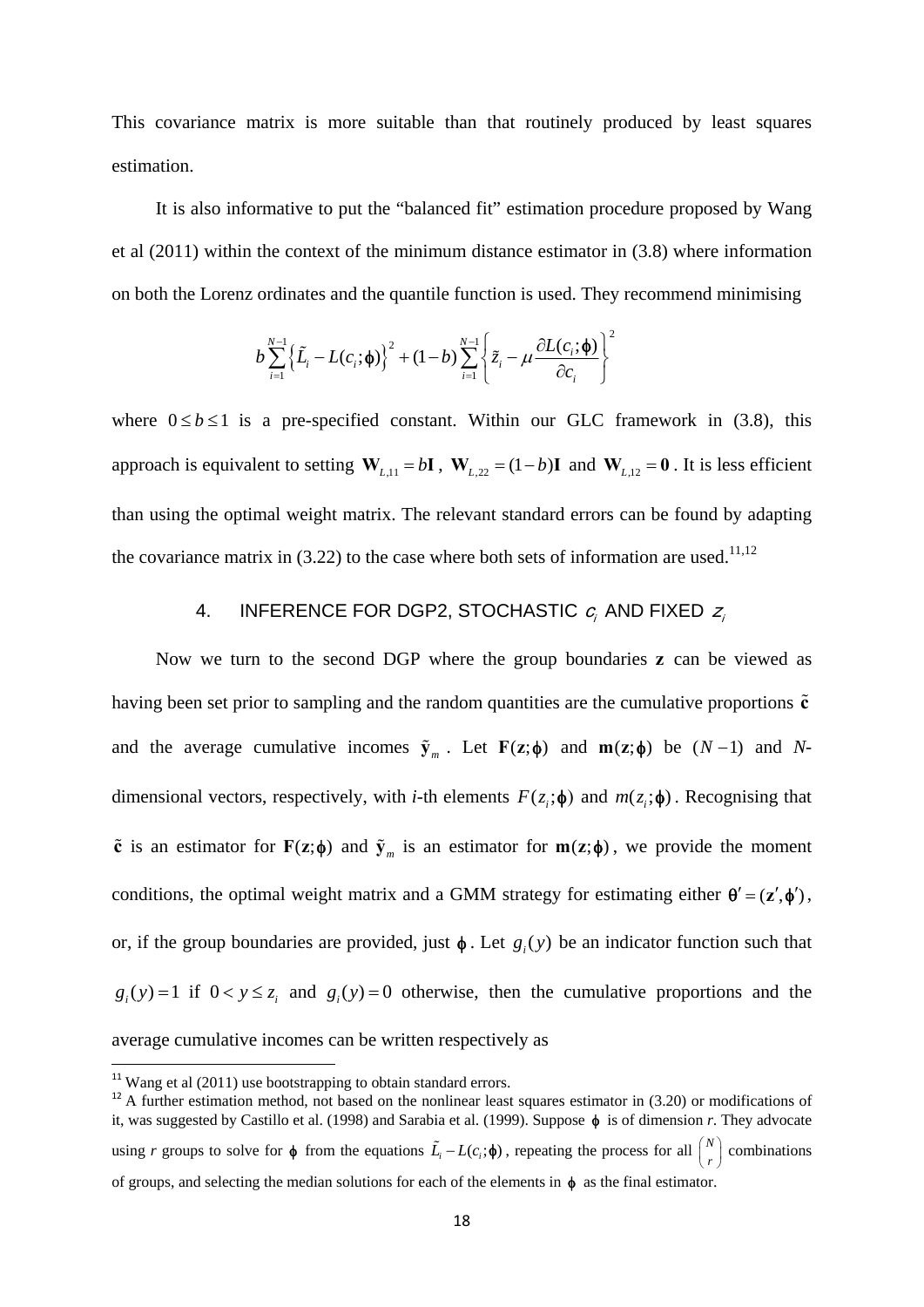This covariance matrix is more suitable than that routinely produced by least squares estimation.

It is also informative to put the "balanced fit" estimation procedure proposed by Wang et al (2011) within the context of the minimum distance estimator in (3.8) where information on both the Lorenz ordinates and the quantile function is used. They recommend minimising

$$b\sum_{i=1}^{N-1}\left\{\tilde{L}_i - L(c_i;\boldsymbol{\phi})\right\}^2 + (1-b)\sum_{i=1}^{N-1}\left\{\tilde{z}_i - \mu\frac{\partial L(c_i;\boldsymbol{\phi})}{\partial c_i}\right\}^2$$

where $0 \le b \le 1$ is a pre-specified constant. Within our GLC framework in (3.8), this approach is equivalent to setting $\mathbf{W}_{L,11} = b\mathbf{I}$, $\mathbf{W}_{L,22} = (1-b)\mathbf{I}$ and $\mathbf{W}_{L,12} = \mathbf{0}$. It is less efficient than using the optimal weight matrix. The relevant standard errors can be found by adapting the covariance matrix in (3.22) to the case where both sets of information are used.[11,12]

## 4. INFERENCE FOR DGP2, STOCHASTIC $c_i$ AND FIXED $z_i$

Now we turn to the second DGP where the group boundaries $\mathbf{z}$ can be viewed as having been set prior to sampling and the random quantities are the cumulative proportions $\tilde{\mathbf{c}}$ and the average cumulative incomes $\tilde{\mathbf{y}}_m$. Let $\mathbf{F}(\mathbf{z};\boldsymbol{\phi})$ and $\mathbf{m}(\mathbf{z};\boldsymbol{\phi})$ be $(N-1)$ and $N$-dimensional vectors, respectively, with $i$-th elements $F(z_i;\boldsymbol{\phi})$ and $m(z_i;\boldsymbol{\phi})$. Recognising that $\tilde{\mathbf{c}}$ is an estimator for $\mathbf{F}(\mathbf{z};\boldsymbol{\phi})$ and $\tilde{\mathbf{y}}_m$ is an estimator for $\mathbf{m}(\mathbf{z};\boldsymbol{\phi})$, we provide the moment conditions, the optimal weight matrix and a GMM strategy for estimating either $\boldsymbol{\theta}' = (\mathbf{z}',\boldsymbol{\phi}')$, or, if the group boundaries are provided, just $\boldsymbol{\phi}$. Let $g_i(y)$ be an indicator function such that $g_i(y) = 1$ if $0 < y \le z_i$ and $g_i(y) = 0$ otherwise, then the cumulative proportions and the average cumulative incomes can be written respectively as

---

[11] Wang et al (2011) use bootstrapping to obtain standard errors.

[12] A further estimation method, not based on the nonlinear least squares estimator in (3.20) or modifications of it, was suggested by Castillo et al. (1998) and Sarabia et al. (1999). Suppose $\boldsymbol{\phi}$ is of dimension $r$. They advocate using $r$ groups to solve for $\boldsymbol{\phi}$ from the equations $\tilde{L}_i - L(c_i;\boldsymbol{\phi})$, repeating the process for all $\binom{N}{r}$ combinations of groups, and selecting the median solutions for each of the elements in $\boldsymbol{\phi}$ as the final estimator.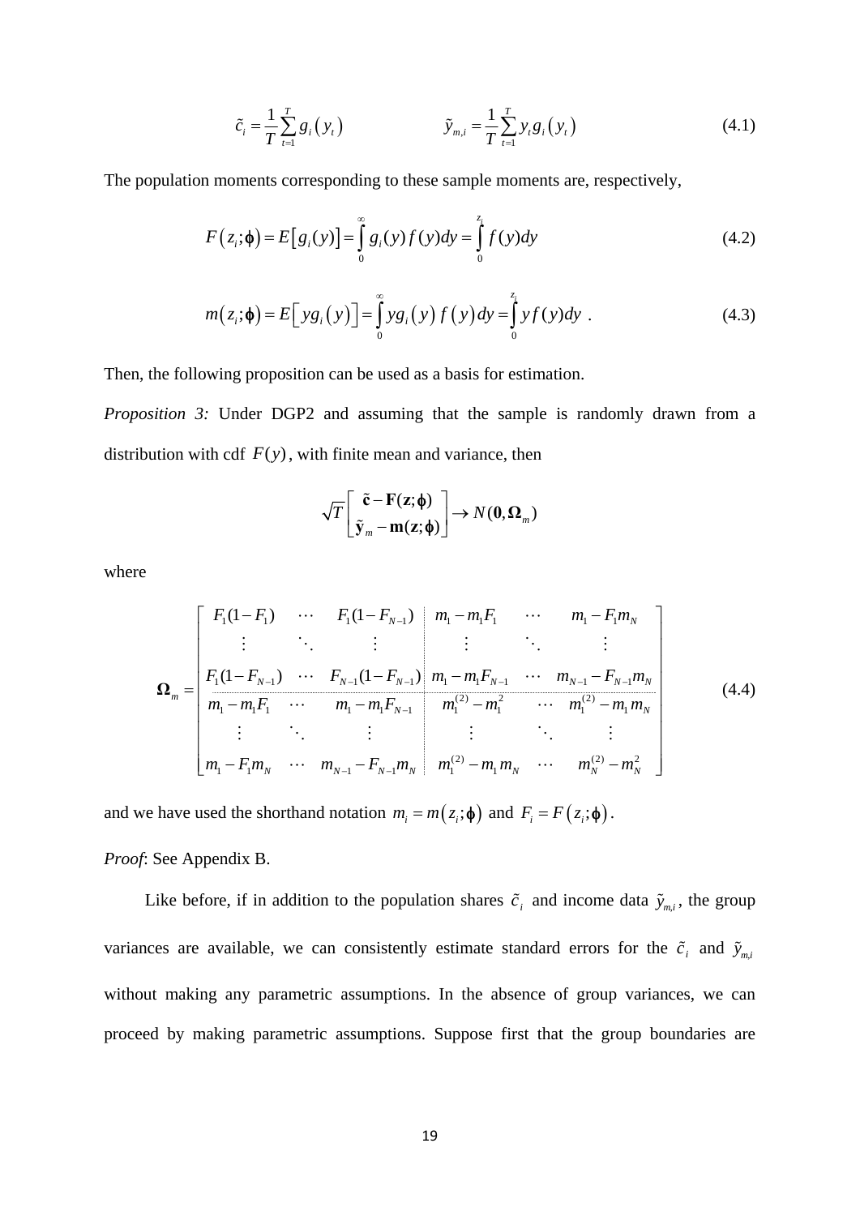$$\tilde{c}_i = \frac{1}{T}\sum_{t=1}^{T} g_i\left(y_t\right) \qquad\qquad \tilde{y}_{m,i} = \frac{1}{T}\sum_{t=1}^{T} y_t g_i\left(y_t\right) \tag{4.1}$$

The population moments corresponding to these sample moments are, respectively,

$$F\left(z_i;\boldsymbol{\phi}\right) = E\left[g_i(y)\right] = \int_0^{\infty} g_i(y) f(y) dy = \int_0^{z_i} f(y) dy \tag{4.2}$$

$$m\left(z_i;\boldsymbol{\phi}\right) = E\left[y g_i\left(y\right)\right] = \int_0^{\infty} y g_i\left(y\right) f\left(y\right) dy = \int_0^{z_i} y f(y) dy \ . \tag{4.3}$$

Then, the following proposition can be used as a basis for estimation.

*Proposition 3:* Under DGP2 and assuming that the sample is randomly drawn from a distribution with cdf $F(y)$, with finite mean and variance, then

$$\sqrt{T}\begin{bmatrix} \tilde{\mathbf{c}} - \mathbf{F}(\mathbf{z};\boldsymbol{\phi}) \\ \tilde{\mathbf{y}}_m - \mathbf{m}(\mathbf{z};\boldsymbol{\phi}) \end{bmatrix} \rightarrow N(\mathbf{0}, \boldsymbol{\Omega}_m)$$

where

$$\boldsymbol{\Omega}_m = \left[\begin{array}{ccc|ccc} F_1(1-F_1) & \cdots & F_1(1-F_{N-1}) & m_1 - m_1 F_1 & \cdots & m_1 - F_1 m_N \\ \vdots & \ddots & \vdots & \vdots & \ddots & \vdots \\ F_1(1-F_{N-1}) & \cdots & F_{N-1}(1-F_{N-1}) & m_1 - m_1 F_{N-1} & \cdots & m_{N-1} - F_{N-1} m_N \\ \hline m_1 - m_1 F_1 & \cdots & m_1 - m_1 F_{N-1} & m_1^{(2)} - m_1^2 & \cdots & m_1^{(2)} - m_1 m_N \\ \vdots & \ddots & \vdots & \vdots & \ddots & \vdots \\ m_1 - F_1 m_N & \cdots & m_{N-1} - F_{N-1} m_N & m_1^{(2)} - m_1 m_N & \cdots & m_N^{(2)} - m_N^2 \end{array}\right] \tag{4.4}$$

and we have used the shorthand notation $m_i = m\left(z_i;\boldsymbol{\phi}\right)$ and $F_i = F\left(z_i;\boldsymbol{\phi}\right)$.

*Proof*: See Appendix B.

Like before, if in addition to the population shares $\tilde{c}_i$ and income data $\tilde{y}_{m,i}$, the group variances are available, we can consistently estimate standard errors for the $\tilde{c}_i$ and $\tilde{y}_{m,i}$ without making any parametric assumptions. In the absence of group variances, we can proceed by making parametric assumptions. Suppose first that the group boundaries are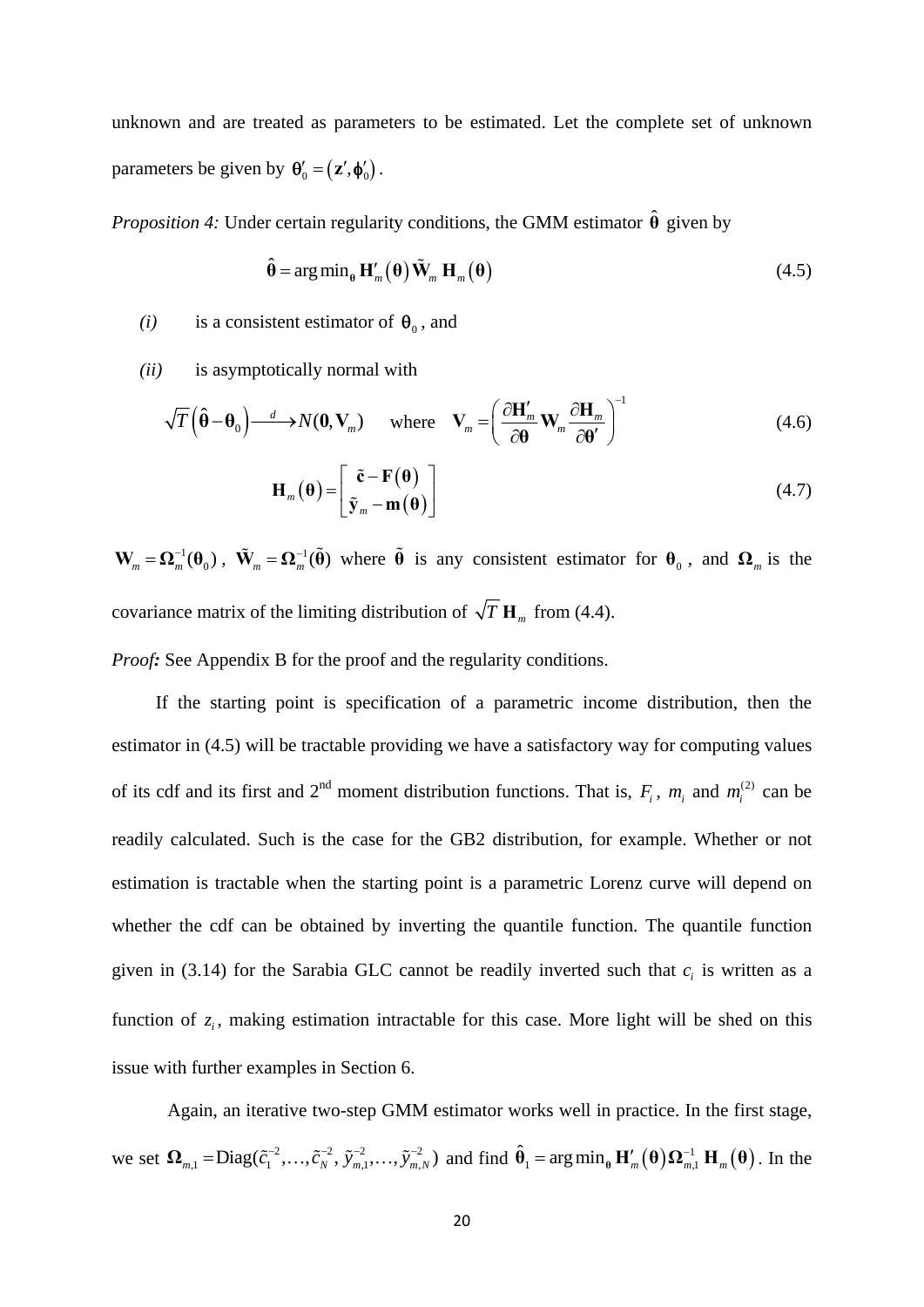unknown and are treated as parameters to be estimated. Let the complete set of unknown parameters be given by $\boldsymbol{\theta}_0' = (\mathbf{z}', \boldsymbol{\phi}_0')$.

*Proposition 4:* Under certain regularity conditions, the GMM estimator $\hat{\boldsymbol{\theta}}$ given by

$$\hat{\boldsymbol{\theta}} = \arg\min_{\boldsymbol{\theta}} \mathbf{H}_m'(\boldsymbol{\theta})\, \tilde{\mathbf{W}}_m\, \mathbf{H}_m(\boldsymbol{\theta}) \tag{4.5}$$

*(i)* is a consistent estimator of $\boldsymbol{\theta}_0$, and

*(ii)* is asymptotically normal with

$$\sqrt{T}\left(\hat{\boldsymbol{\theta}} - \boldsymbol{\theta}_0\right) \xrightarrow{d} N(\mathbf{0}, \mathbf{V}_m) \quad \text{where} \quad \mathbf{V}_m = \left( \frac{\partial \mathbf{H}_m'}{\partial \boldsymbol{\theta}} \mathbf{W}_m \frac{\partial \mathbf{H}_m}{\partial \boldsymbol{\theta}'} \right)^{-1} \tag{4.6}$$

$$\mathbf{H}_m(\boldsymbol{\theta}) = \begin{bmatrix} \tilde{\mathbf{c}} - \mathbf{F}(\boldsymbol{\theta}) \\ \tilde{\mathbf{y}}_m - \mathbf{m}(\boldsymbol{\theta}) \end{bmatrix} \tag{4.7}$$

$\mathbf{W}_m = \boldsymbol{\Omega}_m^{-1}(\boldsymbol{\theta}_0)$, $\tilde{\mathbf{W}}_m = \boldsymbol{\Omega}_m^{-1}(\tilde{\boldsymbol{\theta}})$ where $\tilde{\boldsymbol{\theta}}$ is any consistent estimator for $\boldsymbol{\theta}_0$, and $\boldsymbol{\Omega}_m$ is the covariance matrix of the limiting distribution of $\sqrt{T}\,\mathbf{H}_m$ from (4.4).

*Proof:* See Appendix B for the proof and the regularity conditions.

If the starting point is specification of a parametric income distribution, then the estimator in (4.5) will be tractable providing we have a satisfactory way for computing values of its cdf and its first and 2nd moment distribution functions. That is, $F_i$, $m_i$ and $m_i^{(2)}$ can be readily calculated. Such is the case for the GB2 distribution, for example. Whether or not estimation is tractable when the starting point is a parametric Lorenz curve will depend on whether the cdf can be obtained by inverting the quantile function. The quantile function given in (3.14) for the Sarabia GLC cannot be readily inverted such that $c_i$ is written as a function of $z_i$, making estimation intractable for this case. More light will be shed on this issue with further examples in Section 6.

Again, an iterative two-step GMM estimator works well in practice. In the first stage, we set $\boldsymbol{\Omega}_{m,1} = \text{Diag}(\tilde{c}_1^{-2}, \ldots, \tilde{c}_N^{-2}, \tilde{y}_{m,1}^{-2}, \ldots, \tilde{y}_{m,N}^{-2})$ and find $\hat{\boldsymbol{\theta}}_1 = \arg\min_{\boldsymbol{\theta}} \mathbf{H}_m'(\boldsymbol{\theta})\boldsymbol{\Omega}_{m,1}^{-1}\,\mathbf{H}_m(\boldsymbol{\theta})$. In the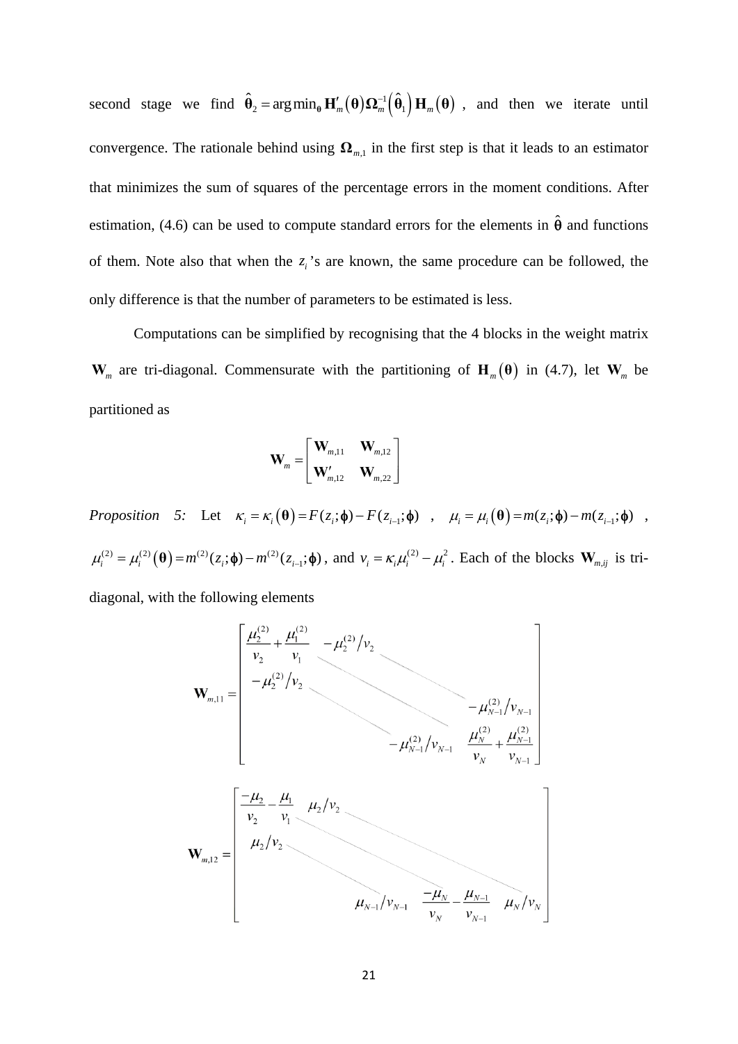second stage we find $\hat{\boldsymbol{\theta}}_2 = \arg\min_{\boldsymbol{\theta}} \mathbf{H}'_m(\boldsymbol{\theta})\boldsymbol{\Omega}_m^{-1}(\hat{\boldsymbol{\theta}}_1)\mathbf{H}_m(\boldsymbol{\theta})$ , and then we iterate until convergence. The rationale behind using $\boldsymbol{\Omega}_{m,1}$ in the first step is that it leads to an estimator that minimizes the sum of squares of the percentage errors in the moment conditions. After estimation, (4.6) can be used to compute standard errors for the elements in $\hat{\boldsymbol{\theta}}$ and functions of them. Note also that when the $z_i$'s are known, the same procedure can be followed, the only difference is that the number of parameters to be estimated is less.

Computations can be simplified by recognising that the 4 blocks in the weight matrix $\mathbf{W}_m$ are tri-diagonal. Commensurate with the partitioning of $\mathbf{H}_m(\boldsymbol{\theta})$ in (4.7), let $\mathbf{W}_m$ be partitioned as

$$\mathbf{W}_m = \begin{bmatrix} \mathbf{W}_{m,11} & \mathbf{W}_{m,12} \\ \mathbf{W}'_{m,12} & \mathbf{W}_{m,22} \end{bmatrix}$$

*Proposition 5:* Let $\kappa_i = \kappa_i(\boldsymbol{\theta}) = F(z_i;\boldsymbol{\phi}) - F(z_{i-1};\boldsymbol{\phi})$ , $\mu_i = \mu_i(\boldsymbol{\theta}) = m(z_i;\boldsymbol{\phi}) - m(z_{i-1};\boldsymbol{\phi})$ , $\mu_i^{(2)} = \mu_i^{(2)}(\boldsymbol{\theta}) = m^{(2)}(z_i;\boldsymbol{\phi}) - m^{(2)}(z_{i-1};\boldsymbol{\phi})$, and $v_i = \kappa_i \mu_i^{(2)} - \mu_i^2$. Each of the blocks $\mathbf{W}_{m,ij}$ is tri-diagonal, with the following elements

$$\mathbf{W}_{m,11} = \begin{bmatrix} \dfrac{\mu_2^{(2)}}{v_2} + \dfrac{\mu_1^{(2)}}{v_1} & -\mu_2^{(2)}/v_2 & & \\ -\mu_2^{(2)}/v_2 & \ddots & \ddots & \\ & \ddots & \ddots & -\mu_{N-1}^{(2)}/v_{N-1} \\ & & -\mu_{N-1}^{(2)}/v_{N-1} & \dfrac{\mu_N^{(2)}}{v_N} + \dfrac{\mu_{N-1}^{(2)}}{v_{N-1}} \end{bmatrix}$$

$$\mathbf{W}_{m,12} = \begin{bmatrix} \dfrac{-\mu_2}{v_2} - \dfrac{\mu_1}{v_1} & \mu_2/v_2 & & & \\ \mu_2/v_2 & \ddots & \ddots & & \\ & \ddots & \ddots & \ddots & \\ & & \mu_{N-1}/v_{N-1} & \dfrac{-\mu_N}{v_N} - \dfrac{\mu_{N-1}}{v_{N-1}} & \mu_N/v_N \end{bmatrix}$$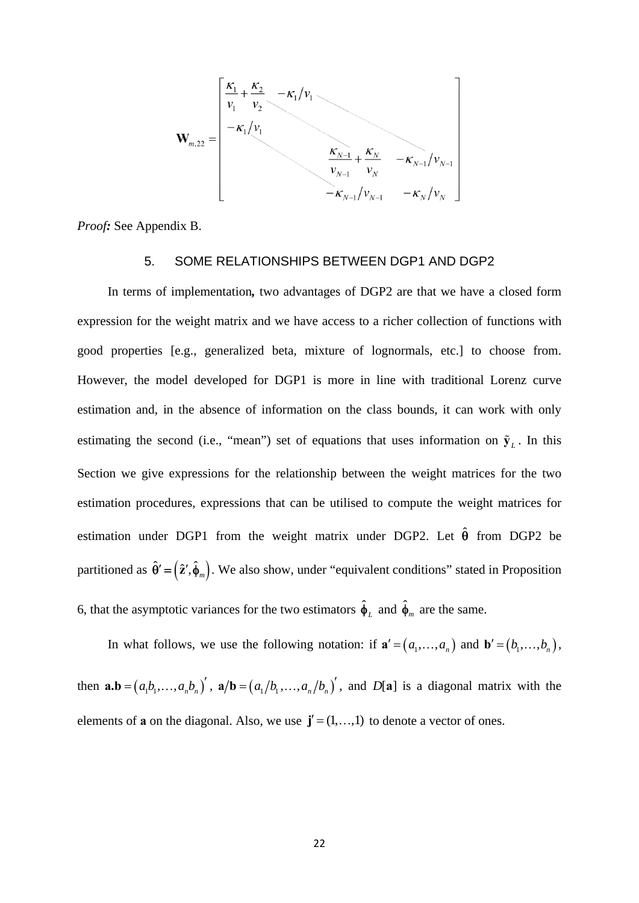$$
\mathbf{W}_{m,22} = \begin{bmatrix}
\frac{\kappa_1}{v_1} + \frac{\kappa_2}{v_2} & -\kappa_1/v_1 & & \\
-\kappa_1/v_1 & \ddots & \ddots & \\
& \ddots & \frac{\kappa_{N-1}}{v_{N-1}} + \frac{\kappa_N}{v_N} & -\kappa_{N-1}/v_{N-1} \\
& & -\kappa_{N-1}/v_{N-1} & -\kappa_N/v_N
\end{bmatrix}
$$

***Proof:*** See Appendix B.

## 5. SOME RELATIONSHIPS BETWEEN DGP1 AND DGP2

In terms of implementation**,** two advantages of DGP2 are that we have a closed form expression for the weight matrix and we have access to a richer collection of functions with good properties [e.g., generalized beta, mixture of lognormals, etc.] to choose from. However, the model developed for DGP1 is more in line with traditional Lorenz curve estimation and, in the absence of information on the class bounds, it can work with only estimating the second (i.e., "mean") set of equations that uses information on $\tilde{\mathbf{y}}_L$. In this Section we give expressions for the relationship between the weight matrices for the two estimation procedures, expressions that can be utilised to compute the weight matrices for estimation under DGP1 from the weight matrix under DGP2. Let $\hat{\theta}$ from DGP2 be partitioned as $\hat{\theta}' = \left(\hat{\mathbf{z}}', \hat{\phi}_m\right)$. We also show, under "equivalent conditions" stated in Proposition 6, that the asymptotic variances for the two estimators $\hat{\phi}_L$ and $\hat{\phi}_m$ are the same.

In what follows, we use the following notation: if $\mathbf{a}' = \left(a_1, \ldots, a_n\right)$ and $\mathbf{b}' = \left(b_1, \ldots, b_n\right)$, then $\mathbf{a.b} = \left(a_1 b_1, \ldots, a_n b_n\right)'$, $\mathbf{a}/\mathbf{b} = \left(a_1/b_1, \ldots, a_n/b_n\right)'$, and $D[\mathbf{a}]$ is a diagonal matrix with the elements of **a** on the diagonal. Also, we use $\mathbf{j}' = (1, \ldots, 1)$ to denote a vector of ones.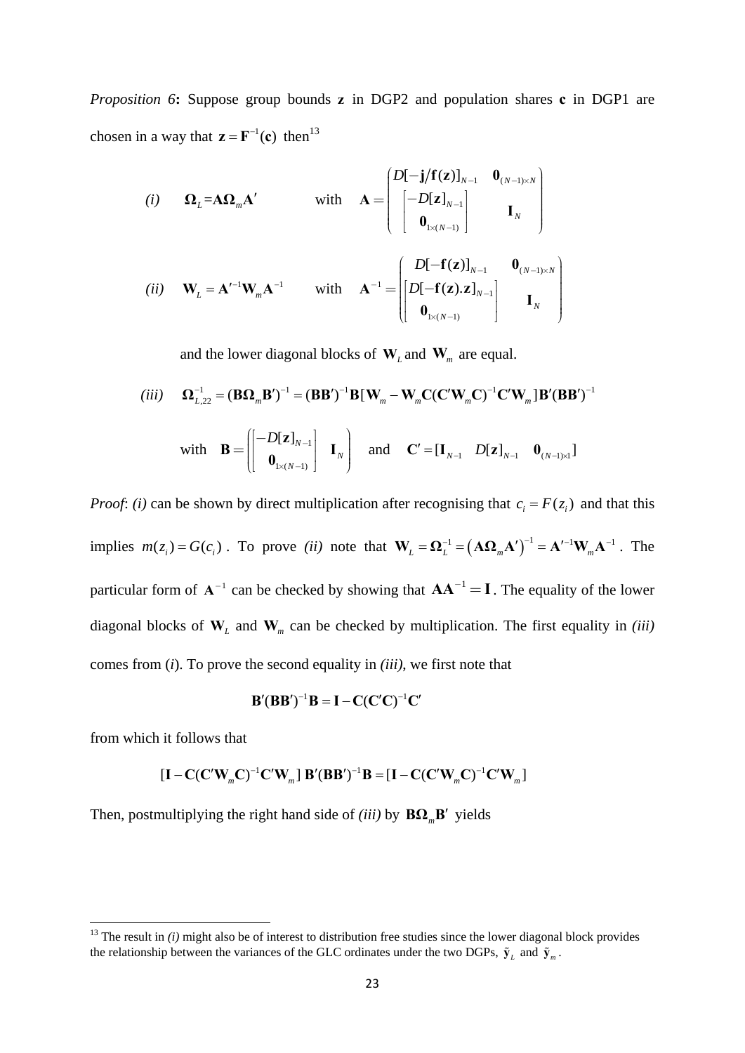*Proposition 6***:** Suppose group bounds $\mathbf{z}$ in DGP2 and population shares $\mathbf{c}$ in DGP1 are chosen in a way that $\mathbf{z} = \mathbf{F}^{-1}(\mathbf{c})$ then[13]

$$(i) \quad \mathbf{\Omega}_L = \mathbf{A}\mathbf{\Omega}_m\mathbf{A}' \qquad \text{with} \quad \mathbf{A} = \begin{pmatrix} D[-\mathbf{j}/\mathbf{f}(\mathbf{z})]_{N-1} & \mathbf{0}_{(N-1)\times N} \\ \begin{bmatrix} -D[\mathbf{z}]_{N-1} \\ \mathbf{0}_{1\times(N-1)} \end{bmatrix} & \mathbf{I}_N \end{pmatrix}$$

$$(ii) \quad \mathbf{W}_L = \mathbf{A}'^{-1}\mathbf{W}_m\mathbf{A}^{-1} \qquad \text{with} \quad \mathbf{A}^{-1} = \begin{pmatrix} D[-\mathbf{f}(\mathbf{z})]_{N-1} & \mathbf{0}_{(N-1)\times N} \\ \begin{bmatrix} D[-\mathbf{f}(\mathbf{z}).\mathbf{z}]_{N-1} \\ \mathbf{0}_{1\times(N-1)} \end{bmatrix} & \mathbf{I}_N \end{pmatrix}$$

and the lower diagonal blocks of $\mathbf{W}_L$ and $\mathbf{W}_m$ are equal.

$$(iii) \quad \mathbf{\Omega}_{L,22}^{-1} = (\mathbf{B}\mathbf{\Omega}_m\mathbf{B}')^{-1} = (\mathbf{B}\mathbf{B}')^{-1}\mathbf{B}[\mathbf{W}_m - \mathbf{W}_m\mathbf{C}(\mathbf{C}'\mathbf{W}_m\mathbf{C})^{-1}\mathbf{C}'\mathbf{W}_m]\mathbf{B}'(\mathbf{B}\mathbf{B}')^{-1}$$

$$\text{with} \quad \mathbf{B} = \left( \begin{bmatrix} -D[\mathbf{z}]_{N-1} \\ \mathbf{0}_{1\times(N-1)} \end{bmatrix} \quad \mathbf{I}_N \right) \quad \text{and} \quad \mathbf{C}' = [\mathbf{I}_{N-1} \quad D[\mathbf{z}]_{N-1} \quad \mathbf{0}_{(N-1)\times 1}]$$

*Proof*: *(i)* can be shown by direct multiplication after recognising that $c_i = F(z_i)$ and that this implies $m(z_i) = G(c_i)$. To prove *(ii)* note that $\mathbf{W}_L = \mathbf{\Omega}_L^{-1} = \left(\mathbf{A}\mathbf{\Omega}_m\mathbf{A}'\right)^{-1} = \mathbf{A}'^{-1}\mathbf{W}_m\mathbf{A}^{-1}$. The particular form of $\mathbf{A}^{-1}$ can be checked by showing that $\mathbf{A}\mathbf{A}^{-1} = \mathbf{I}$. The equality of the lower diagonal blocks of $\mathbf{W}_L$ and $\mathbf{W}_m$ can be checked by multiplication. The first equality in *(iii)* comes from (*i*). To prove the second equality in *(iii)*, we first note that

$$\mathbf{B}'(\mathbf{B}\mathbf{B}')^{-1}\mathbf{B} = \mathbf{I} - \mathbf{C}(\mathbf{C}'\mathbf{C})^{-1}\mathbf{C}'$$

from which it follows that

$$[\mathbf{I} - \mathbf{C}(\mathbf{C}'\mathbf{W}_m\mathbf{C})^{-1}\mathbf{C}'\mathbf{W}_m]\,\mathbf{B}'(\mathbf{B}\mathbf{B}')^{-1}\mathbf{B} = [\mathbf{I} - \mathbf{C}(\mathbf{C}'\mathbf{W}_m\mathbf{C})^{-1}\mathbf{C}'\mathbf{W}_m]$$

Then, postmultiplying the right hand side of *(iii)* by $\mathbf{B}\mathbf{\Omega}_m\mathbf{B}'$ yields

[13] The result in *(i)* might also be of interest to distribution free studies since the lower diagonal block provides the relationship between the variances of the GLC ordinates under the two DGPs, $\tilde{\mathbf{y}}_L$ and $\tilde{\mathbf{y}}_m$.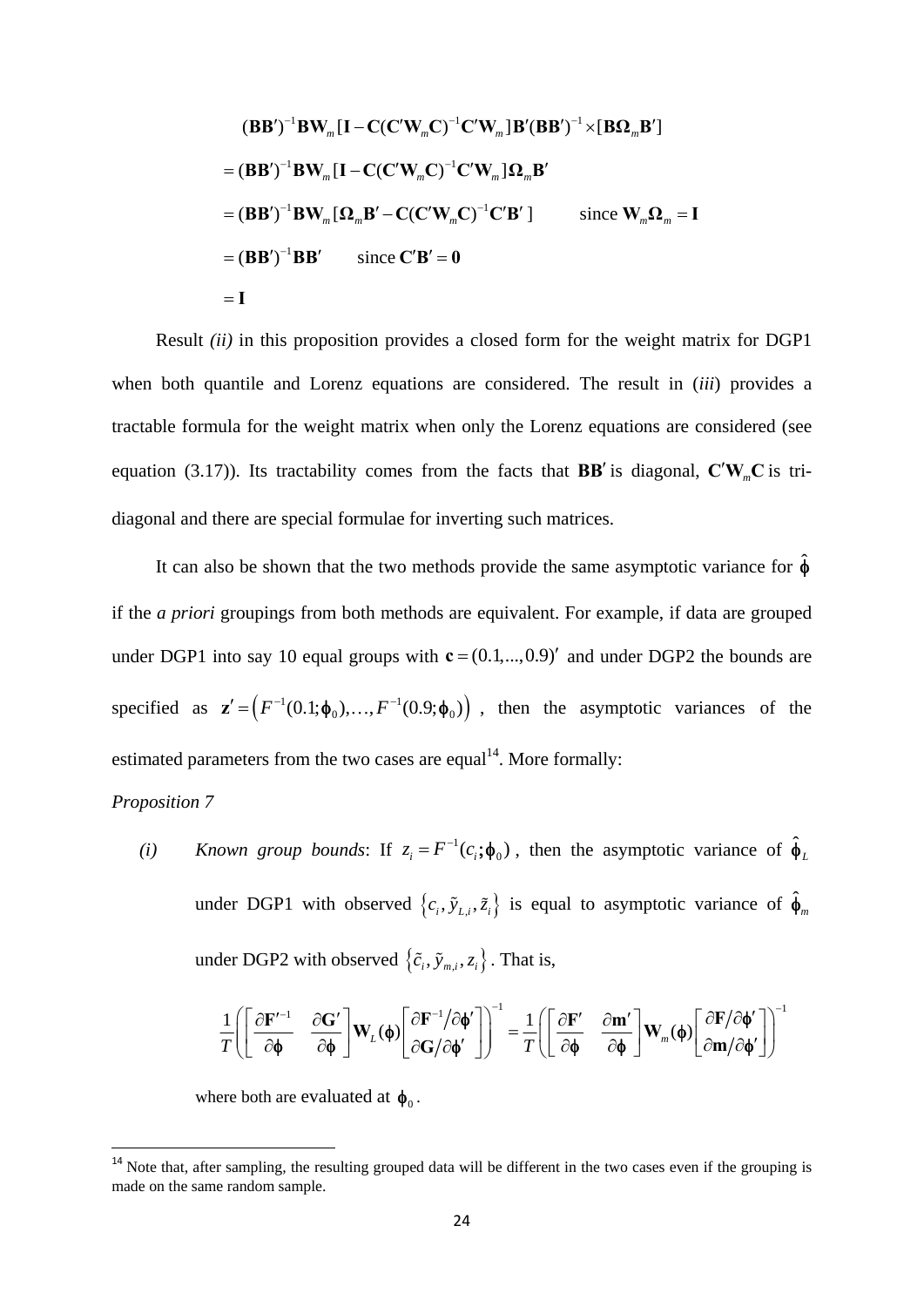$$
\begin{aligned}
&(\mathbf{BB}')^{-1}\mathbf{BW}_m[\mathbf{I}-\mathbf{C}(\mathbf{C}'\mathbf{W}_m\mathbf{C})^{-1}\mathbf{C}'\mathbf{W}_m]\mathbf{B}'(\mathbf{BB}')^{-1}\times[\mathbf{B}\boldsymbol{\Omega}_m\mathbf{B}'] \\
&=(\mathbf{BB}')^{-1}\mathbf{BW}_m[\mathbf{I}-\mathbf{C}(\mathbf{C}'\mathbf{W}_m\mathbf{C})^{-1}\mathbf{C}'\mathbf{W}_m]\boldsymbol{\Omega}_m\mathbf{B}' \\
&=(\mathbf{BB}')^{-1}\mathbf{BW}_m[\boldsymbol{\Omega}_m\mathbf{B}'-\mathbf{C}(\mathbf{C}'\mathbf{W}_m\mathbf{C})^{-1}\mathbf{C}'\mathbf{B}'\,] \qquad \text{since } \mathbf{W}_m\boldsymbol{\Omega}_m=\mathbf{I} \\
&=(\mathbf{BB}')^{-1}\mathbf{BB}' \qquad \text{since } \mathbf{C}'\mathbf{B}'=\mathbf{0} \\
&=\mathbf{I}
\end{aligned}
$$

Result *(ii)* in this proposition provides a closed form for the weight matrix for DGP1 when both quantile and Lorenz equations are considered. The result in (*iii*) provides a tractable formula for the weight matrix when only the Lorenz equations are considered (see equation (3.17)). Its tractability comes from the facts that $\mathbf{BB}'$ is diagonal, $\mathbf{C}'\mathbf{W}_m\mathbf{C}$ is tri-diagonal and there are special formulae for inverting such matrices.

It can also be shown that the two methods provide the same asymptotic variance for $\hat{\boldsymbol{\phi}}$ if the *a priori* groupings from both methods are equivalent. For example, if data are grouped under DGP1 into say 10 equal groups with $\mathbf{c}=(0.1,...,0.9)'$ and under DGP2 the bounds are specified as $\mathbf{z}'=\left(F^{-1}(0.1;\boldsymbol{\phi}_0),\ldots,F^{-1}(0.9;\boldsymbol{\phi}_0)\right)$, then the asymptotic variances of the estimated parameters from the two cases are equal[14]. More formally:

*Proposition 7*

*(i)* *Known group bounds*: If $z_i=F^{-1}(c_i;\boldsymbol{\phi}_0)$, then the asymptotic variance of $\hat{\boldsymbol{\phi}}_L$ under DGP1 with observed $\left\{c_i,\tilde{y}_{L,i},\tilde{z}_i\right\}$ is equal to asymptotic variance of $\hat{\boldsymbol{\phi}}_m$ under DGP2 with observed $\left\{\tilde{c}_i,\tilde{y}_{m,i},z_i\right\}$. That is,

$$
\frac{1}{T}\left(\left[\frac{\partial\mathbf{F}'^{-1}}{\partial\boldsymbol{\phi}}\quad\frac{\partial\mathbf{G}'}{\partial\boldsymbol{\phi}}\right]\mathbf{W}_L(\boldsymbol{\phi})\left[\begin{matrix}\partial\mathbf{F}^{-1}/\partial\boldsymbol{\phi}'\\ \partial\mathbf{G}/\partial\boldsymbol{\phi}'\end{matrix}\right]\right)^{-1}=\frac{1}{T}\left(\left[\frac{\partial\mathbf{F}'}{\partial\boldsymbol{\phi}}\quad\frac{\partial\mathbf{m}'}{\partial\boldsymbol{\phi}}\right]\mathbf{W}_m(\boldsymbol{\phi})\left[\begin{matrix}\partial\mathbf{F}/\partial\boldsymbol{\phi}'\\ \partial\mathbf{m}/\partial\boldsymbol{\phi}'\end{matrix}\right]\right)^{-1}
$$

where both are evaluated at $\boldsymbol{\phi}_0$.

[14] Note that, after sampling, the resulting grouped data will be different in the two cases even if the grouping is made on the same random sample.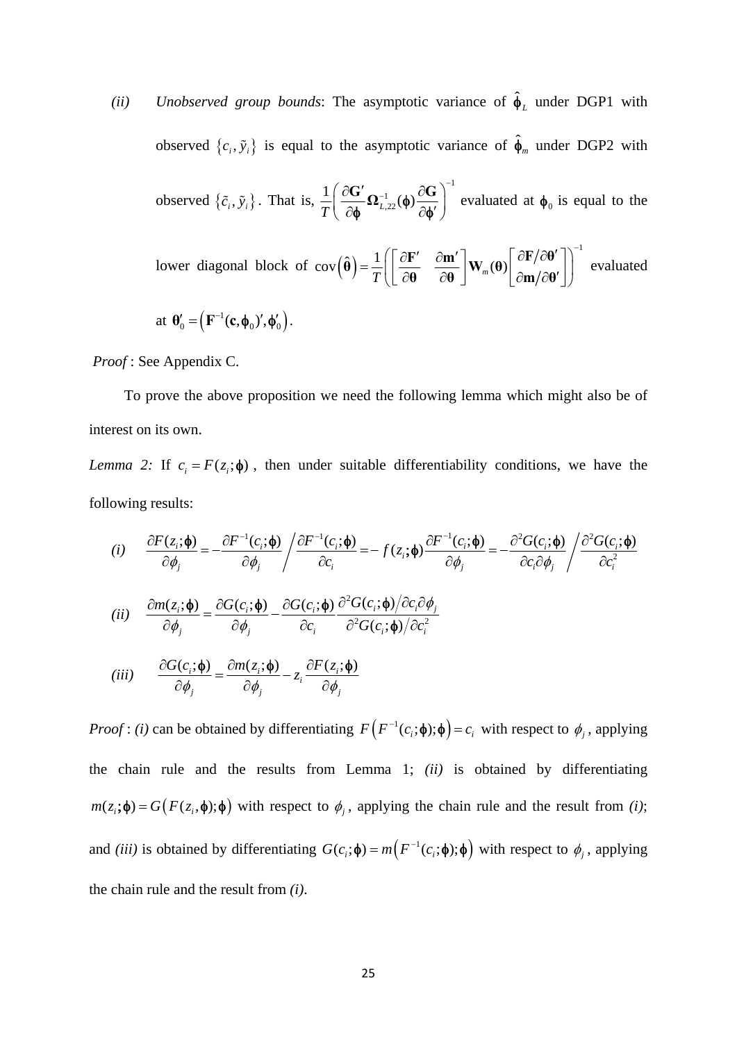*(ii)* *Unobserved group bounds*: The asymptotic variance of $\hat{\boldsymbol{\phi}}_L$ under DGP1 with observed $\{c_i, \tilde{y}_i\}$ is equal to the asymptotic variance of $\hat{\boldsymbol{\phi}}_m$ under DGP2 with observed $\{\tilde{c}_i, \tilde{y}_i\}$. That is, $\frac{1}{T}\left(\frac{\partial \mathbf{G}'}{\partial \boldsymbol{\phi}} \boldsymbol{\Omega}_{L,22}^{-1}(\boldsymbol{\phi}) \frac{\partial \mathbf{G}}{\partial \boldsymbol{\phi}'}\right)^{-1}$ evaluated at $\boldsymbol{\phi}_0$ is equal to the lower diagonal block of $\operatorname{cov}\left(\hat{\boldsymbol{\theta}}\right) = \frac{1}{T}\left(\begin{bmatrix} \frac{\partial \mathbf{F}'}{\partial \boldsymbol{\theta}} & \frac{\partial \mathbf{m}'}{\partial \boldsymbol{\theta}} \end{bmatrix} \mathbf{W}_m(\boldsymbol{\theta}) \begin{bmatrix} \partial \mathbf{F}/\partial \boldsymbol{\theta}' \\ \partial \mathbf{m}/\partial \boldsymbol{\theta}' \end{bmatrix}\right)^{-1}$ evaluated at $\boldsymbol{\theta}_0' = \left(\mathbf{F}^{-1}(\mathbf{c}, \boldsymbol{\phi}_0)', \boldsymbol{\phi}_0'\right)$.

*Proof* : See Appendix C.

To prove the above proposition we need the following lemma which might also be of interest on its own.

*Lemma 2:* If $c_i = F(z_i; \boldsymbol{\phi})$, then under suitable differentiability conditions, we have the following results:

*(i)* $$\frac{\partial F(z_i;\boldsymbol{\phi})}{\partial \phi_j} = -\frac{\partial F^{-1}(c_i;\boldsymbol{\phi})}{\partial \phi_j} \Bigg/ \frac{\partial F^{-1}(c_i;\boldsymbol{\phi})}{\partial c_i} = -f(z_i;\boldsymbol{\phi}) \frac{\partial F^{-1}(c_i;\boldsymbol{\phi})}{\partial \phi_j} = -\frac{\partial^2 G(c_i;\boldsymbol{\phi})}{\partial c_i \partial \phi_j} \Bigg/ \frac{\partial^2 G(c_i;\boldsymbol{\phi})}{\partial c_i^2}$$

*(ii)* $$\frac{\partial m(z_i;\boldsymbol{\phi})}{\partial \phi_j} = \frac{\partial G(c_i;\boldsymbol{\phi})}{\partial \phi_j} - \frac{\partial G(c_i;\boldsymbol{\phi})}{\partial c_i} \frac{\partial^2 G(c_i;\boldsymbol{\phi})/\partial c_i \partial \phi_j}{\partial^2 G(c_i;\boldsymbol{\phi})/\partial c_i^2}$$

*(iii)* $$\frac{\partial G(c_i;\boldsymbol{\phi})}{\partial \phi_j} = \frac{\partial m(z_i;\boldsymbol{\phi})}{\partial \phi_j} - z_i \frac{\partial F(z_i;\boldsymbol{\phi})}{\partial \phi_j}$$

*Proof* : *(i)* can be obtained by differentiating $F\left(F^{-1}(c_i;\boldsymbol{\phi});\boldsymbol{\phi}\right) = c_i$ with respect to $\phi_j$, applying the chain rule and the results from Lemma 1; *(ii)* is obtained by differentiating $m(z_i;\boldsymbol{\phi}) = G\left(F(z_i,\boldsymbol{\phi});\boldsymbol{\phi}\right)$ with respect to $\phi_j$, applying the chain rule and the result from *(i)*; and *(iii)* is obtained by differentiating $G(c_i;\boldsymbol{\phi}) = m\left(F^{-1}(c_i;\boldsymbol{\phi});\boldsymbol{\phi}\right)$ with respect to $\phi_j$, applying the chain rule and the result from *(i)*.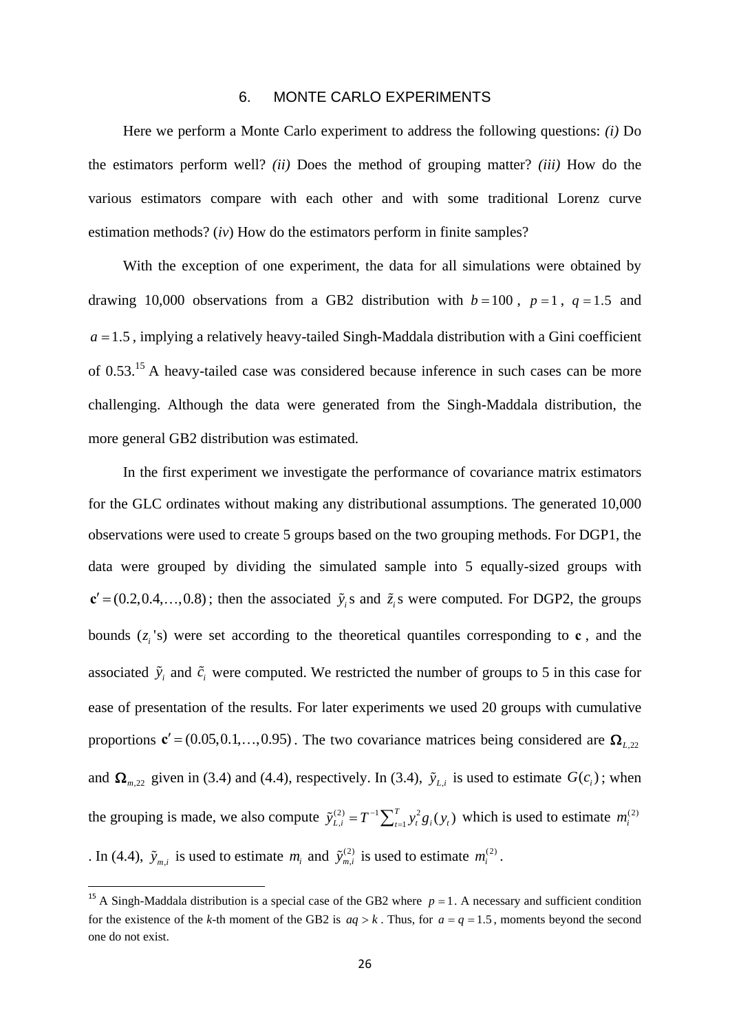# 6. MONTE CARLO EXPERIMENTS

Here we perform a Monte Carlo experiment to address the following questions: *(i)* Do the estimators perform well? *(ii)* Does the method of grouping matter? *(iii)* How do the various estimators compare with each other and with some traditional Lorenz curve estimation methods? (*iv*) How do the estimators perform in finite samples?

With the exception of one experiment, the data for all simulations were obtained by drawing 10,000 observations from a GB2 distribution with $b = 100$, $p = 1$, $q = 1.5$ and $a = 1.5$, implying a relatively heavy-tailed Singh-Maddala distribution with a Gini coefficient of 0.53.[15] A heavy-tailed case was considered because inference in such cases can be more challenging. Although the data were generated from the Singh-Maddala distribution, the more general GB2 distribution was estimated.

In the first experiment we investigate the performance of covariance matrix estimators for the GLC ordinates without making any distributional assumptions. The generated 10,000 observations were used to create 5 groups based on the two grouping methods. For DGP1, the data were grouped by dividing the simulated sample into 5 equally-sized groups with $\mathbf{c}' = (0.2, 0.4, \ldots, 0.8)$; then the associated $\tilde{y}_i$s and $\tilde{z}_i$s were computed. For DGP2, the groups bounds ($z_i$'s) were set according to the theoretical quantiles corresponding to $\mathbf{c}$, and the associated $\tilde{y}_i$ and $\tilde{c}_i$ were computed. We restricted the number of groups to 5 in this case for ease of presentation of the results. For later experiments we used 20 groups with cumulative proportions $\mathbf{c}' = (0.05, 0.1, \ldots, 0.95)$. The two covariance matrices being considered are $\mathbf{\Omega}_{L,22}$ and $\mathbf{\Omega}_{m,22}$ given in (3.4) and (4.4), respectively. In (3.4), $\tilde{y}_{L,i}$ is used to estimate $G(c_i)$; when the grouping is made, we also compute $\tilde{y}_{L,i}^{(2)} = T^{-1}\sum_{t=1}^{T} y_t^2 g_i(y_t)$ which is used to estimate $m_i^{(2)}$. In (4.4), $\tilde{y}_{m,i}$ is used to estimate $m_i$ and $\tilde{y}_{m,i}^{(2)}$ is used to estimate $m_i^{(2)}$.

[15] A Singh-Maddala distribution is a special case of the GB2 where $p = 1$. A necessary and sufficient condition for the existence of the *k*-th moment of the GB2 is $aq > k$. Thus, for $a = q = 1.5$, moments beyond the second one do not exist.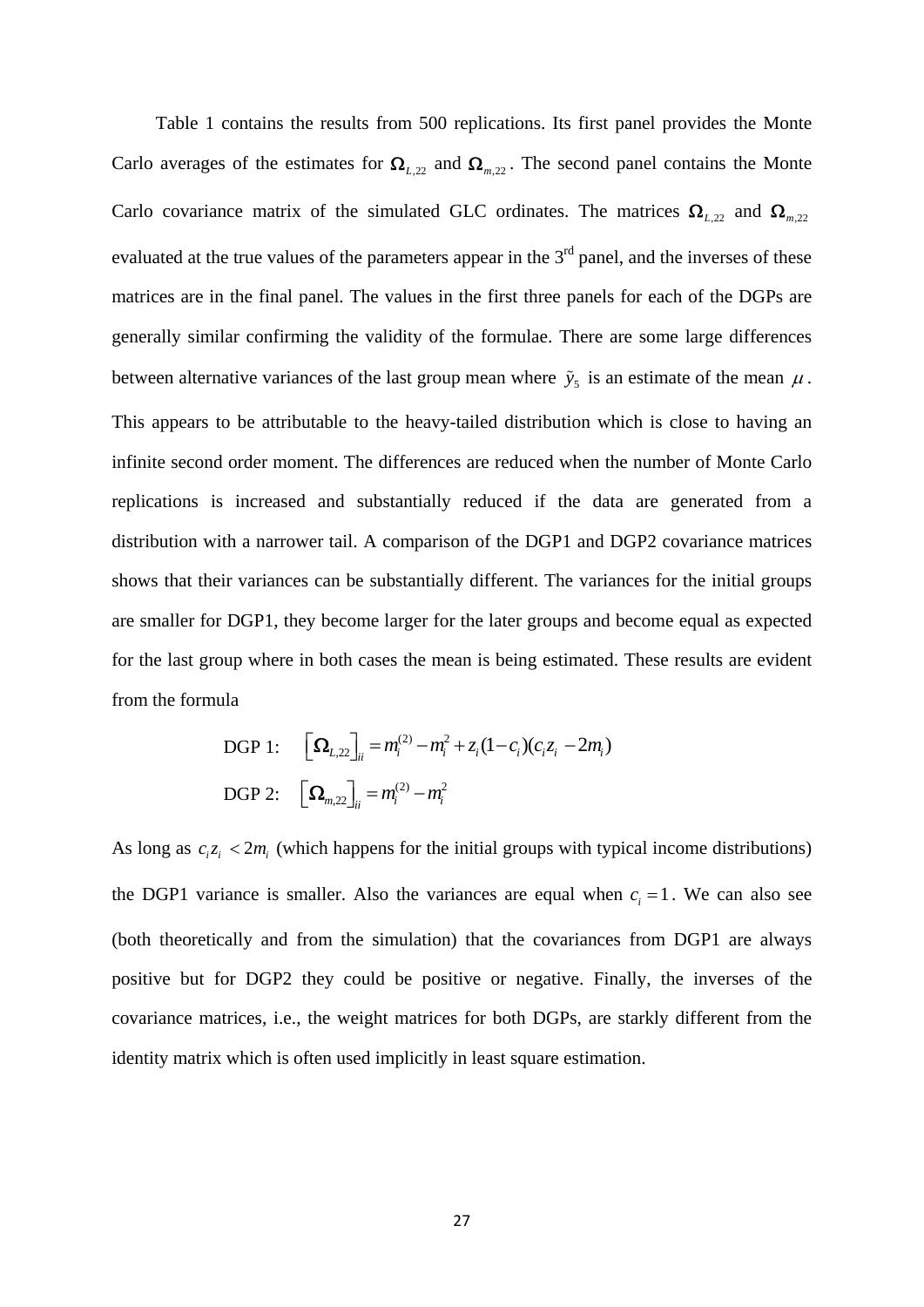Table 1 contains the results from 500 replications. Its first panel provides the Monte Carlo averages of the estimates for $\mathbf{\Omega}_{L,22}$ and $\mathbf{\Omega}_{m,22}$. The second panel contains the Monte Carlo covariance matrix of the simulated GLC ordinates. The matrices $\mathbf{\Omega}_{L,22}$ and $\mathbf{\Omega}_{m,22}$ evaluated at the true values of the parameters appear in the 3rd panel, and the inverses of these matrices are in the final panel. The values in the first three panels for each of the DGPs are generally similar confirming the validity of the formulae. There are some large differences between alternative variances of the last group mean where $\tilde{y}_5$ is an estimate of the mean $\mu$. This appears to be attributable to the heavy-tailed distribution which is close to having an infinite second order moment. The differences are reduced when the number of Monte Carlo replications is increased and substantially reduced if the data are generated from a distribution with a narrower tail. A comparison of the DGP1 and DGP2 covariance matrices shows that their variances can be substantially different. The variances for the initial groups are smaller for DGP1, they become larger for the later groups and become equal as expected for the last group where in both cases the mean is being estimated. These results are evident from the formula

$$\text{DGP 1:} \quad \left[\mathbf{\Omega}_{L,22}\right]_{ii} = m_i^{(2)} - m_i^2 + z_i(1-c_i)(c_i z_i - 2m_i)$$

$$\text{DGP 2:} \quad \left[\mathbf{\Omega}_{m,22}\right]_{ii} = m_i^{(2)} - m_i^2$$

As long as $c_i z_i < 2m_i$ (which happens for the initial groups with typical income distributions) the DGP1 variance is smaller. Also the variances are equal when $c_i = 1$. We can also see (both theoretically and from the simulation) that the covariances from DGP1 are always positive but for DGP2 they could be positive or negative. Finally, the inverses of the covariance matrices, i.e., the weight matrices for both DGPs, are starkly different from the identity matrix which is often used implicitly in least square estimation.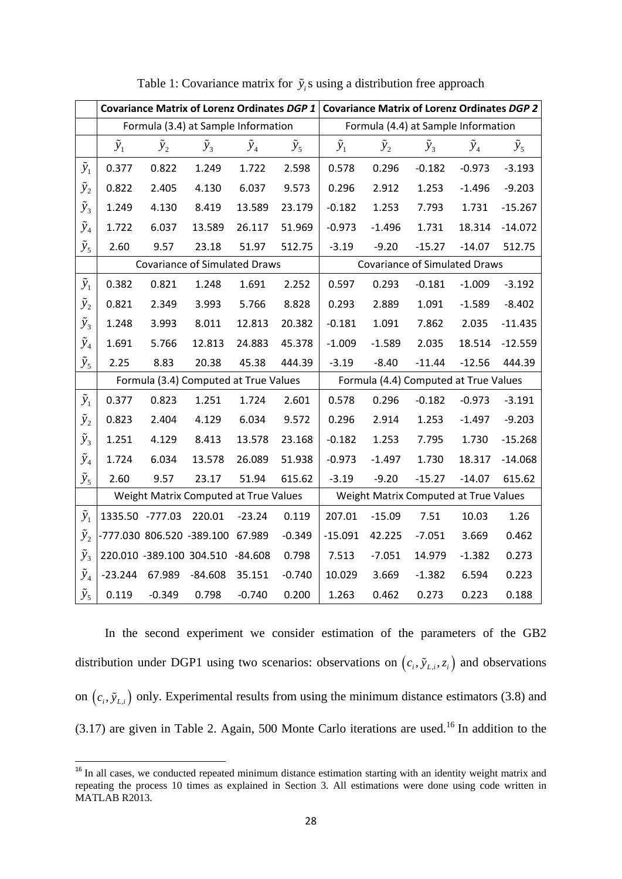Table 1: Covariance matrix for $\tilde{y}_i$s using a distribution free approach

| | **Covariance Matrix of Lorenz Ordinates *DGP 1*** | | | | | **Covariance Matrix of Lorenz Ordinates *DGP 2*** | | | | |
|---|---|---|---|---|---|---|---|---|---|---|
| | Formula (3.4) at Sample Information | | | | | Formula (4.4) at Sample Information | | | | |
| | $\tilde{y}_1$ | $\tilde{y}_2$ | $\tilde{y}_3$ | $\tilde{y}_4$ | $\tilde{y}_5$ | $\tilde{y}_1$ | $\tilde{y}_2$ | $\tilde{y}_3$ | $\tilde{y}_4$ | $\tilde{y}_5$ |
| $\tilde{y}_1$ | 0.377 | 0.822 | 1.249 | 1.722 | 2.598 | 0.578 | 0.296 | -0.182 | -0.973 | -3.193 |
| $\tilde{y}_2$ | 0.822 | 2.405 | 4.130 | 6.037 | 9.573 | 0.296 | 2.912 | 1.253 | -1.496 | -9.203 |
| $\tilde{y}_3$ | 1.249 | 4.130 | 8.419 | 13.589 | 23.179 | -0.182 | 1.253 | 7.793 | 1.731 | -15.267 |
| $\tilde{y}_4$ | 1.722 | 6.037 | 13.589 | 26.117 | 51.969 | -0.973 | -1.496 | 1.731 | 18.314 | -14.072 |
| $\tilde{y}_5$ | 2.60 | 9.57 | 23.18 | 51.97 | 512.75 | -3.19 | -9.20 | -15.27 | -14.07 | 512.75 |
| | Covariance of Simulated Draws | | | | | Covariance of Simulated Draws | | | | |
| $\tilde{y}_1$ | 0.382 | 0.821 | 1.248 | 1.691 | 2.252 | 0.597 | 0.293 | -0.181 | -1.009 | -3.192 |
| $\tilde{y}_2$ | 0.821 | 2.349 | 3.993 | 5.766 | 8.828 | 0.293 | 2.889 | 1.091 | -1.589 | -8.402 |
| $\tilde{y}_3$ | 1.248 | 3.993 | 8.011 | 12.813 | 20.382 | -0.181 | 1.091 | 7.862 | 2.035 | -11.435 |
| $\tilde{y}_4$ | 1.691 | 5.766 | 12.813 | 24.883 | 45.378 | -1.009 | -1.589 | 2.035 | 18.514 | -12.559 |
| $\tilde{y}_5$ | 2.25 | 8.83 | 20.38 | 45.38 | 444.39 | -3.19 | -8.40 | -11.44 | -12.56 | 444.39 |
| | Formula (3.4) Computed at True Values | | | | | Formula (4.4) Computed at True Values | | | | |
| $\tilde{y}_1$ | 0.377 | 0.823 | 1.251 | 1.724 | 2.601 | 0.578 | 0.296 | -0.182 | -0.973 | -3.191 |
| $\tilde{y}_2$ | 0.823 | 2.404 | 4.129 | 6.034 | 9.572 | 0.296 | 2.914 | 1.253 | -1.497 | -9.203 |
| $\tilde{y}_3$ | 1.251 | 4.129 | 8.413 | 13.578 | 23.168 | -0.182 | 1.253 | 7.795 | 1.730 | -15.268 |
| $\tilde{y}_4$ | 1.724 | 6.034 | 13.578 | 26.089 | 51.938 | -0.973 | -1.497 | 1.730 | 18.317 | -14.068 |
| $\tilde{y}_5$ | 2.60 | 9.57 | 23.17 | 51.94 | 615.62 | -3.19 | -9.20 | -15.27 | -14.07 | 615.62 |
| | Weight Matrix Computed at True Values | | | | | Weight Matrix Computed at True Values | | | | |
| $\tilde{y}_1$ | 1335.50 | -777.03 | 220.01 | -23.24 | 0.119 | 207.01 | -15.09 | 7.51 | 10.03 | 1.26 |
| $\tilde{y}_2$ | -777.030 | 806.520 | -389.100 | 67.989 | -0.349 | -15.091 | 42.225 | -7.051 | 3.669 | 0.462 |
| $\tilde{y}_3$ | 220.010 | -389.100 | 304.510 | -84.608 | 0.798 | 7.513 | -7.051 | 14.979 | -1.382 | 0.273 |
| $\tilde{y}_4$ | -23.244 | 67.989 | -84.608 | 35.151 | -0.740 | 10.029 | 3.669 | -1.382 | 6.594 | 0.223 |
| $\tilde{y}_5$ | 0.119 | -0.349 | 0.798 | -0.740 | 0.200 | 1.263 | 0.462 | 0.273 | 0.223 | 0.188 |

In the second experiment we consider estimation of the parameters of the GB2 distribution under DGP1 using two scenarios: observations on $\left(c_i, \tilde{y}_{L,i}, z_i\right)$ and observations on $\left(c_i, \tilde{y}_{L,i}\right)$ only. Experimental results from using the minimum distance estimators (3.8) and (3.17) are given in Table 2. Again, 500 Monte Carlo iterations are used.[16] In addition to the

[16] In all cases, we conducted repeated minimum distance estimation starting with an identity weight matrix and repeating the process 10 times as explained in Section 3. All estimations were done using code written in MATLAB R2013.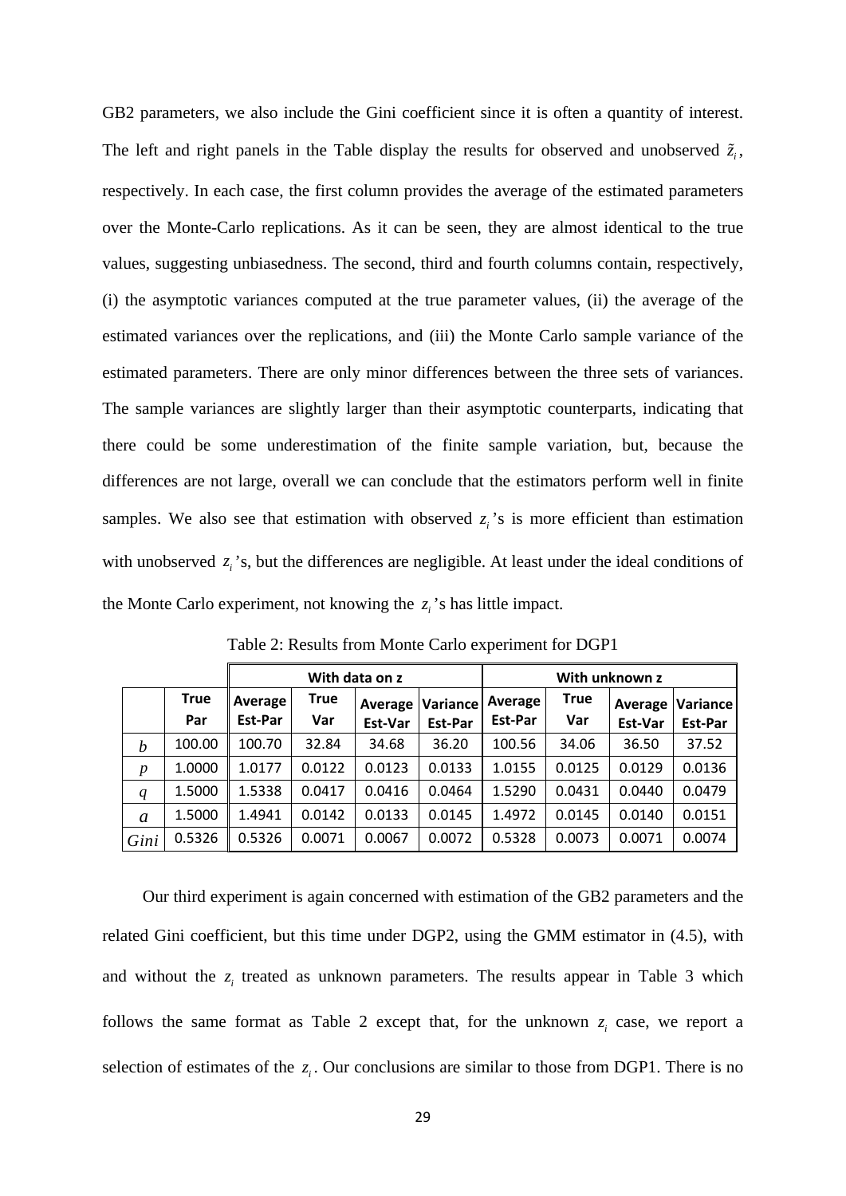GB2 parameters, we also include the Gini coefficient since it is often a quantity of interest. The left and right panels in the Table display the results for observed and unobserved $\tilde{z}_i$, respectively. In each case, the first column provides the average of the estimated parameters over the Monte-Carlo replications. As it can be seen, they are almost identical to the true values, suggesting unbiasedness. The second, third and fourth columns contain, respectively, (i) the asymptotic variances computed at the true parameter values, (ii) the average of the estimated variances over the replications, and (iii) the Monte Carlo sample variance of the estimated parameters. There are only minor differences between the three sets of variances. The sample variances are slightly larger than their asymptotic counterparts, indicating that there could be some underestimation of the finite sample variation, but, because the differences are not large, overall we can conclude that the estimators perform well in finite samples. We also see that estimation with observed $z_i$'s is more efficient than estimation with unobserved $z_i$'s, but the differences are negligible. At least under the ideal conditions of the Monte Carlo experiment, not knowing the $z_i$'s has little impact.

Table 2: Results from Monte Carlo experiment for DGP1

| | | With data on z | | | | With unknown z | | | |
|---|---|---|---|---|---|---|---|---|---|
| | True Par | Average Est-Par | True Var | Average Est-Var | Variance Est-Par | Average Est-Par | True Var | Average Est-Var | Variance Est-Par |
| $b$ | 100.00 | 100.70 | 32.84 | 34.68 | 36.20 | 100.56 | 34.06 | 36.50 | 37.52 |
| $p$ | 1.0000 | 1.0177 | 0.0122 | 0.0123 | 0.0133 | 1.0155 | 0.0125 | 0.0129 | 0.0136 |
| $q$ | 1.5000 | 1.5338 | 0.0417 | 0.0416 | 0.0464 | 1.5290 | 0.0431 | 0.0440 | 0.0479 |
| $a$ | 1.5000 | 1.4941 | 0.0142 | 0.0133 | 0.0145 | 1.4972 | 0.0145 | 0.0140 | 0.0151 |
| $Gini$ | 0.5326 | 0.5326 | 0.0071 | 0.0067 | 0.0072 | 0.5328 | 0.0073 | 0.0071 | 0.0074 |

Our third experiment is again concerned with estimation of the GB2 parameters and the related Gini coefficient, but this time under DGP2, using the GMM estimator in (4.5), with and without the $z_i$ treated as unknown parameters. The results appear in Table 3 which follows the same format as Table 2 except that, for the unknown $z_i$ case, we report a selection of estimates of the $z_i$. Our conclusions are similar to those from DGP1. There is no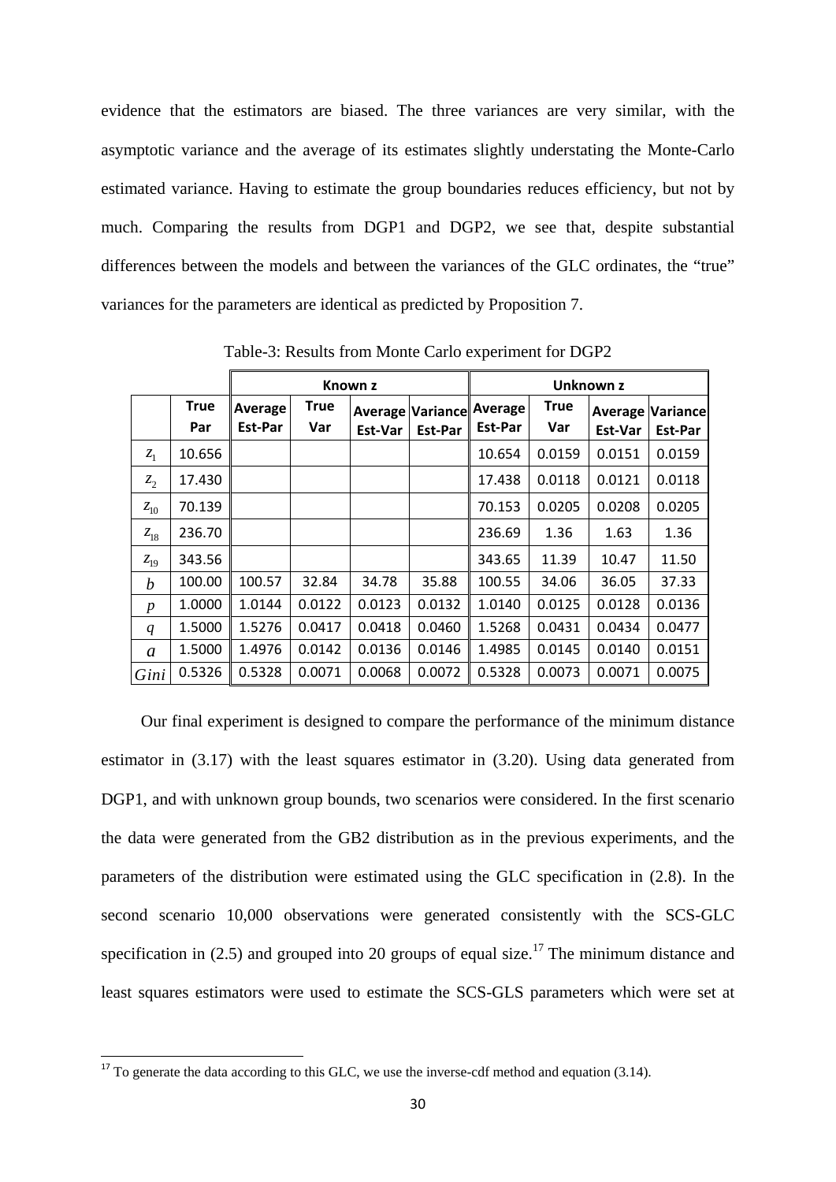evidence that the estimators are biased. The three variances are very similar, with the asymptotic variance and the average of its estimates slightly understating the Monte-Carlo estimated variance. Having to estimate the group boundaries reduces efficiency, but not by much. Comparing the results from DGP1 and DGP2, we see that, despite substantial differences between the models and between the variances of the GLC ordinates, the "true" variances for the parameters are identical as predicted by Proposition 7.

Table-3: Results from Monte Carlo experiment for DGP2

| | | Known z | | | | Unknown z | | | |
|---|---|---|---|---|---|---|---|---|---|
| | **True Par** | **Average Est-Par** | **True Var** | **Average Est-Var** | **Variance Est-Par** | **Average Est-Par** | **True Var** | **Average Est-Var** | **Variance Est-Par** |
| $z_1$ | 10.656 | | | | | 10.654 | 0.0159 | 0.0151 | 0.0159 |
| $z_2$ | 17.430 | | | | | 17.438 | 0.0118 | 0.0121 | 0.0118 |
| $z_{10}$ | 70.139 | | | | | 70.153 | 0.0205 | 0.0208 | 0.0205 |
| $z_{18}$ | 236.70 | | | | | 236.69 | 1.36 | 1.63 | 1.36 |
| $z_{19}$ | 343.56 | | | | | 343.65 | 11.39 | 10.47 | 11.50 |
| $b$ | 100.00 | 100.57 | 32.84 | 34.78 | 35.88 | 100.55 | 34.06 | 36.05 | 37.33 |
| $p$ | 1.0000 | 1.0144 | 0.0122 | 0.0123 | 0.0132 | 1.0140 | 0.0125 | 0.0128 | 0.0136 |
| $q$ | 1.5000 | 1.5276 | 0.0417 | 0.0418 | 0.0460 | 1.5268 | 0.0431 | 0.0434 | 0.0477 |
| $a$ | 1.5000 | 1.4976 | 0.0142 | 0.0136 | 0.0146 | 1.4985 | 0.0145 | 0.0140 | 0.0151 |
| $Gini$ | 0.5326 | 0.5328 | 0.0071 | 0.0068 | 0.0072 | 0.5328 | 0.0073 | 0.0071 | 0.0075 |

Our final experiment is designed to compare the performance of the minimum distance estimator in (3.17) with the least squares estimator in (3.20). Using data generated from DGP1, and with unknown group bounds, two scenarios were considered. In the first scenario the data were generated from the GB2 distribution as in the previous experiments, and the parameters of the distribution were estimated using the GLC specification in (2.8). In the second scenario 10,000 observations were generated consistently with the SCS-GLC specification in (2.5) and grouped into 20 groups of equal size.[17] The minimum distance and least squares estimators were used to estimate the SCS-GLS parameters which were set at

[17] To generate the data according to this GLC, we use the inverse-cdf method and equation (3.14).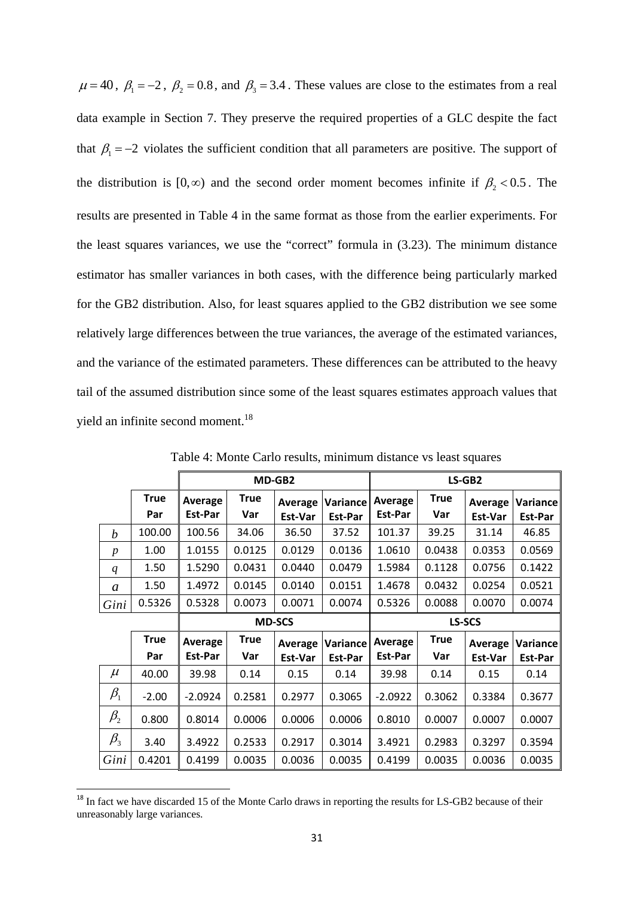$\mu = 40$, $\beta_1 = -2$, $\beta_2 = 0.8$, and $\beta_3 = 3.4$. These values are close to the estimates from a real data example in Section 7. They preserve the required properties of a GLC despite the fact that $\beta_1 = -2$ violates the sufficient condition that all parameters are positive. The support of the distribution is $[0, \infty)$ and the second order moment becomes infinite if $\beta_2 < 0.5$. The results are presented in Table 4 in the same format as those from the earlier experiments. For the least squares variances, we use the "correct" formula in (3.23). The minimum distance estimator has smaller variances in both cases, with the difference being particularly marked for the GB2 distribution. Also, for least squares applied to the GB2 distribution we see some relatively large differences between the true variances, the average of the estimated variances, and the variance of the estimated parameters. These differences can be attributed to the heavy tail of the assumed distribution since some of the least squares estimates approach values that yield an infinite second moment.[18]

Table 4: Monte Carlo results, minimum distance vs least squares

| | | **MD-GB2** | | | | **LS-GB2** | | | |
|---|---|---|---|---|---|---|---|---|---|
| | **True Par** | **Average Est-Par** | **True Var** | **Average Est-Var** | **Variance Est-Par** | **Average Est-Par** | **True Var** | **Average Est-Var** | **Variance Est-Par** |
| $b$ | 100.00 | 100.56 | 34.06 | 36.50 | 37.52 | 101.37 | 39.25 | 31.14 | 46.85 |
| $p$ | 1.00 | 1.0155 | 0.0125 | 0.0129 | 0.0136 | 1.0610 | 0.0438 | 0.0353 | 0.0569 |
| $q$ | 1.50 | 1.5290 | 0.0431 | 0.0440 | 0.0479 | 1.5984 | 0.1128 | 0.0756 | 0.1422 |
| $a$ | 1.50 | 1.4972 | 0.0145 | 0.0140 | 0.0151 | 1.4678 | 0.0432 | 0.0254 | 0.0521 |
| $Gini$ | 0.5326 | 0.5328 | 0.0073 | 0.0071 | 0.0074 | 0.5326 | 0.0088 | 0.0070 | 0.0074 |
| | | **MD-SCS** | | | | **LS-SCS** | | | |
| | **True Par** | **Average Est-Par** | **True Var** | **Average Est-Var** | **Variance Est-Par** | **Average Est-Par** | **True Var** | **Average Est-Var** | **Variance Est-Par** |
| $\mu$ | 40.00 | 39.98 | 0.14 | 0.15 | 0.14 | 39.98 | 0.14 | 0.15 | 0.14 |
| $\beta_1$ | -2.00 | -2.0924 | 0.2581 | 0.2977 | 0.3065 | -2.0922 | 0.3062 | 0.3384 | 0.3677 |
| $\beta_2$ | 0.800 | 0.8014 | 0.0006 | 0.0006 | 0.0006 | 0.8010 | 0.0007 | 0.0007 | 0.0007 |
| $\beta_3$ | 3.40 | 3.4922 | 0.2533 | 0.2917 | 0.3014 | 3.4921 | 0.2983 | 0.3297 | 0.3594 |
| $Gini$ | 0.4201 | 0.4199 | 0.0035 | 0.0036 | 0.0035 | 0.4199 | 0.0035 | 0.0036 | 0.0035 |

[18] In fact we have discarded 15 of the Monte Carlo draws in reporting the results for LS-GB2 because of their unreasonably large variances.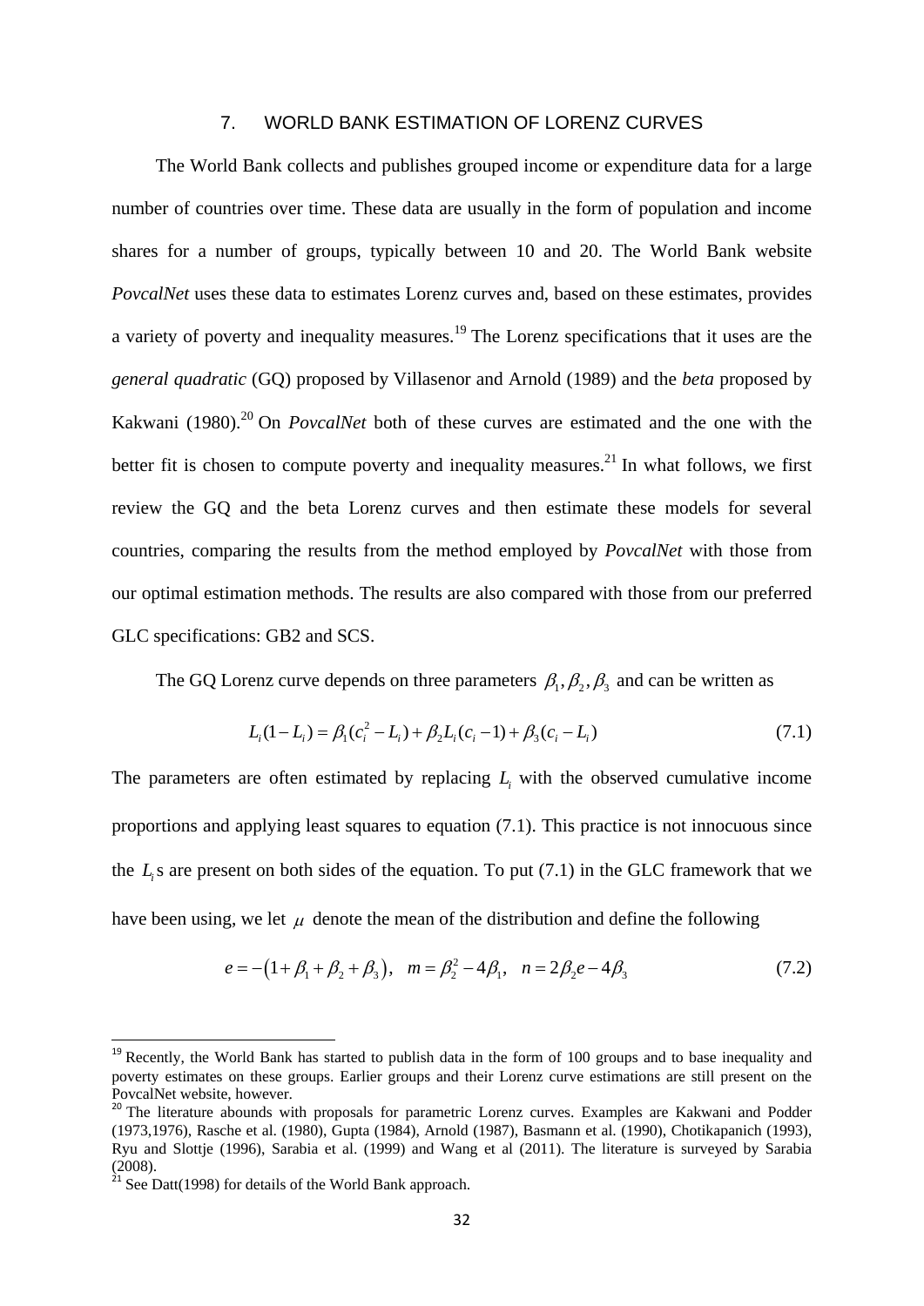## 7. WORLD BANK ESTIMATION OF LORENZ CURVES

The World Bank collects and publishes grouped income or expenditure data for a large number of countries over time. These data are usually in the form of population and income shares for a number of groups, typically between 10 and 20. The World Bank website *PovcalNet* uses these data to estimates Lorenz curves and, based on these estimates, provides a variety of poverty and inequality measures.[19] The Lorenz specifications that it uses are the *general quadratic* (GQ) proposed by Villasenor and Arnold (1989) and the *beta* proposed by Kakwani (1980).[20] On *PovcalNet* both of these curves are estimated and the one with the better fit is chosen to compute poverty and inequality measures.[21] In what follows, we first review the GQ and the beta Lorenz curves and then estimate these models for several countries, comparing the results from the method employed by *PovcalNet* with those from our optimal estimation methods. The results are also compared with those from our preferred GLC specifications: GB2 and SCS.

The GQ Lorenz curve depends on three parameters $\beta_1, \beta_2, \beta_3$ and can be written as

$$L_i(1-L_i) = \beta_1(c_i^2 - L_i) + \beta_2 L_i(c_i - 1) + \beta_3(c_i - L_i) \tag{7.1}$$

The parameters are often estimated by replacing $L_i$ with the observed cumulative income proportions and applying least squares to equation (7.1). This practice is not innocuous since the $L_i$s are present on both sides of the equation. To put (7.1) in the GLC framework that we have been using, we let $\mu$ denote the mean of the distribution and define the following

$$e = -\left(1+\beta_1+\beta_2+\beta_3\right), \quad m = \beta_2^2 - 4\beta_1, \quad n = 2\beta_2 e - 4\beta_3 \tag{7.2}$$

---

[19] Recently, the World Bank has started to publish data in the form of 100 groups and to base inequality and poverty estimates on these groups. Earlier groups and their Lorenz curve estimations are still present on the PovcalNet website, however.

[20] The literature abounds with proposals for parametric Lorenz curves. Examples are Kakwani and Podder (1973,1976), Rasche et al. (1980), Gupta (1984), Arnold (1987), Basmann et al. (1990), Chotikapanich (1993), Ryu and Slottje (1996), Sarabia et al. (1999) and Wang et al (2011). The literature is surveyed by Sarabia (2008).

[21] See Datt(1998) for details of the World Bank approach.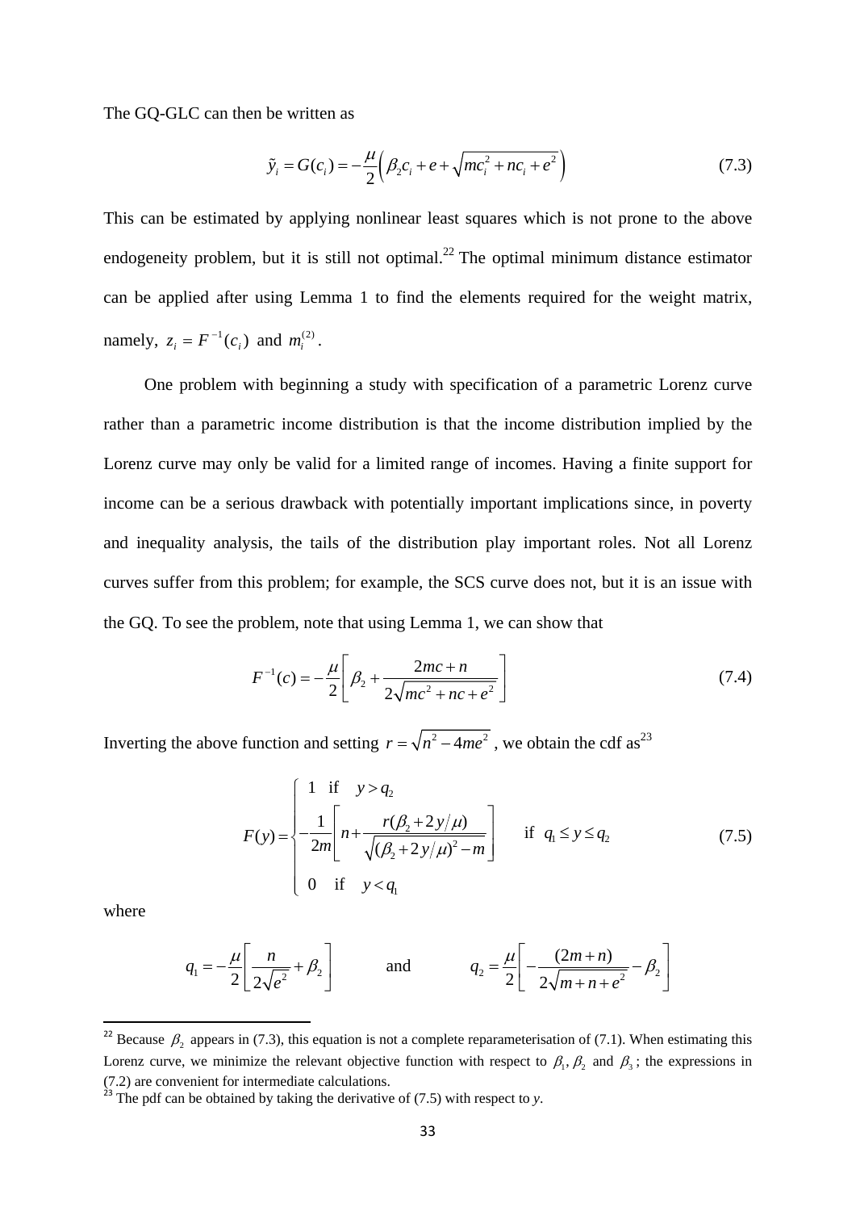The GQ-GLC can then be written as

$$\tilde{y}_i = G(c_i) = -\frac{\mu}{2}\left(\beta_2 c_i + e + \sqrt{mc_i^2 + nc_i + e^2}\right) \tag{7.3}$$

This can be estimated by applying nonlinear least squares which is not prone to the above endogeneity problem, but it is still not optimal.[22] The optimal minimum distance estimator can be applied after using Lemma 1 to find the elements required for the weight matrix, namely, $z_i = F^{-1}(c_i)$ and $m_i^{(2)}$.

One problem with beginning a study with specification of a parametric Lorenz curve rather than a parametric income distribution is that the income distribution implied by the Lorenz curve may only be valid for a limited range of incomes. Having a finite support for income can be a serious drawback with potentially important implications since, in poverty and inequality analysis, the tails of the distribution play important roles. Not all Lorenz curves suffer from this problem; for example, the SCS curve does not, but it is an issue with the GQ. To see the problem, note that using Lemma 1, we can show that

$$F^{-1}(c) = -\frac{\mu}{2}\left[\beta_2 + \frac{2mc + n}{2\sqrt{mc^2 + nc + e^2}}\right] \tag{7.4}$$

Inverting the above function and setting $r = \sqrt{n^2 - 4me^2}$ , we obtain the cdf as[23]

$$F(y) = \begin{cases} 1 \quad \text{if} \quad y > q_2 \\ -\dfrac{1}{2m}\left[n + \dfrac{r(\beta_2 + 2y/\mu)}{\sqrt{(\beta_2 + 2y/\mu)^2 - m}}\right] \quad \text{if} \quad q_1 \le y \le q_2 \\ 0 \quad \text{if} \quad y < q_1 \end{cases} \tag{7.5}$$

where

$$q_1 = -\frac{\mu}{2}\left[\frac{n}{2\sqrt{e^2}} + \beta_2\right] \qquad \text{and} \qquad q_2 = \frac{\mu}{2}\left[-\frac{(2m+n)}{2\sqrt{m+n+e^2}} - \beta_2\right]$$

---

[22] Because $\beta_2$ appears in (7.3), this equation is not a complete reparameterisation of (7.1). When estimating this Lorenz curve, we minimize the relevant objective function with respect to $\beta_1, \beta_2$ and $\beta_3$; the expressions in (7.2) are convenient for intermediate calculations.

[23] The pdf can be obtained by taking the derivative of (7.5) with respect to *y*.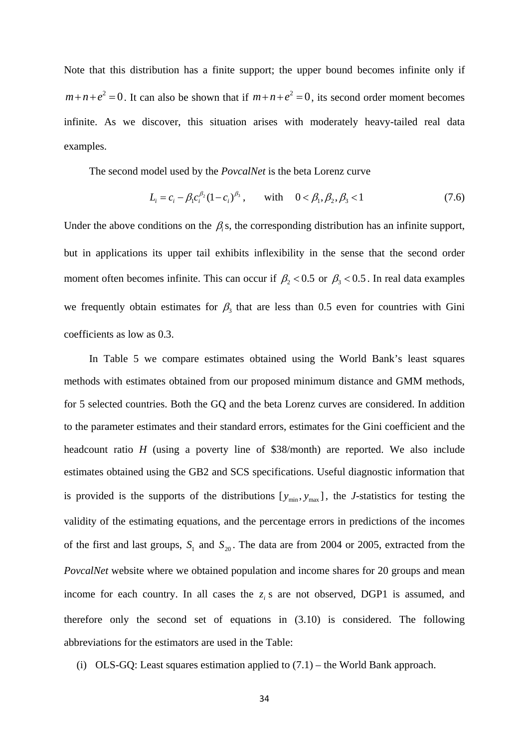Note that this distribution has a finite support; the upper bound becomes infinite only if $m+n+e^2=0$. It can also be shown that if $m+n+e^2=0$, its second order moment becomes infinite. As we discover, this situation arises with moderately heavy-tailed real data examples.

The second model used by the *PovcalNet* is the beta Lorenz curve

$$L_i = c_i - \beta_1 c_i^{\beta_2}(1-c_i)^{\beta_3}, \qquad \text{with} \quad 0<\beta_1,\beta_2,\beta_3<1 \tag{7.6}$$

Under the above conditions on the $\beta_i$s, the corresponding distribution has an infinite support, but in applications its upper tail exhibits inflexibility in the sense that the second order moment often becomes infinite. This can occur if $\beta_2 < 0.5$ or $\beta_3 < 0.5$. In real data examples we frequently obtain estimates for $\beta_3$ that are less than 0.5 even for countries with Gini coefficients as low as 0.3.

In Table 5 we compare estimates obtained using the World Bank's least squares methods with estimates obtained from our proposed minimum distance and GMM methods, for 5 selected countries. Both the GQ and the beta Lorenz curves are considered. In addition to the parameter estimates and their standard errors, estimates for the Gini coefficient and the headcount ratio *H* (using a poverty line of \$38/month) are reported. We also include estimates obtained using the GB2 and SCS specifications. Useful diagnostic information that is provided is the supports of the distributions $[y_{\min}, y_{\max}]$, the *J*-statistics for testing the validity of the estimating equations, and the percentage errors in predictions of the incomes of the first and last groups, $S_1$ and $S_{20}$. The data are from 2004 or 2005, extracted from the *PovcalNet* website where we obtained population and income shares for 20 groups and mean income for each country. In all cases the $z_i$s are not observed, DGP1 is assumed, and therefore only the second set of equations in (3.10) is considered. The following abbreviations for the estimators are used in the Table:

(i) OLS-GQ: Least squares estimation applied to (7.1) – the World Bank approach.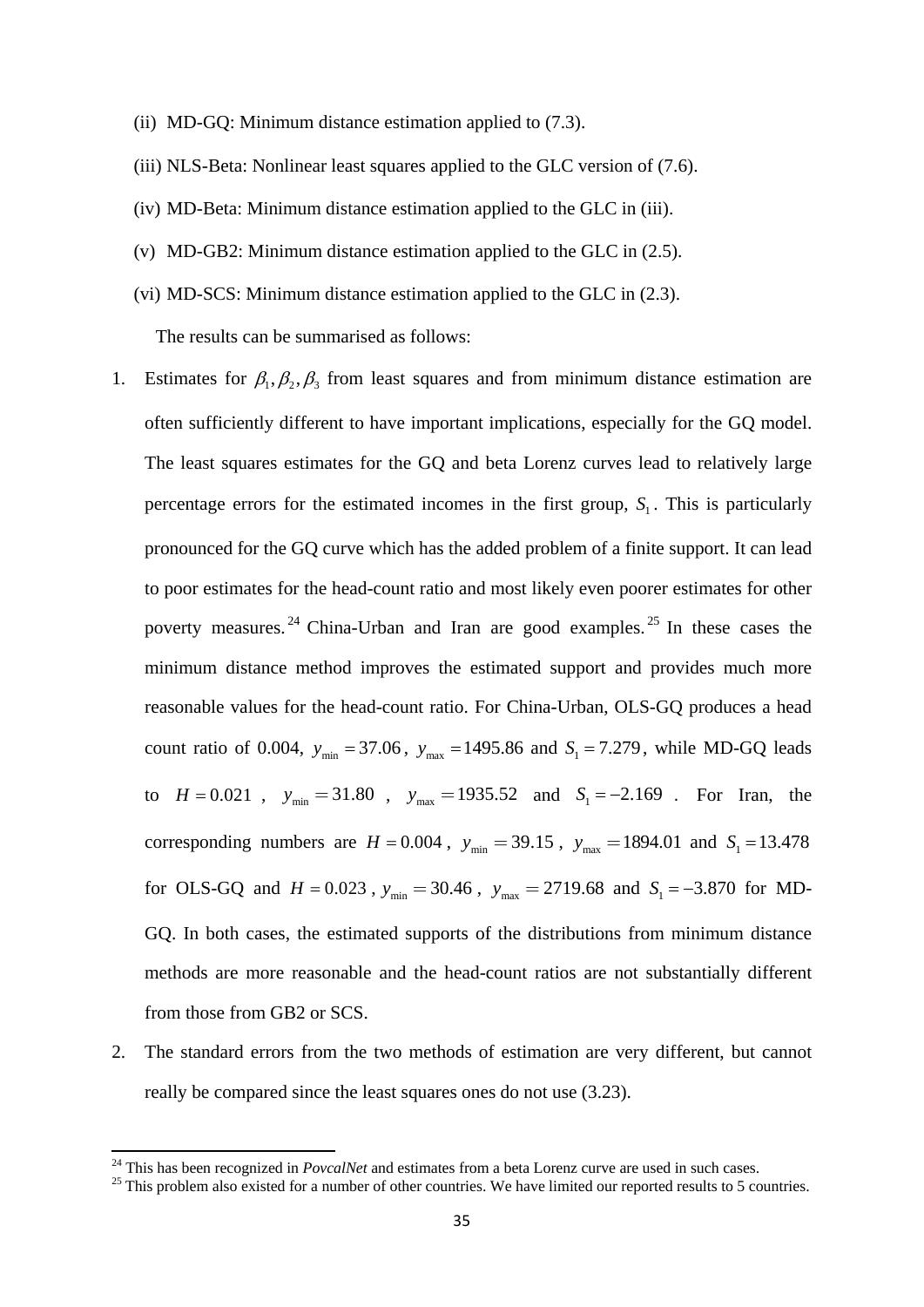(ii) MD-GQ: Minimum distance estimation applied to (7.3).

(iii) NLS-Beta: Nonlinear least squares applied to the GLC version of (7.6).

(iv) MD-Beta: Minimum distance estimation applied to the GLC in (iii).

(v) MD-GB2: Minimum distance estimation applied to the GLC in (2.5).

(vi) MD-SCS: Minimum distance estimation applied to the GLC in (2.3).

The results can be summarised as follows:

1. Estimates for $\beta_1, \beta_2, \beta_3$ from least squares and from minimum distance estimation are often sufficiently different to have important implications, especially for the GQ model. The least squares estimates for the GQ and beta Lorenz curves lead to relatively large percentage errors for the estimated incomes in the first group, $S_1$. This is particularly pronounced for the GQ curve which has the added problem of a finite support. It can lead to poor estimates for the head-count ratio and most likely even poorer estimates for other poverty measures.[24] China-Urban and Iran are good examples.[25] In these cases the minimum distance method improves the estimated support and provides much more reasonable values for the head-count ratio. For China-Urban, OLS-GQ produces a head count ratio of 0.004, $y_{\min} = 37.06$, $y_{\max} = 1495.86$ and $S_1 = 7.279$, while MD-GQ leads to $H = 0.021$, $y_{\min} = 31.80$, $y_{\max} = 1935.52$ and $S_1 = -2.169$. For Iran, the corresponding numbers are $H = 0.004$, $y_{\min} = 39.15$, $y_{\max} = 1894.01$ and $S_1 = 13.478$ for OLS-GQ and $H = 0.023$, $y_{\min} = 30.46$, $y_{\max} = 2719.68$ and $S_1 = -3.870$ for MD-GQ. In both cases, the estimated supports of the distributions from minimum distance methods are more reasonable and the head-count ratios are not substantially different from those from GB2 or SCS.

2. The standard errors from the two methods of estimation are very different, but cannot really be compared since the least squares ones do not use (3.23).

[24] This has been recognized in *PovcalNet* and estimates from a beta Lorenz curve are used in such cases.

[25] This problem also existed for a number of other countries. We have limited our reported results to 5 countries.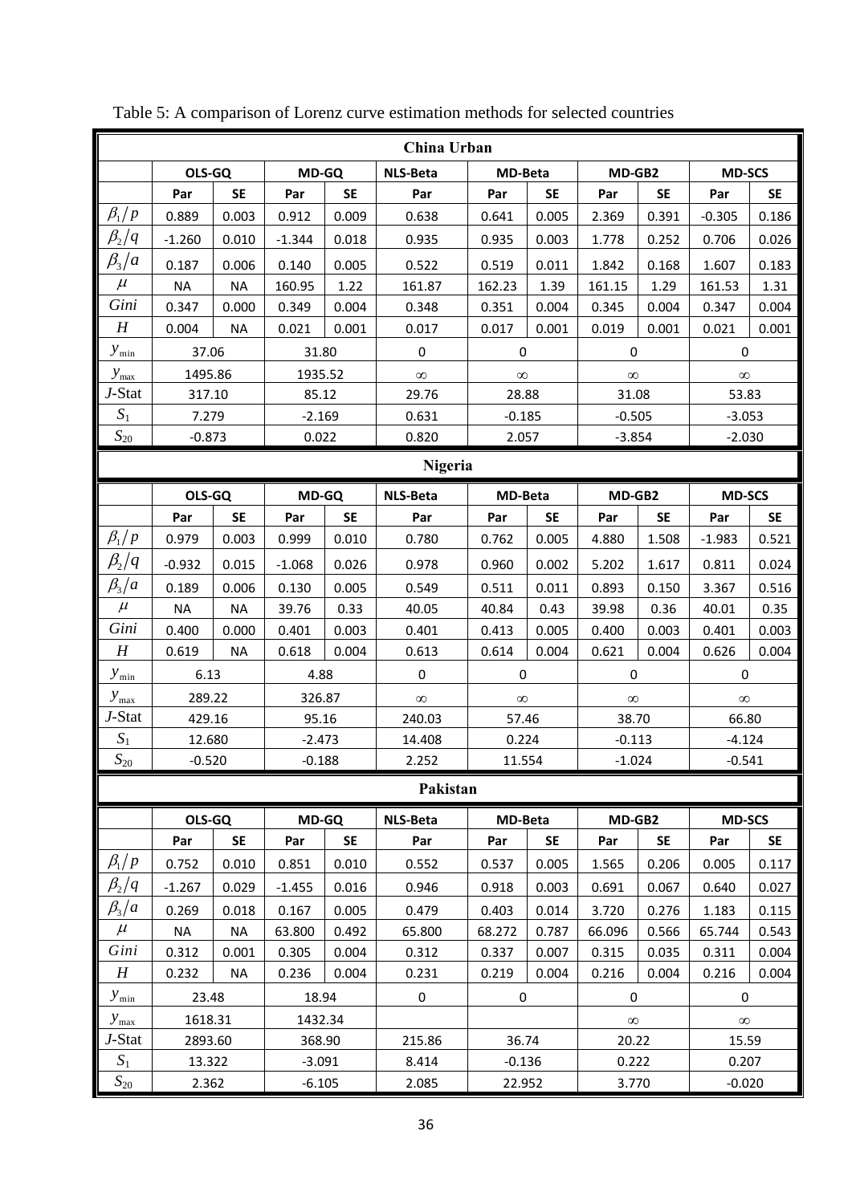Table 5: A comparison of Lorenz curve estimation methods for selected countries

| **China Urban** | | | | | | | | | | | |
|---|---|---|---|---|---|---|---|---|---|---|---|
| | **OLS-GQ** | | **MD-GQ** | | **NLS-Beta** | **MD-Beta** | | **MD-GB2** | | **MD-SCS** | |
| | **Par** | **SE** | **Par** | **SE** | **Par** | **Par** | **SE** | **Par** | **SE** | **Par** | **SE** |
| $\beta_1/p$ | 0.889 | 0.003 | 0.912 | 0.009 | 0.638 | 0.641 | 0.005 | 2.369 | 0.391 | -0.305 | 0.186 |
| $\beta_2/q$ | -1.260 | 0.010 | -1.344 | 0.018 | 0.935 | 0.935 | 0.003 | 1.778 | 0.252 | 0.706 | 0.026 |
| $\beta_3/a$ | 0.187 | 0.006 | 0.140 | 0.005 | 0.522 | 0.519 | 0.011 | 1.842 | 0.168 | 1.607 | 0.183 |
| $\mu$ | NA | NA | 160.95 | 1.22 | 161.87 | 162.23 | 1.39 | 161.15 | 1.29 | 161.53 | 1.31 |
| $Gini$ | 0.347 | 0.000 | 0.349 | 0.004 | 0.348 | 0.351 | 0.004 | 0.345 | 0.004 | 0.347 | 0.004 |
| $H$ | 0.004 | NA | 0.021 | 0.001 | 0.017 | 0.017 | 0.001 | 0.019 | 0.001 | 0.021 | 0.001 |
| $y_{\min}$ | 37.06 | | 31.80 | | 0 | 0 | | 0 | | 0 | |
| $y_{\max}$ | 1495.86 | | 1935.52 | | $\infty$ | $\infty$ | | $\infty$ | | $\infty$ | |
| $J$-Stat | 317.10 | | 85.12 | | 29.76 | 28.88 | | 31.08 | | 53.83 | |
| $S_1$ | 7.279 | | -2.169 | | 0.631 | -0.185 | | -0.505 | | -3.053 | |
| $S_{20}$ | -0.873 | | 0.022 | | 0.820 | 2.057 | | -3.854 | | -2.030 | |
| **Nigeria** | | | | | | | | | | | |
| | **OLS-GQ** | | **MD-GQ** | | **NLS-Beta** | **MD-Beta** | | **MD-GB2** | | **MD-SCS** | |
| | **Par** | **SE** | **Par** | **SE** | **Par** | **Par** | **SE** | **Par** | **SE** | **Par** | **SE** |
| $\beta_1/p$ | 0.979 | 0.003 | 0.999 | 0.010 | 0.780 | 0.762 | 0.005 | 4.880 | 1.508 | -1.983 | 0.521 |
| $\beta_2/q$ | -0.932 | 0.015 | -1.068 | 0.026 | 0.978 | 0.960 | 0.002 | 5.202 | 1.617 | 0.811 | 0.024 |
| $\beta_3/a$ | 0.189 | 0.006 | 0.130 | 0.005 | 0.549 | 0.511 | 0.011 | 0.893 | 0.150 | 3.367 | 0.516 |
| $\mu$ | NA | NA | 39.76 | 0.33 | 40.05 | 40.84 | 0.43 | 39.98 | 0.36 | 40.01 | 0.35 |
| $Gini$ | 0.400 | 0.000 | 0.401 | 0.003 | 0.401 | 0.413 | 0.005 | 0.400 | 0.003 | 0.401 | 0.003 |
| $H$ | 0.619 | NA | 0.618 | 0.004 | 0.613 | 0.614 | 0.004 | 0.621 | 0.004 | 0.626 | 0.004 |
| $y_{\min}$ | 6.13 | | 4.88 | | 0 | 0 | | 0 | | 0 | |
| $y_{\max}$ | 289.22 | | 326.87 | | $\infty$ | $\infty$ | | $\infty$ | | $\infty$ | |
| $J$-Stat | 429.16 | | 95.16 | | 240.03 | 57.46 | | 38.70 | | 66.80 | |
| $S_1$ | 12.680 | | -2.473 | | 14.408 | 0.224 | | -0.113 | | -4.124 | |
| $S_{20}$ | -0.520 | | -0.188 | | 2.252 | 11.554 | | -1.024 | | -0.541 | |
| **Pakistan** | | | | | | | | | | | |
| | **OLS-GQ** | | **MD-GQ** | | **NLS-Beta** | **MD-Beta** | | **MD-GB2** | | **MD-SCS** | |
| | **Par** | **SE** | **Par** | **SE** | **Par** | **Par** | **SE** | **Par** | **SE** | **Par** | **SE** |
| $\beta_1/p$ | 0.752 | 0.010 | 0.851 | 0.010 | 0.552 | 0.537 | 0.005 | 1.565 | 0.206 | 0.005 | 0.117 |
| $\beta_2/q$ | -1.267 | 0.029 | -1.455 | 0.016 | 0.946 | 0.918 | 0.003 | 0.691 | 0.067 | 0.640 | 0.027 |
| $\beta_3/a$ | 0.269 | 0.018 | 0.167 | 0.005 | 0.479 | 0.403 | 0.014 | 3.720 | 0.276 | 1.183 | 0.115 |
| $\mu$ | NA | NA | 63.800 | 0.492 | 65.800 | 68.272 | 0.787 | 66.096 | 0.566 | 65.744 | 0.543 |
| $Gini$ | 0.312 | 0.001 | 0.305 | 0.004 | 0.312 | 0.337 | 0.007 | 0.315 | 0.035 | 0.311 | 0.004 |
| $H$ | 0.232 | NA | 0.236 | 0.004 | 0.231 | 0.219 | 0.004 | 0.216 | 0.004 | 0.216 | 0.004 |
| $y_{\min}$ | 23.48 | | 18.94 | | 0 | 0 | | 0 | | 0 | |
| $y_{\max}$ | 1618.31 | | 1432.34 | | | | | $\infty$ | | $\infty$ | |
| $J$-Stat | 2893.60 | | 368.90 | | 215.86 | 36.74 | | 20.22 | | 15.59 | |
| $S_1$ | 13.322 | | -3.091 | | 8.414 | -0.136 | | 0.222 | | 0.207 | |
| $S_{20}$ | 2.362 | | -6.105 | | 2.085 | 22.952 | | 3.770 | | -0.020 | |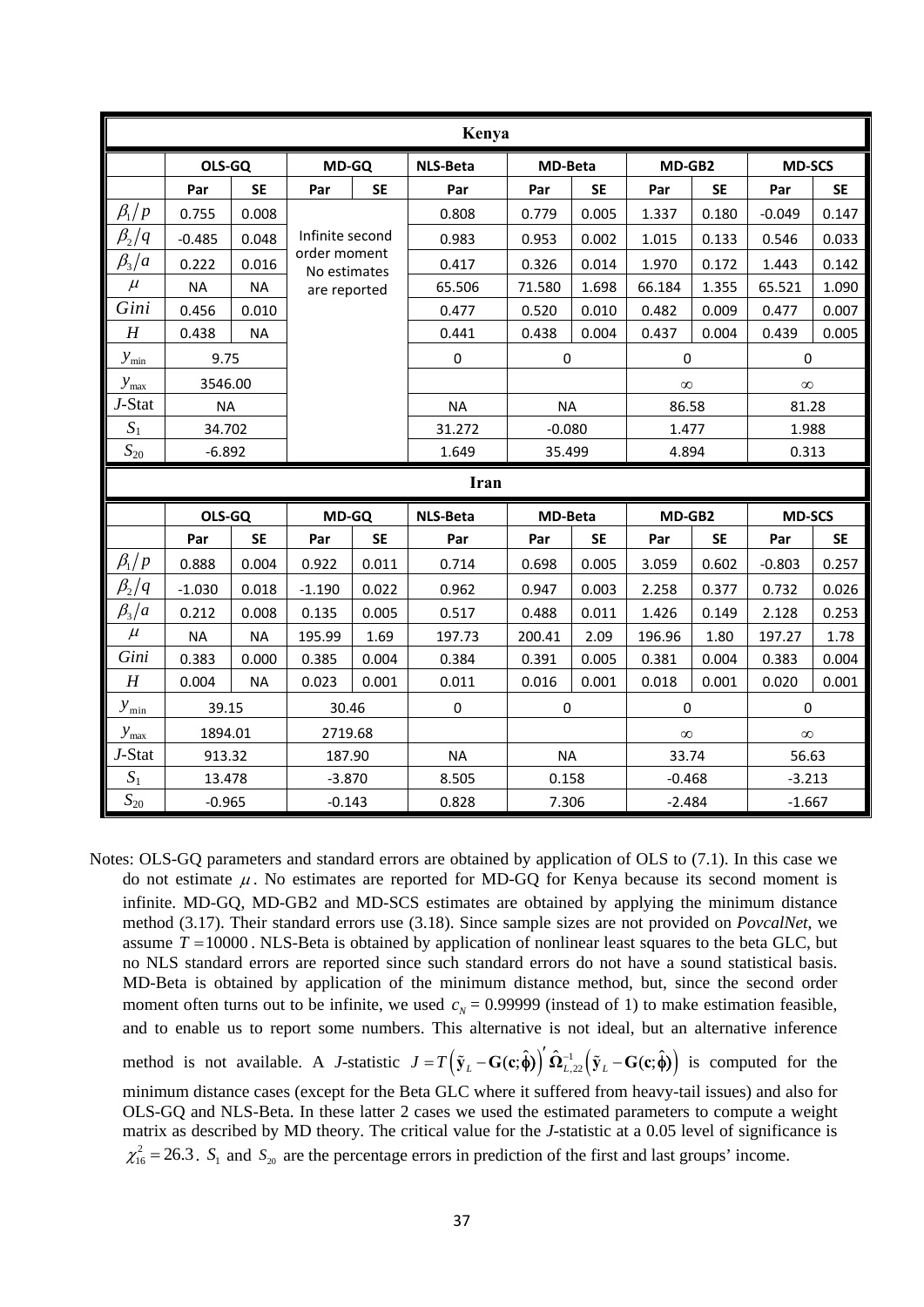| Kenya | | | | | | | | | | | | |
|---|---|---|---|---|---|---|---|---|---|---|---|---|
| | OLS-GQ | | MD-GQ | | NLS-Beta | MD-Beta | | MD-GB2 | | MD-SCS | | |
| | Par | SE | Par | SE | Par | Par | SE | Par | SE | Par | SE | |
| $\beta_1/p$ | 0.755 | 0.008 | Infinite second order moment No estimates are reported | | 0.808 | 0.779 | 0.005 | 1.337 | 0.180 | -0.049 | 0.147 | |
| $\beta_2/q$ | -0.485 | 0.048 | | | 0.983 | 0.953 | 0.002 | 1.015 | 0.133 | 0.546 | 0.033 | |
| $\beta_3/a$ | 0.222 | 0.016 | | | 0.417 | 0.326 | 0.014 | 1.970 | 0.172 | 1.443 | 0.142 | |
| $\mu$ | NA | NA | | | 65.506 | 71.580 | 1.698 | 66.184 | 1.355 | 65.521 | 1.090 | |
| $Gini$ | 0.456 | 0.010 | | | 0.477 | 0.520 | 0.010 | 0.482 | 0.009 | 0.477 | 0.007 | |
| $H$ | 0.438 | NA | | | 0.441 | 0.438 | 0.004 | 0.437 | 0.004 | 0.439 | 0.005 | |
| $y_{\min}$ | 9.75 | | | | 0 | 0 | | 0 | | 0 | | |
| $y_{\max}$ | 3546.00 | | | | | | | $\infty$ | | $\infty$ | | |
| $J$-Stat | NA | | | | NA | NA | | 86.58 | | 81.28 | | |
| $S_1$ | 34.702 | | | | 31.272 | -0.080 | | 1.477 | | 1.988 | | |
| $S_{20}$ | -6.892 | | | | 1.649 | 35.499 | | 4.894 | | 0.313 | | |

| Iran | | | | | | | | | | | |
|---|---|---|---|---|---|---|---|---|---|---|---|
| | OLS-GQ | | MD-GQ | | NLS-Beta | MD-Beta | | MD-GB2 | | MD-SCS | |
| | Par | SE | Par | SE | Par | Par | SE | Par | SE | Par | SE |
| $\beta_1/p$ | 0.888 | 0.004 | 0.922 | 0.011 | 0.714 | 0.698 | 0.005 | 3.059 | 0.602 | -0.803 | 0.257 |
| $\beta_2/q$ | -1.030 | 0.018 | -1.190 | 0.022 | 0.962 | 0.947 | 0.003 | 2.258 | 0.377 | 0.732 | 0.026 |
| $\beta_3/a$ | 0.212 | 0.008 | 0.135 | 0.005 | 0.517 | 0.488 | 0.011 | 1.426 | 0.149 | 2.128 | 0.253 |
| $\mu$ | NA | NA | 195.99 | 1.69 | 197.73 | 200.41 | 2.09 | 196.96 | 1.80 | 197.27 | 1.78 |
| $Gini$ | 0.383 | 0.000 | 0.385 | 0.004 | 0.384 | 0.391 | 0.005 | 0.381 | 0.004 | 0.383 | 0.004 |
| $H$ | 0.004 | NA | 0.023 | 0.001 | 0.011 | 0.016 | 0.001 | 0.018 | 0.001 | 0.020 | 0.001 |
| $y_{\min}$ | 39.15 | | 30.46 | | 0 | 0 | | 0 | | 0 | |
| $y_{\max}$ | 1894.01 | | 2719.68 | | | | | $\infty$ | | $\infty$ | |
| $J$-Stat | 913.32 | | 187.90 | | NA | NA | | 33.74 | | 56.63 | |
| $S_1$ | 13.478 | | -3.870 | | 8.505 | 0.158 | | -0.468 | | -3.213 | |
| $S_{20}$ | -0.965 | | -0.143 | | 0.828 | 7.306 | | -2.484 | | -1.667 | |

Notes: OLS-GQ parameters and standard errors are obtained by application of OLS to (7.1). In this case we do not estimate $\mu$. No estimates are reported for MD-GQ for Kenya because its second moment is infinite. MD-GQ, MD-GB2 and MD-SCS estimates are obtained by applying the minimum distance method (3.17). Their standard errors use (3.18). Since sample sizes are not provided on *PovcalNet*, we assume $T = 10000$. NLS-Beta is obtained by application of nonlinear least squares to the beta GLC, but no NLS standard errors are reported since such standard errors do not have a sound statistical basis. MD-Beta is obtained by application of the minimum distance method, but, since the second order moment often turns out to be infinite, we used $c_N = 0.99999$ (instead of 1) to make estimation feasible, and to enable us to report some numbers. This alternative is not ideal, but an alternative inference method is not available. A $J$-statistic $J = T\left(\tilde{\mathbf{y}}_L - \mathbf{G}(\mathbf{c};\hat{\boldsymbol{\phi}})\right)' \hat{\boldsymbol{\Omega}}_{L,22}^{-1}\left(\tilde{\mathbf{y}}_L - \mathbf{G}(\mathbf{c};\hat{\boldsymbol{\phi}})\right)$ is computed for the minimum distance cases (except for the Beta GLC where it suffered from heavy-tail issues) and also for OLS-GQ and NLS-Beta. In these latter 2 cases we used the estimated parameters to compute a weight matrix as described by MD theory. The critical value for the $J$-statistic at a 0.05 level of significance is $\chi^2_{16} = 26.3$. $S_1$ and $S_{20}$ are the percentage errors in prediction of the first and last groups' income.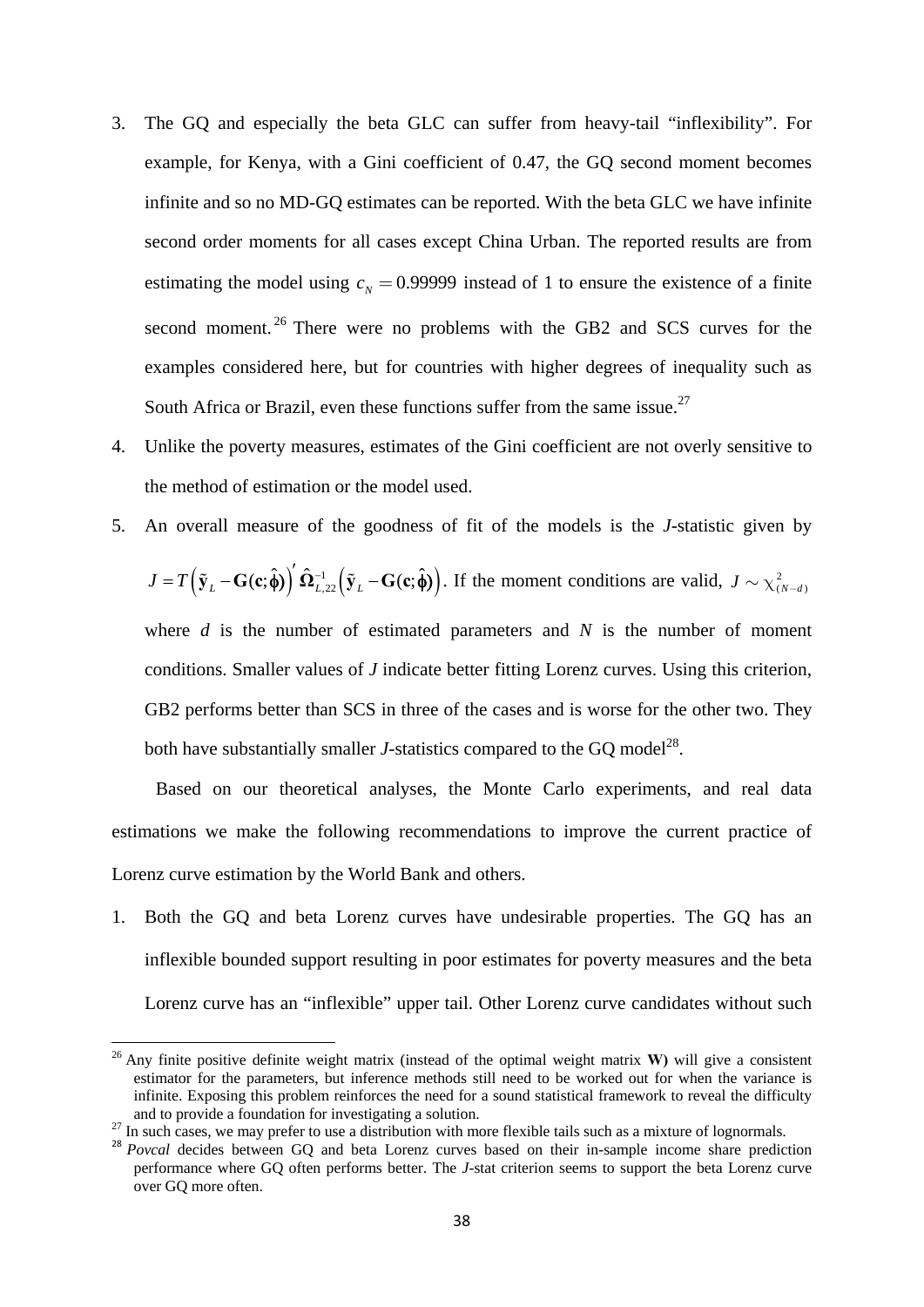3. The GQ and especially the beta GLC can suffer from heavy-tail "inflexibility". For example, for Kenya, with a Gini coefficient of 0.47, the GQ second moment becomes infinite and so no MD-GQ estimates can be reported. With the beta GLC we have infinite second order moments for all cases except China Urban. The reported results are from estimating the model using $c_N = 0.99999$ instead of 1 to ensure the existence of a finite second moment.[26] There were no problems with the GB2 and SCS curves for the examples considered here, but for countries with higher degrees of inequality such as South Africa or Brazil, even these functions suffer from the same issue.[27]

4. Unlike the poverty measures, estimates of the Gini coefficient are not overly sensitive to the method of estimation or the model used.

5. An overall measure of the goodness of fit of the models is the *J*-statistic given by $J = T\left(\tilde{\mathbf{y}}_L - \mathbf{G}(\mathbf{c};\hat{\boldsymbol{\phi}})\right)' \hat{\boldsymbol{\Omega}}_{L,22}^{-1}\left(\tilde{\mathbf{y}}_L - \mathbf{G}(\mathbf{c};\hat{\boldsymbol{\phi}})\right)$. If the moment conditions are valid, $J \sim \chi^2_{(N-d)}$ where *d* is the number of estimated parameters and *N* is the number of moment conditions. Smaller values of *J* indicate better fitting Lorenz curves. Using this criterion, GB2 performs better than SCS in three of the cases and is worse for the other two. They both have substantially smaller *J*-statistics compared to the GQ model[28].

Based on our theoretical analyses, the Monte Carlo experiments, and real data estimations we make the following recommendations to improve the current practice of Lorenz curve estimation by the World Bank and others.

1. Both the GQ and beta Lorenz curves have undesirable properties. The GQ has an inflexible bounded support resulting in poor estimates for poverty measures and the beta Lorenz curve has an "inflexible" upper tail. Other Lorenz curve candidates without such

---

[26] Any finite positive definite weight matrix (instead of the optimal weight matrix **W**) will give a consistent estimator for the parameters, but inference methods still need to be worked out for when the variance is infinite. Exposing this problem reinforces the need for a sound statistical framework to reveal the difficulty and to provide a foundation for investigating a solution.

[27] In such cases, we may prefer to use a distribution with more flexible tails such as a mixture of lognormals.

[28] *Povcal* decides between GQ and beta Lorenz curves based on their in-sample income share prediction performance where GQ often performs better. The *J*-stat criterion seems to support the beta Lorenz curve over GQ more often.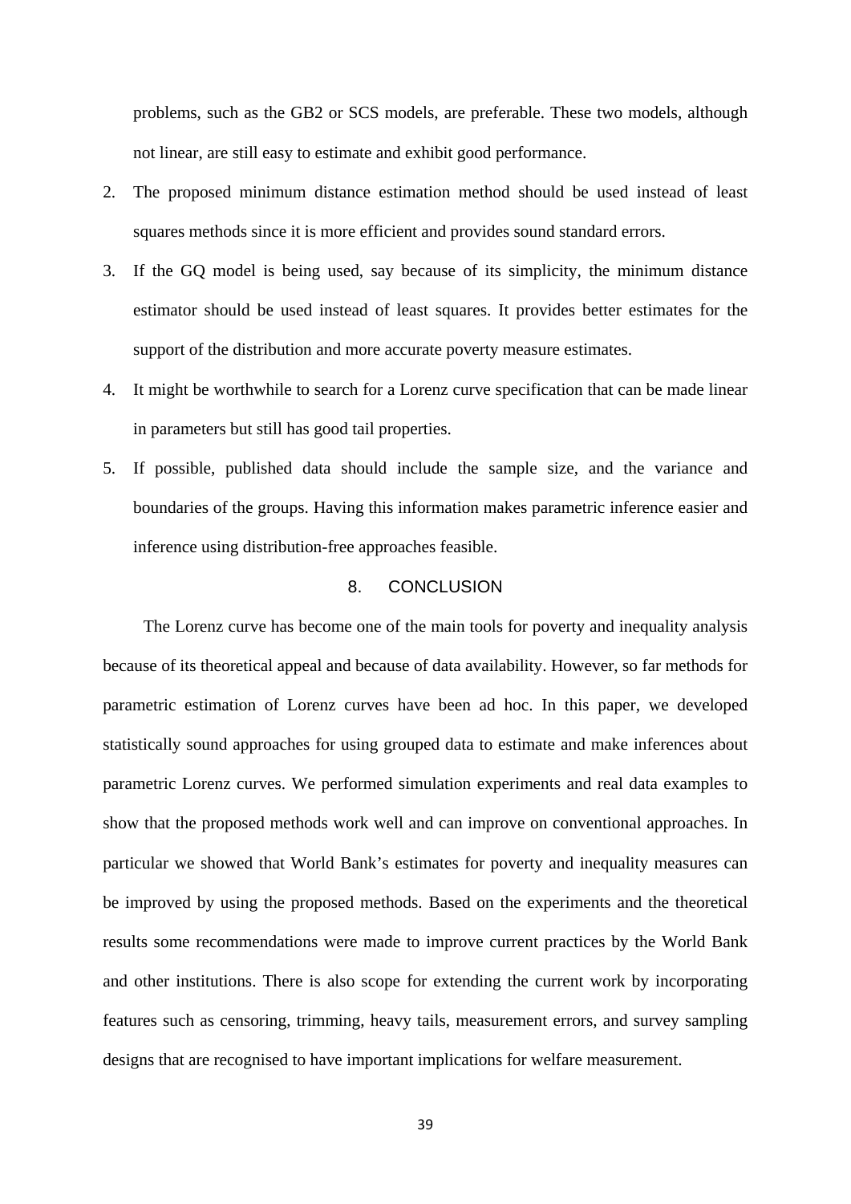problems, such as the GB2 or SCS models, are preferable. These two models, although not linear, are still easy to estimate and exhibit good performance.

2. The proposed minimum distance estimation method should be used instead of least squares methods since it is more efficient and provides sound standard errors.
3. If the GQ model is being used, say because of its simplicity, the minimum distance estimator should be used instead of least squares. It provides better estimates for the support of the distribution and more accurate poverty measure estimates.
4. It might be worthwhile to search for a Lorenz curve specification that can be made linear in parameters but still has good tail properties.
5. If possible, published data should include the sample size, and the variance and boundaries of the groups. Having this information makes parametric inference easier and inference using distribution-free approaches feasible.

## 8. CONCLUSION

The Lorenz curve has become one of the main tools for poverty and inequality analysis because of its theoretical appeal and because of data availability. However, so far methods for parametric estimation of Lorenz curves have been ad hoc. In this paper, we developed statistically sound approaches for using grouped data to estimate and make inferences about parametric Lorenz curves. We performed simulation experiments and real data examples to show that the proposed methods work well and can improve on conventional approaches. In particular we showed that World Bank's estimates for poverty and inequality measures can be improved by using the proposed methods. Based on the experiments and the theoretical results some recommendations were made to improve current practices by the World Bank and other institutions. There is also scope for extending the current work by incorporating features such as censoring, trimming, heavy tails, measurement errors, and survey sampling designs that are recognised to have important implications for welfare measurement.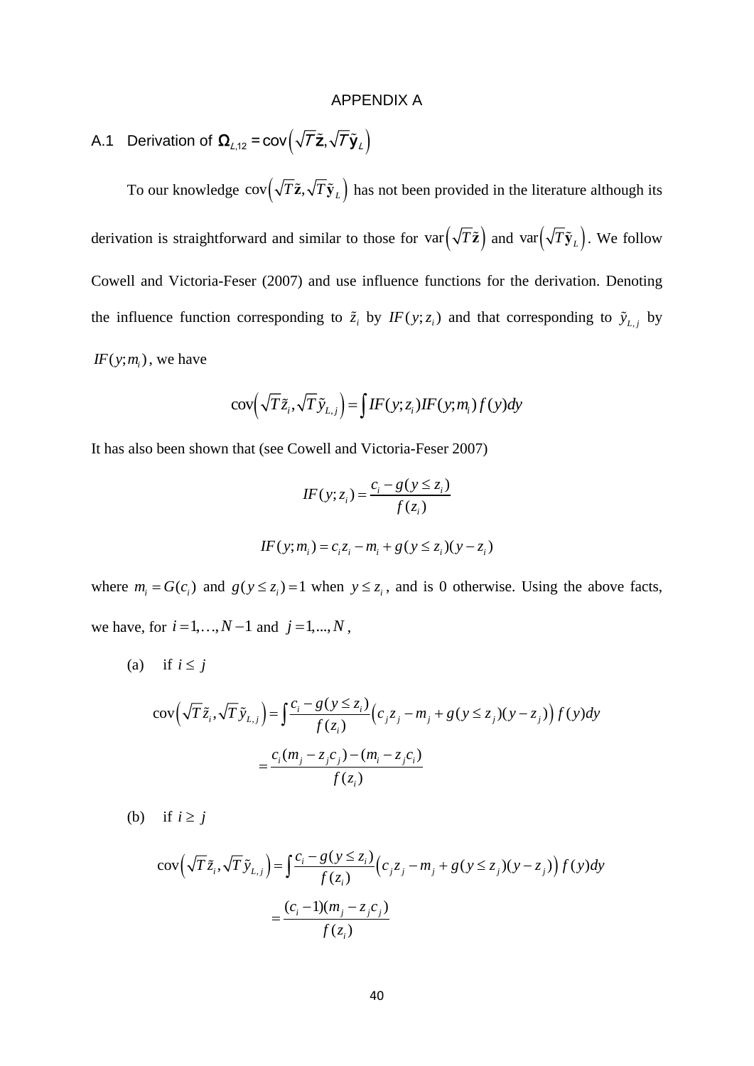APPENDIX A

## A.1 Derivation of $\mathbf{\Omega}_{L,12} = \text{cov}\left(\sqrt{T}\tilde{\mathbf{z}}, \sqrt{T}\tilde{\mathbf{y}}_L\right)$

To our knowledge $\text{cov}\left(\sqrt{T}\tilde{\mathbf{z}}, \sqrt{T}\tilde{\mathbf{y}}_L\right)$ has not been provided in the literature although its derivation is straightforward and similar to those for $\text{var}\left(\sqrt{T}\tilde{\mathbf{z}}\right)$ and $\text{var}\left(\sqrt{T}\tilde{\mathbf{y}}_L\right)$. We follow Cowell and Victoria-Feser (2007) and use influence functions for the derivation. Denoting the influence function corresponding to $\tilde{z}_i$ by $IF(y;z_i)$ and that corresponding to $\tilde{y}_{L,j}$ by $IF(y;m_i)$, we have

$$\text{cov}\left(\sqrt{T}\tilde{z}_i, \sqrt{T}\tilde{y}_{L,j}\right) = \int IF(y;z_i) IF(y;m_i) f(y) dy$$

It has also been shown that (see Cowell and Victoria-Feser 2007)

$$IF(y;z_i) = \frac{c_i - g(y \le z_i)}{f(z_i)}$$

$$IF(y;m_i) = c_i z_i - m_i + g(y \le z_i)(y - z_i)$$

where $m_i = G(c_i)$ and $g(y \le z_i) = 1$ when $y \le z_i$, and is 0 otherwise. Using the above facts, we have, for $i = 1, \ldots, N-1$ and $j = 1, \ldots, N$,

(a) if $i \le j$

$$\text{cov}\left(\sqrt{T}\tilde{z}_i, \sqrt{T}\tilde{y}_{L,j}\right) = \int \frac{c_i - g(y \le z_i)}{f(z_i)} \left(c_j z_j - m_j + g(y \le z_j)(y - z_j)\right) f(y) dy$$

$$= \frac{c_i(m_j - z_j c_j) - (m_i - z_j c_i)}{f(z_i)}$$

(b) if $i \ge j$

$$\text{cov}\left(\sqrt{T}\tilde{z}_i, \sqrt{T}\tilde{y}_{L,j}\right) = \int \frac{c_i - g(y \le z_i)}{f(z_i)} \left(c_j z_j - m_j + g(y \le z_j)(y - z_j)\right) f(y) dy$$

$$= \frac{(c_i - 1)(m_j - z_j c_j)}{f(z_i)}$$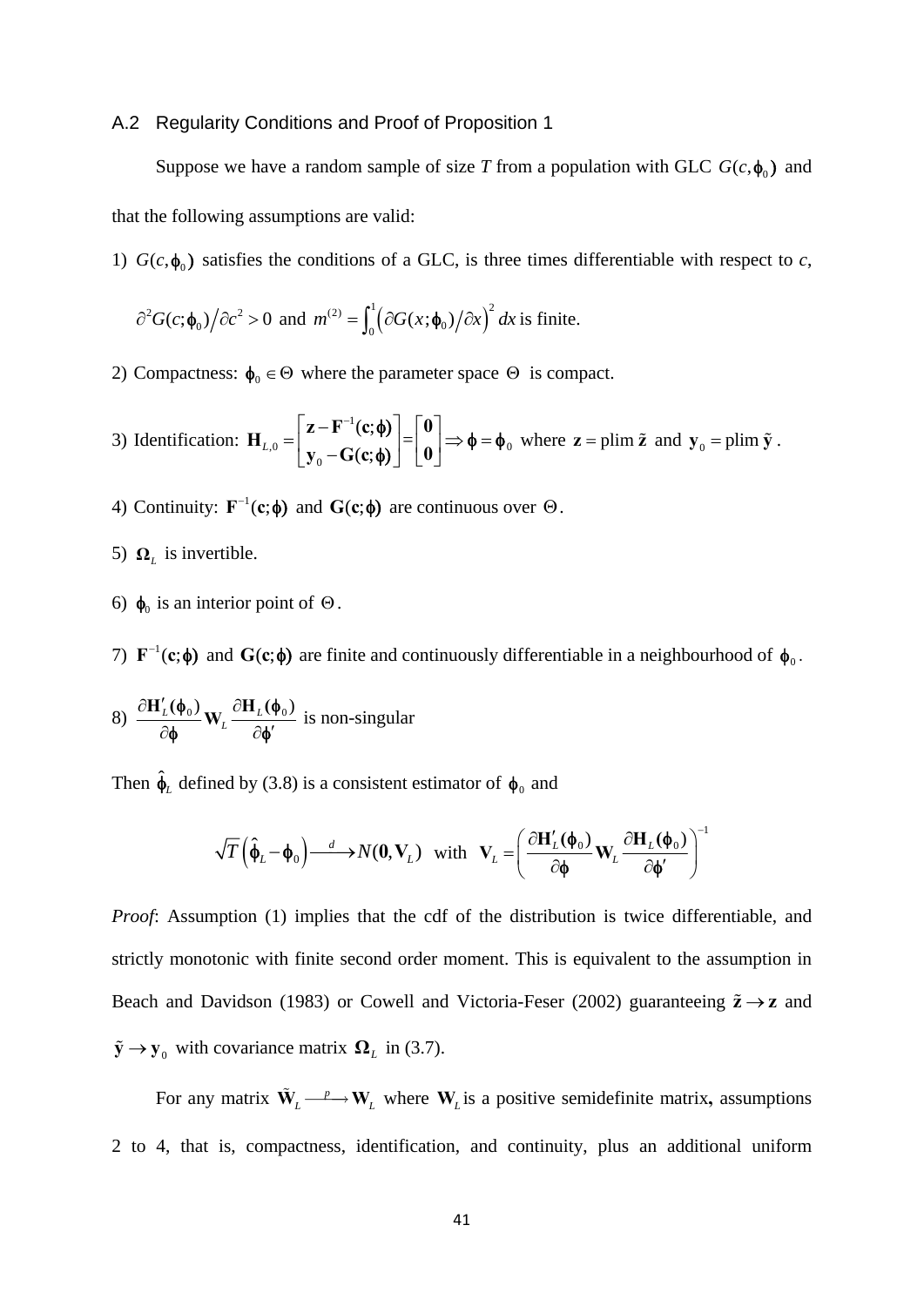### A.2 Regularity Conditions and Proof of Proposition 1

Suppose we have a random sample of size $T$ from a population with GLC $G(c,\varphi_0)$ and that the following assumptions are valid:

1) $G(c,\varphi_0)$ satisfies the conditions of a GLC, is three times differentiable with respect to $c$, $\partial^2 G(c;\varphi_0)/\partial c^2 > 0$ and $m^{(2)} = \int_0^1 \left(\partial G(x;\varphi_0)/\partial x\right)^2 dx$ is finite.

2) Compactness: $\varphi_0 \in \Theta$ where the parameter space $\Theta$ is compact.

3) Identification: $\mathbf{H}_{L,0} = \begin{bmatrix} \mathbf{z} - \mathbf{F}^{-1}(\mathbf{c};\boldsymbol{\varphi}) \\ \mathbf{y}_0 - \mathbf{G}(\mathbf{c};\boldsymbol{\varphi}) \end{bmatrix} = \begin{bmatrix} \mathbf{0} \\ \mathbf{0} \end{bmatrix} \Rightarrow \boldsymbol{\varphi} = \boldsymbol{\varphi}_0$ where $\mathbf{z} = \text{plim}\ \tilde{\mathbf{z}}$ and $\mathbf{y}_0 = \text{plim}\ \tilde{\mathbf{y}}$.

4) Continuity: $\mathbf{F}^{-1}(\mathbf{c};\boldsymbol{\varphi})$ and $\mathbf{G}(\mathbf{c};\boldsymbol{\varphi})$ are continuous over $\Theta$.

5) $\boldsymbol{\Omega}_L$ is invertible.

6) $\boldsymbol{\varphi}_0$ is an interior point of $\Theta$.

7) $\mathbf{F}^{-1}(\mathbf{c};\boldsymbol{\varphi})$ and $\mathbf{G}(\mathbf{c};\boldsymbol{\varphi})$ are finite and continuously differentiable in a neighbourhood of $\boldsymbol{\varphi}_0$.

8) $\dfrac{\partial \mathbf{H}'_L(\boldsymbol{\varphi}_0)}{\partial \boldsymbol{\varphi}} \mathbf{W}_L \dfrac{\partial \mathbf{H}_L(\boldsymbol{\varphi}_0)}{\partial \boldsymbol{\varphi}'}$ is non-singular

Then $\hat{\boldsymbol{\varphi}}_L$ defined by (3.8) is a consistent estimator of $\boldsymbol{\varphi}_0$ and

$$\sqrt{T}\left(\hat{\boldsymbol{\varphi}}_L - \boldsymbol{\varphi}_0\right) \xrightarrow{d} N(\mathbf{0}, \mathbf{V}_L) \quad \text{with} \quad \mathbf{V}_L = \left( \frac{\partial \mathbf{H}'_L(\boldsymbol{\varphi}_0)}{\partial \boldsymbol{\varphi}} \mathbf{W}_L \frac{\partial \mathbf{H}_L(\boldsymbol{\varphi}_0)}{\partial \boldsymbol{\varphi}'} \right)^{-1}$$

*Proof*: Assumption (1) implies that the cdf of the distribution is twice differentiable, and strictly monotonic with finite second order moment. This is equivalent to the assumption in Beach and Davidson (1983) or Cowell and Victoria-Feser (2002) guaranteeing $\tilde{\mathbf{z}} \to \mathbf{z}$ and $\tilde{\mathbf{y}} \to \mathbf{y}_0$ with covariance matrix $\boldsymbol{\Omega}_L$ in (3.7).

For any matrix $\tilde{\mathbf{W}}_L \xrightarrow{p} \mathbf{W}_L$ where $\mathbf{W}_L$ is a positive semidefinite matrix**,** assumptions 2 to 4, that is, compactness, identification, and continuity, plus an additional uniform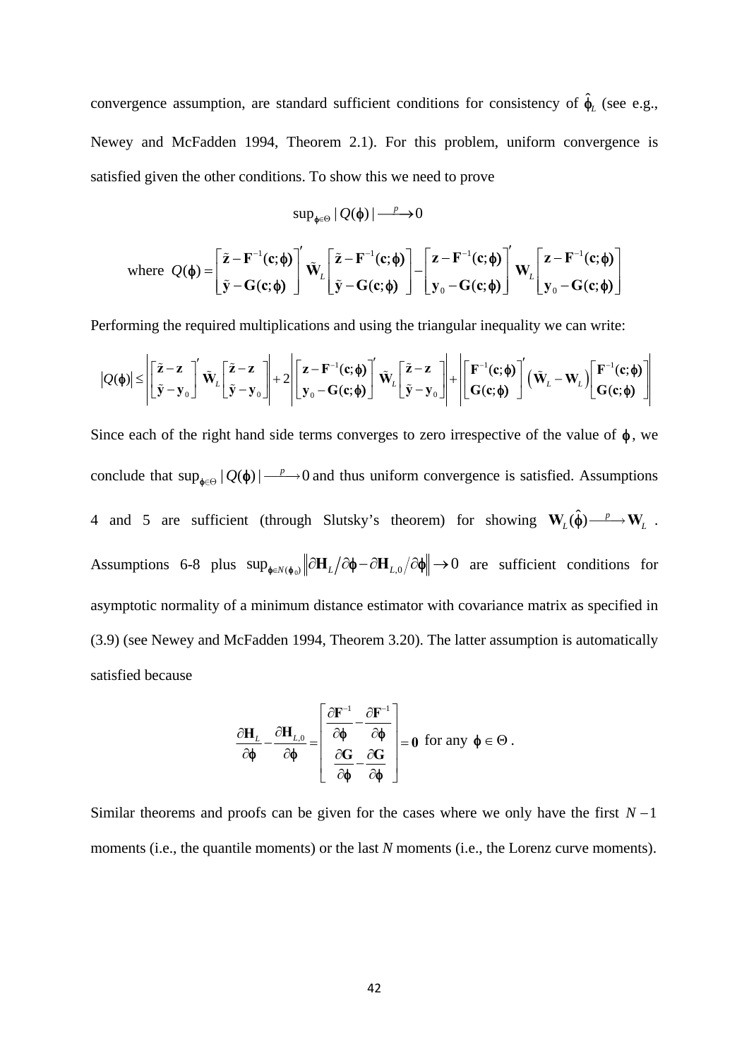convergence assumption, are standard sufficient conditions for consistency of $\hat{\boldsymbol{\phi}}_L$ (see e.g., Newey and McFadden 1994, Theorem 2.1). For this problem, uniform convergence is satisfied given the other conditions. To show this we need to prove

$$\sup_{\boldsymbol{\phi}\in\Theta} |Q(\boldsymbol{\phi})| \xrightarrow{\ p\ } 0$$

$$\text{where } Q(\boldsymbol{\phi}) = \begin{bmatrix} \tilde{\mathbf{z}} - \mathbf{F}^{-1}(\mathbf{c};\boldsymbol{\phi}) \\ \tilde{\mathbf{y}} - \mathbf{G}(\mathbf{c};\boldsymbol{\phi}) \end{bmatrix}' \tilde{\mathbf{W}}_L \begin{bmatrix} \tilde{\mathbf{z}} - \mathbf{F}^{-1}(\mathbf{c};\boldsymbol{\phi}) \\ \tilde{\mathbf{y}} - \mathbf{G}(\mathbf{c};\boldsymbol{\phi}) \end{bmatrix} - \begin{bmatrix} \mathbf{z} - \mathbf{F}^{-1}(\mathbf{c};\boldsymbol{\phi}) \\ \mathbf{y}_0 - \mathbf{G}(\mathbf{c};\boldsymbol{\phi}) \end{bmatrix}' \mathbf{W}_L \begin{bmatrix} \mathbf{z} - \mathbf{F}^{-1}(\mathbf{c};\boldsymbol{\phi}) \\ \mathbf{y}_0 - \mathbf{G}(\mathbf{c};\boldsymbol{\phi}) \end{bmatrix}$$

Performing the required multiplications and using the triangular inequality we can write:

$$|Q(\boldsymbol{\phi})| \le \left| \begin{bmatrix} \tilde{\mathbf{z}} - \mathbf{z} \\ \tilde{\mathbf{y}} - \mathbf{y}_0 \end{bmatrix}' \tilde{\mathbf{W}}_L \begin{bmatrix} \tilde{\mathbf{z}} - \mathbf{z} \\ \tilde{\mathbf{y}} - \mathbf{y}_0 \end{bmatrix} \right| + 2 \left| \begin{bmatrix} \mathbf{z} - \mathbf{F}^{-1}(\mathbf{c};\boldsymbol{\phi}) \\ \mathbf{y}_0 - \mathbf{G}(\mathbf{c};\boldsymbol{\phi}) \end{bmatrix}' \tilde{\mathbf{W}}_L \begin{bmatrix} \tilde{\mathbf{z}} - \mathbf{z} \\ \tilde{\mathbf{y}} - \mathbf{y}_0 \end{bmatrix} \right| + \left| \begin{bmatrix} \mathbf{F}^{-1}(\mathbf{c};\boldsymbol{\phi}) \\ \mathbf{G}(\mathbf{c};\boldsymbol{\phi}) \end{bmatrix}' \left( \tilde{\mathbf{W}}_L - \mathbf{W}_L \right) \begin{bmatrix} \mathbf{F}^{-1}(\mathbf{c};\boldsymbol{\phi}) \\ \mathbf{G}(\mathbf{c};\boldsymbol{\phi}) \end{bmatrix} \right|$$

Since each of the right hand side terms converges to zero irrespective of the value of $\boldsymbol{\phi}$, we conclude that $\sup_{\boldsymbol{\phi}\in\Theta} |Q(\boldsymbol{\phi})| \xrightarrow{\ p\ } 0$ and thus uniform convergence is satisfied. Assumptions 4 and 5 are sufficient (through Slutsky's theorem) for showing $\mathbf{W}_L(\hat{\boldsymbol{\phi}}) \xrightarrow{\ p\ } \mathbf{W}_L$. Assumptions 6-8 plus $\sup_{\boldsymbol{\phi}\in N(\boldsymbol{\phi}_0)} \left\| \partial \mathbf{H}_L / \partial \boldsymbol{\phi} - \partial \mathbf{H}_{L,0} / \partial \boldsymbol{\phi} \right\| \to 0$ are sufficient conditions for asymptotic normality of a minimum distance estimator with covariance matrix as specified in (3.9) (see Newey and McFadden 1994, Theorem 3.20). The latter assumption is automatically satisfied because

$$\frac{\partial \mathbf{H}_L}{\partial \boldsymbol{\phi}} - \frac{\partial \mathbf{H}_{L,0}}{\partial \boldsymbol{\phi}} = \begin{bmatrix} \dfrac{\partial \mathbf{F}^{-1}}{\partial \boldsymbol{\phi}} - \dfrac{\partial \mathbf{F}^{-1}}{\partial \boldsymbol{\phi}} \\ \dfrac{\partial \mathbf{G}}{\partial \boldsymbol{\phi}} - \dfrac{\partial \mathbf{G}}{\partial \boldsymbol{\phi}} \end{bmatrix} = \mathbf{0} \text{ for any } \boldsymbol{\phi} \in \Theta .$$

Similar theorems and proofs can be given for the cases where we only have the first $N-1$ moments (i.e., the quantile moments) or the last $N$ moments (i.e., the Lorenz curve moments).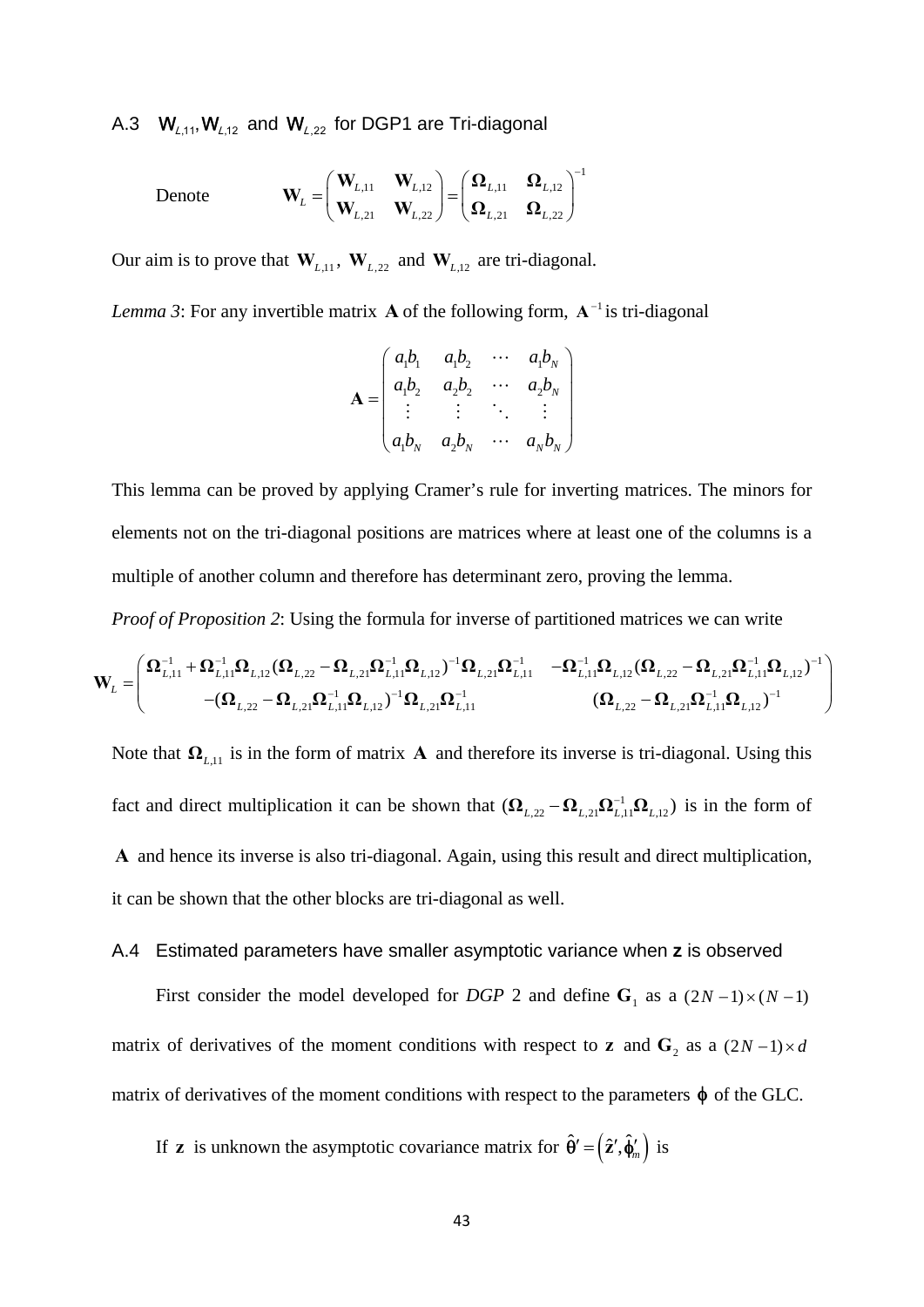### A.3 $\mathbf{W}_{L,11}, \mathbf{W}_{L,12}$ and $\mathbf{W}_{L,22}$ for DGP1 are Tri-diagonal

Denote
$$\mathbf{W}_L = \begin{pmatrix} \mathbf{W}_{L,11} & \mathbf{W}_{L,12} \\ \mathbf{W}_{L,21} & \mathbf{W}_{L,22} \end{pmatrix} = \begin{pmatrix} \mathbf{\Omega}_{L,11} & \mathbf{\Omega}_{L,12} \\ \mathbf{\Omega}_{L,21} & \mathbf{\Omega}_{L,22} \end{pmatrix}^{-1}$$

Our aim is to prove that $\mathbf{W}_{L,11}$, $\mathbf{W}_{L,22}$ and $\mathbf{W}_{L,12}$ are tri-diagonal.

*Lemma 3*: For any invertible matrix $\mathbf{A}$ of the following form, $\mathbf{A}^{-1}$ is tri-diagonal

$$\mathbf{A} = \begin{pmatrix} a_1 b_1 & a_1 b_2 & \cdots & a_1 b_N \\ a_1 b_2 & a_2 b_2 & \cdots & a_2 b_N \\ \vdots & \vdots & \ddots & \vdots \\ a_1 b_N & a_2 b_N & \cdots & a_N b_N \end{pmatrix}$$

This lemma can be proved by applying Cramer's rule for inverting matrices. The minors for elements not on the tri-diagonal positions are matrices where at least one of the columns is a multiple of another column and therefore has determinant zero, proving the lemma.

*Proof of Proposition 2*: Using the formula for inverse of partitioned matrices we can write

$$\mathbf{W}_L = \begin{pmatrix} \mathbf{\Omega}_{L,11}^{-1} + \mathbf{\Omega}_{L,11}^{-1}\mathbf{\Omega}_{L,12}(\mathbf{\Omega}_{L,22} - \mathbf{\Omega}_{L,21}\mathbf{\Omega}_{L,11}^{-1}\mathbf{\Omega}_{L,12})^{-1}\mathbf{\Omega}_{L,21}\mathbf{\Omega}_{L,11}^{-1} & -\mathbf{\Omega}_{L,11}^{-1}\mathbf{\Omega}_{L,12}(\mathbf{\Omega}_{L,22} - \mathbf{\Omega}_{L,21}\mathbf{\Omega}_{L,11}^{-1}\mathbf{\Omega}_{L,12})^{-1} \\ -(\mathbf{\Omega}_{L,22} - \mathbf{\Omega}_{L,21}\mathbf{\Omega}_{L,11}^{-1}\mathbf{\Omega}_{L,12})^{-1}\mathbf{\Omega}_{L,21}\mathbf{\Omega}_{L,11}^{-1} & (\mathbf{\Omega}_{L,22} - \mathbf{\Omega}_{L,21}\mathbf{\Omega}_{L,11}^{-1}\mathbf{\Omega}_{L,12})^{-1} \end{pmatrix}$$

Note that $\mathbf{\Omega}_{L,11}$ is in the form of matrix $\mathbf{A}$ and therefore its inverse is tri-diagonal. Using this fact and direct multiplication it can be shown that $(\mathbf{\Omega}_{L,22} - \mathbf{\Omega}_{L,21}\mathbf{\Omega}_{L,11}^{-1}\mathbf{\Omega}_{L,12})$ is in the form of $\mathbf{A}$ and hence its inverse is also tri-diagonal. Again, using this result and direct multiplication, it can be shown that the other blocks are tri-diagonal as well.

### A.4 Estimated parameters have smaller asymptotic variance when z is observed

First consider the model developed for *DGP* 2 and define $\mathbf{G}_1$ as a $(2N-1)\times(N-1)$ matrix of derivatives of the moment conditions with respect to $\mathbf{z}$ and $\mathbf{G}_2$ as a $(2N-1)\times d$ matrix of derivatives of the moment conditions with respect to the parameters $\boldsymbol{\varphi}$ of the GLC.

If $\mathbf{z}$ is unknown the asymptotic covariance matrix for $\hat{\boldsymbol{\theta}}' = \left(\hat{\mathbf{z}}', \hat{\boldsymbol{\varphi}}_m'\right)$ is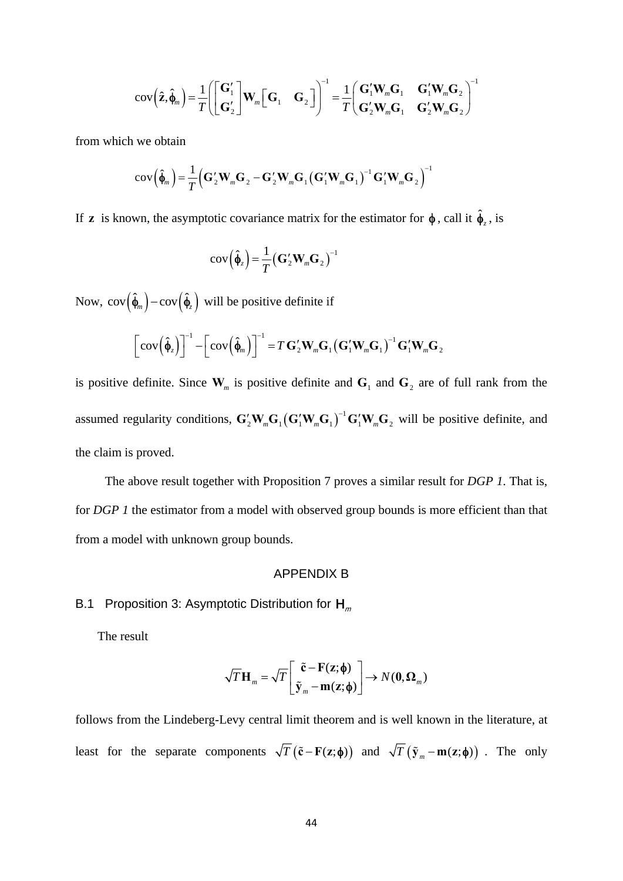$$\text{cov}\left(\hat{\mathbf{z}},\hat{\boldsymbol{\phi}}_m\right)=\frac{1}{T}\left(\begin{bmatrix}\mathbf{G}_1'\\ \mathbf{G}_2'\end{bmatrix}\mathbf{W}_m\begin{bmatrix}\mathbf{G}_1 & \mathbf{G}_2\end{bmatrix}\right)^{-1}=\frac{1}{T}\begin{pmatrix}\mathbf{G}_1'\mathbf{W}_m\mathbf{G}_1 & \mathbf{G}_1'\mathbf{W}_m\mathbf{G}_2\\ \mathbf{G}_2'\mathbf{W}_m\mathbf{G}_1 & \mathbf{G}_2'\mathbf{W}_m\mathbf{G}_2\end{pmatrix}^{-1}$$

from which we obtain

$$\text{cov}\left(\hat{\boldsymbol{\phi}}_m\right)=\frac{1}{T}\left(\mathbf{G}_2'\mathbf{W}_m\mathbf{G}_2-\mathbf{G}_2'\mathbf{W}_m\mathbf{G}_1\left(\mathbf{G}_1'\mathbf{W}_m\mathbf{G}_1\right)^{-1}\mathbf{G}_1'\mathbf{W}_m\mathbf{G}_2\right)^{-1}$$

If $\mathbf{z}$ is known, the asymptotic covariance matrix for the estimator for $\boldsymbol{\phi}$, call it $\hat{\boldsymbol{\phi}}_z$, is

$$\text{cov}\left(\hat{\boldsymbol{\phi}}_z\right)=\frac{1}{T}\left(\mathbf{G}_2'\mathbf{W}_m\mathbf{G}_2\right)^{-1}$$

Now, $\text{cov}\left(\hat{\boldsymbol{\phi}}_m\right)-\text{cov}\left(\hat{\boldsymbol{\phi}}_z\right)$ will be positive definite if

$$\left[\text{cov}\left(\hat{\boldsymbol{\phi}}_z\right)\right]^{-1}-\left[\text{cov}\left(\hat{\boldsymbol{\phi}}_m\right)\right]^{-1}=T\,\mathbf{G}_2'\mathbf{W}_m\mathbf{G}_1\left(\mathbf{G}_1'\mathbf{W}_m\mathbf{G}_1\right)^{-1}\mathbf{G}_1'\mathbf{W}_m\mathbf{G}_2$$

is positive definite. Since $\mathbf{W}_m$ is positive definite and $\mathbf{G}_1$ and $\mathbf{G}_2$ are of full rank from the assumed regularity conditions, $\mathbf{G}_2'\mathbf{W}_m\mathbf{G}_1\left(\mathbf{G}_1'\mathbf{W}_m\mathbf{G}_1\right)^{-1}\mathbf{G}_1'\mathbf{W}_m\mathbf{G}_2$ will be positive definite, and the claim is proved.

The above result together with Proposition 7 proves a similar result for *DGP 1*. That is, for *DGP 1* the estimator from a model with observed group bounds is more efficient than that from a model with unknown group bounds.

# APPENDIX B

## B.1 Proposition 3: Asymptotic Distribution for $\mathbf{H}_m$

The result

$$\sqrt{T}\mathbf{H}_m=\sqrt{T}\begin{bmatrix}\tilde{\mathbf{c}}-\mathbf{F}(\mathbf{z};\boldsymbol{\phi})\\ \tilde{\mathbf{y}}_m-\mathbf{m}(\mathbf{z};\boldsymbol{\phi})\end{bmatrix}\rightarrow N(\mathbf{0},\boldsymbol{\Omega}_m)$$

follows from the Lindeberg-Levy central limit theorem and is well known in the literature, at least for the separate components $\sqrt{T}\left(\tilde{\mathbf{c}}-\mathbf{F}(\mathbf{z};\boldsymbol{\phi})\right)$ and $\sqrt{T}\left(\tilde{\mathbf{y}}_m-\mathbf{m}(\mathbf{z};\boldsymbol{\phi})\right)$. The only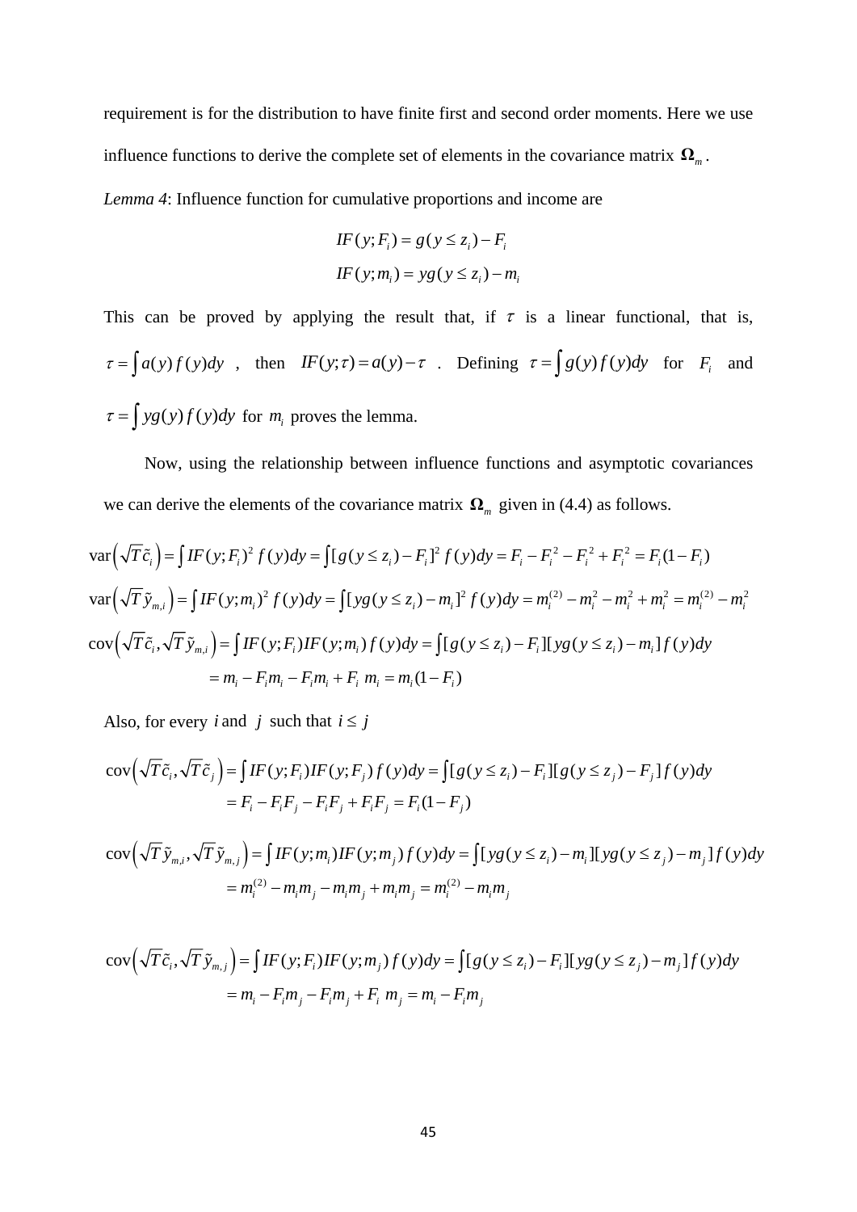requirement is for the distribution to have finite first and second order moments. Here we use influence functions to derive the complete set of elements in the covariance matrix $\mathbf{\Omega}_m$.

*Lemma 4*: Influence function for cumulative proportions and income are

$$IF(y;F_i) = g(y \le z_i) - F_i$$
$$IF(y;m_i) = yg(y \le z_i) - m_i$$

This can be proved by applying the result that, if $\tau$ is a linear functional, that is, $\tau = \int a(y) f(y)dy$ , then $IF(y;\tau) = a(y) - \tau$ . Defining $\tau = \int g(y) f(y)dy$ for $F_i$ and $\tau = \int yg(y) f(y)dy$ for $m_i$ proves the lemma.

Now, using the relationship between influence functions and asymptotic covariances we can derive the elements of the covariance matrix $\mathbf{\Omega}_m$ given in (4.4) as follows.

$$\text{var}\left(\sqrt{T}\tilde{c}_i\right) = \int IF(y;F_i)^2 f(y)dy = \int [g(y \le z_i) - F_i]^2 f(y)dy = F_i - F_i^2 - F_i^2 + F_i^2 = F_i(1-F_i)$$

$$\text{var}\left(\sqrt{T}\tilde{y}_{m,i}\right) = \int IF(y;m_i)^2 f(y)dy = \int [yg(y \le z_i) - m_i]^2 f(y)dy = m_i^{(2)} - m_i^2 - m_i^2 + m_i^2 = m_i^{(2)} - m_i^2$$

$$\begin{aligned}\text{cov}\left(\sqrt{T}\tilde{c}_i, \sqrt{T}\tilde{y}_{m,i}\right) &= \int IF(y;F_i) IF(y;m_i) f(y)dy = \int [g(y \le z_i) - F_i][yg(y \le z_i) - m_i] f(y)dy \\ &= m_i - F_i m_i - F_i m_i + F_i\, m_i = m_i(1-F_i)\end{aligned}$$

Also, for every $i$ and $j$ such that $i \le j$

$$\begin{aligned}\text{cov}\left(\sqrt{T}\tilde{c}_i, \sqrt{T}\tilde{c}_j\right) &= \int IF(y;F_i) IF(y;F_j) f(y)dy = \int [g(y \le z_i) - F_i][g(y \le z_j) - F_j] f(y)dy \\ &= F_i - F_i F_j - F_i F_j + F_i F_j = F_i(1-F_j)\end{aligned}$$

$$\begin{aligned}\text{cov}\left(\sqrt{T}\tilde{y}_{m,i}, \sqrt{T}\tilde{y}_{m,j}\right) &= \int IF(y;m_i) IF(y;m_j) f(y)dy = \int [yg(y \le z_i) - m_i][yg(y \le z_j) - m_j] f(y)dy \\ &= m_i^{(2)} - m_i m_j - m_i m_j + m_i m_j = m_i^{(2)} - m_i m_j\end{aligned}$$

$$\begin{aligned}\text{cov}\left(\sqrt{T}\tilde{c}_i, \sqrt{T}\tilde{y}_{m,j}\right) &= \int IF(y;F_i) IF(y;m_j) f(y)dy = \int [g(y \le z_i) - F_i][yg(y \le z_j) - m_j] f(y)dy \\ &= m_i - F_i m_j - F_i m_j + F_i\, m_j = m_i - F_i m_j\end{aligned}$$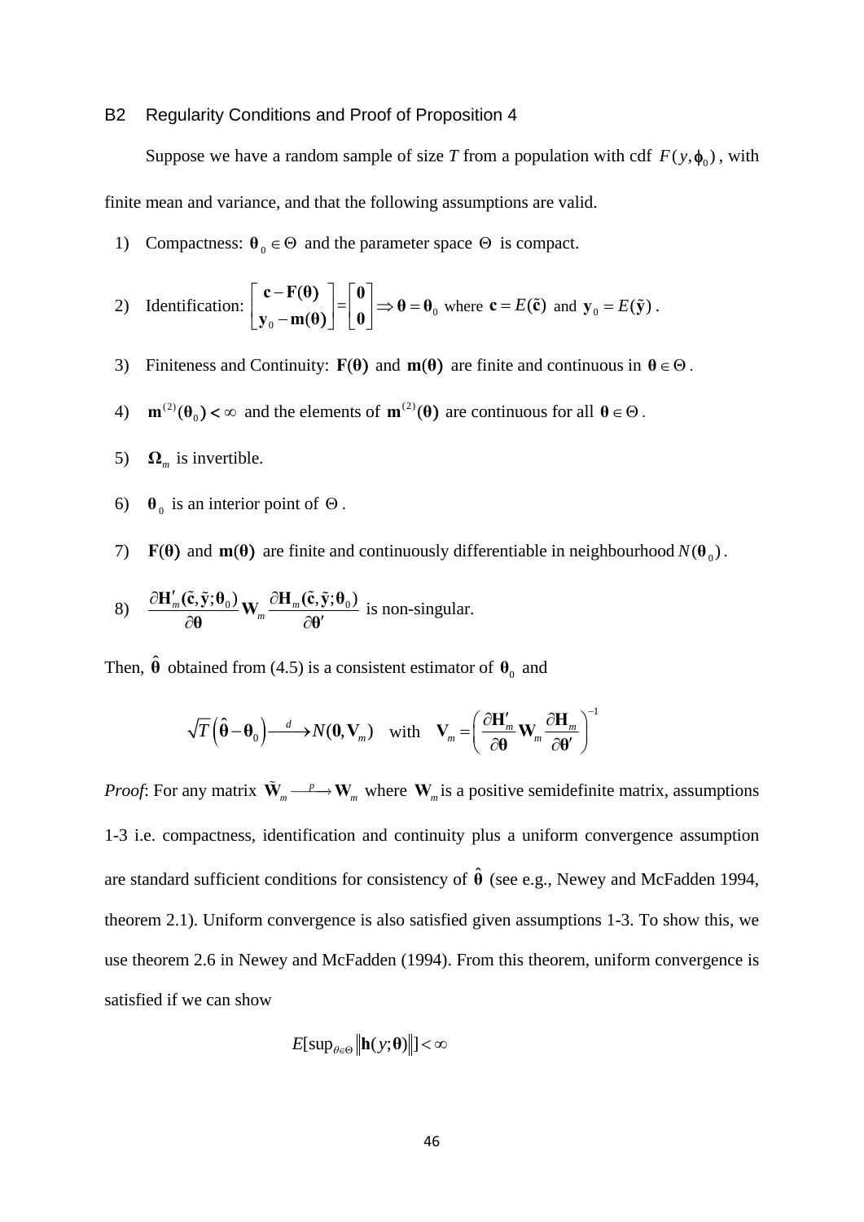### B2 Regularity Conditions and Proof of Proposition 4

Suppose we have a random sample of size $T$ from a population with cdf $F(y, \phi_0)$, with finite mean and variance, and that the following assumptions are valid.

1) Compactness: $\boldsymbol{\theta}_0 \in \Theta$ and the parameter space $\Theta$ is compact.

2) Identification: $\begin{bmatrix} \mathbf{c} - \mathbf{F}(\boldsymbol{\theta}) \\ \mathbf{y}_0 - \mathbf{m}(\boldsymbol{\theta}) \end{bmatrix} = \begin{bmatrix} \mathbf{0} \\ \mathbf{0} \end{bmatrix} \Rightarrow \boldsymbol{\theta} = \boldsymbol{\theta}_0$ where $\mathbf{c} = E(\tilde{\mathbf{c}})$ and $\mathbf{y}_0 = E(\tilde{\mathbf{y}})$.

3) Finiteness and Continuity: $\mathbf{F}(\boldsymbol{\theta})$ and $\mathbf{m}(\boldsymbol{\theta})$ are finite and continuous in $\boldsymbol{\theta} \in \Theta$.

4) $\mathbf{m}^{(2)}(\boldsymbol{\theta}_0) < \infty$ and the elements of $\mathbf{m}^{(2)}(\boldsymbol{\theta})$ are continuous for all $\boldsymbol{\theta} \in \Theta$.

5) $\boldsymbol{\Omega}_m$ is invertible.

6) $\boldsymbol{\theta}_0$ is an interior point of $\Theta$.

7) $\mathbf{F}(\boldsymbol{\theta})$ and $\mathbf{m}(\boldsymbol{\theta})$ are finite and continuously differentiable in neighbourhood $N(\boldsymbol{\theta}_0)$.

8) $\dfrac{\partial \mathbf{H}'_m(\tilde{\mathbf{c}}, \tilde{\mathbf{y}}; \boldsymbol{\theta}_0)}{\partial \boldsymbol{\theta}} \mathbf{W}_m \dfrac{\partial \mathbf{H}_m(\tilde{\mathbf{c}}, \tilde{\mathbf{y}}; \boldsymbol{\theta}_0)}{\partial \boldsymbol{\theta}'}$ is non-singular.

Then, $\hat{\boldsymbol{\theta}}$ obtained from (4.5) is a consistent estimator of $\boldsymbol{\theta}_0$ and

$$\sqrt{T}\left(\hat{\boldsymbol{\theta}} - \boldsymbol{\theta}_0\right) \xrightarrow{d} N(\mathbf{0}, \mathbf{V}_m) \quad \text{with} \quad \mathbf{V}_m = \left( \frac{\partial \mathbf{H}'_m}{\partial \boldsymbol{\theta}} \mathbf{W}_m \frac{\partial \mathbf{H}_m}{\partial \boldsymbol{\theta}'} \right)^{-1}$$

*Proof*: For any matrix $\tilde{\mathbf{W}}_m \xrightarrow{p} \mathbf{W}_m$ where $\mathbf{W}_m$ is a positive semidefinite matrix, assumptions 1-3 i.e. compactness, identification and continuity plus a uniform convergence assumption are standard sufficient conditions for consistency of $\hat{\boldsymbol{\theta}}$ (see e.g., Newey and McFadden 1994, theorem 2.1). Uniform convergence is also satisfied given assumptions 1-3. To show this, we use theorem 2.6 in Newey and McFadden (1994). From this theorem, uniform convergence is satisfied if we can show

$$E[\sup_{\theta \in \Theta} \|\mathbf{h}(y; \boldsymbol{\theta})\|] < \infty$$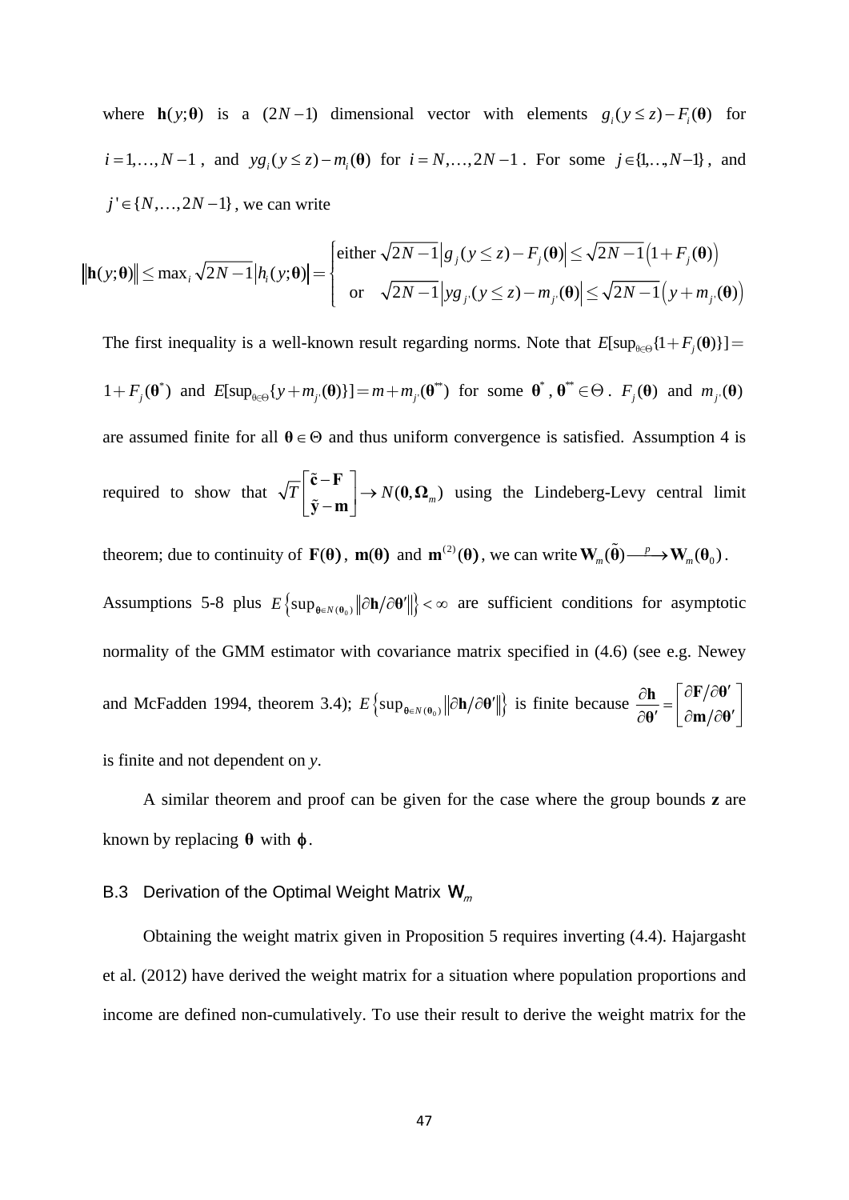where $\mathbf{h}(y;\boldsymbol{\theta})$ is a $(2N-1)$ dimensional vector with elements $g_i(y \le z) - F_i(\boldsymbol{\theta})$ for $i = 1,\ldots,N-1$, and $yg_i(y \le z) - m_i(\boldsymbol{\theta})$ for $i = N,\ldots,2N-1$. For some $j \in \{1,\ldots,N-1\}$, and $j' \in \{N,\ldots,2N-1\}$, we can write

$$\left\|\mathbf{h}(y;\boldsymbol{\theta})\right\| \le \max_i \sqrt{2N-1}\left|h_i(y;\boldsymbol{\theta})\right| = \begin{cases} \text{either } \sqrt{2N-1}\left|g_j(y \le z) - F_j(\boldsymbol{\theta})\right| \le \sqrt{2N-1}\left(1 + F_j(\boldsymbol{\theta})\right) \\ \quad \text{or} \quad \sqrt{2N-1}\left|yg_{j'}(y \le z) - m_{j'}(\boldsymbol{\theta})\right| \le \sqrt{2N-1}\left(y + m_{j'}(\boldsymbol{\theta})\right) \end{cases}$$

The first inequality is a well-known result regarding norms. Note that $E[\sup_{\theta\in\Theta}\{1 + F_j(\boldsymbol{\theta})\}] = 1 + F_j(\boldsymbol{\theta}^*)$ and $E[\sup_{\theta\in\Theta}\{y + m_{j'}(\boldsymbol{\theta})\}] = m + m_{j'}(\boldsymbol{\theta}^{**})$ for some $\boldsymbol{\theta}^*, \boldsymbol{\theta}^{**} \in \Theta$. $F_j(\boldsymbol{\theta})$ and $m_{j'}(\boldsymbol{\theta})$ are assumed finite for all $\boldsymbol{\theta} \in \Theta$ and thus uniform convergence is satisfied. Assumption 4 is required to show that $\sqrt{T}\begin{bmatrix} \tilde{\mathbf{c}} - \mathbf{F} \\ \tilde{\mathbf{y}} - \mathbf{m} \end{bmatrix} \rightarrow N(\mathbf{0}, \boldsymbol{\Omega}_m)$ using the Lindeberg-Levy central limit theorem; due to continuity of $\mathbf{F}(\boldsymbol{\theta})$, $\mathbf{m}(\boldsymbol{\theta})$ and $\mathbf{m}^{(2)}(\boldsymbol{\theta})$, we can write $\mathbf{W}_m(\tilde{\boldsymbol{\theta}}) \xrightarrow{p} \mathbf{W}_m(\boldsymbol{\theta}_0)$. Assumptions 5-8 plus $E\left\{\sup_{\boldsymbol{\theta}\in N(\boldsymbol{\theta}_0)}\left\|\partial\mathbf{h}/\partial\boldsymbol{\theta}'\right\|\right\} < \infty$ are sufficient conditions for asymptotic normality of the GMM estimator with covariance matrix specified in (4.6) (see e.g. Newey and McFadden 1994, theorem 3.4); $E\left\{\sup_{\boldsymbol{\theta}\in N(\boldsymbol{\theta}_0)}\left\|\partial\mathbf{h}/\partial\boldsymbol{\theta}'\right\|\right\}$ is finite because $\dfrac{\partial\mathbf{h}}{\partial\boldsymbol{\theta}'} = \begin{bmatrix} \partial\mathbf{F}/\partial\boldsymbol{\theta}' \\ \partial\mathbf{m}/\partial\boldsymbol{\theta}' \end{bmatrix}$ is finite and not dependent on *y*.

A similar theorem and proof can be given for the case where the group bounds $\mathbf{z}$ are known by replacing $\boldsymbol{\theta}$ with $\boldsymbol{\phi}$.

### B.3 Derivation of the Optimal Weight Matrix $\mathbf{W}_m$

Obtaining the weight matrix given in Proposition 5 requires inverting (4.4). Hajargasht et al. (2012) have derived the weight matrix for a situation where population proportions and income are defined non-cumulatively. To use their result to derive the weight matrix for the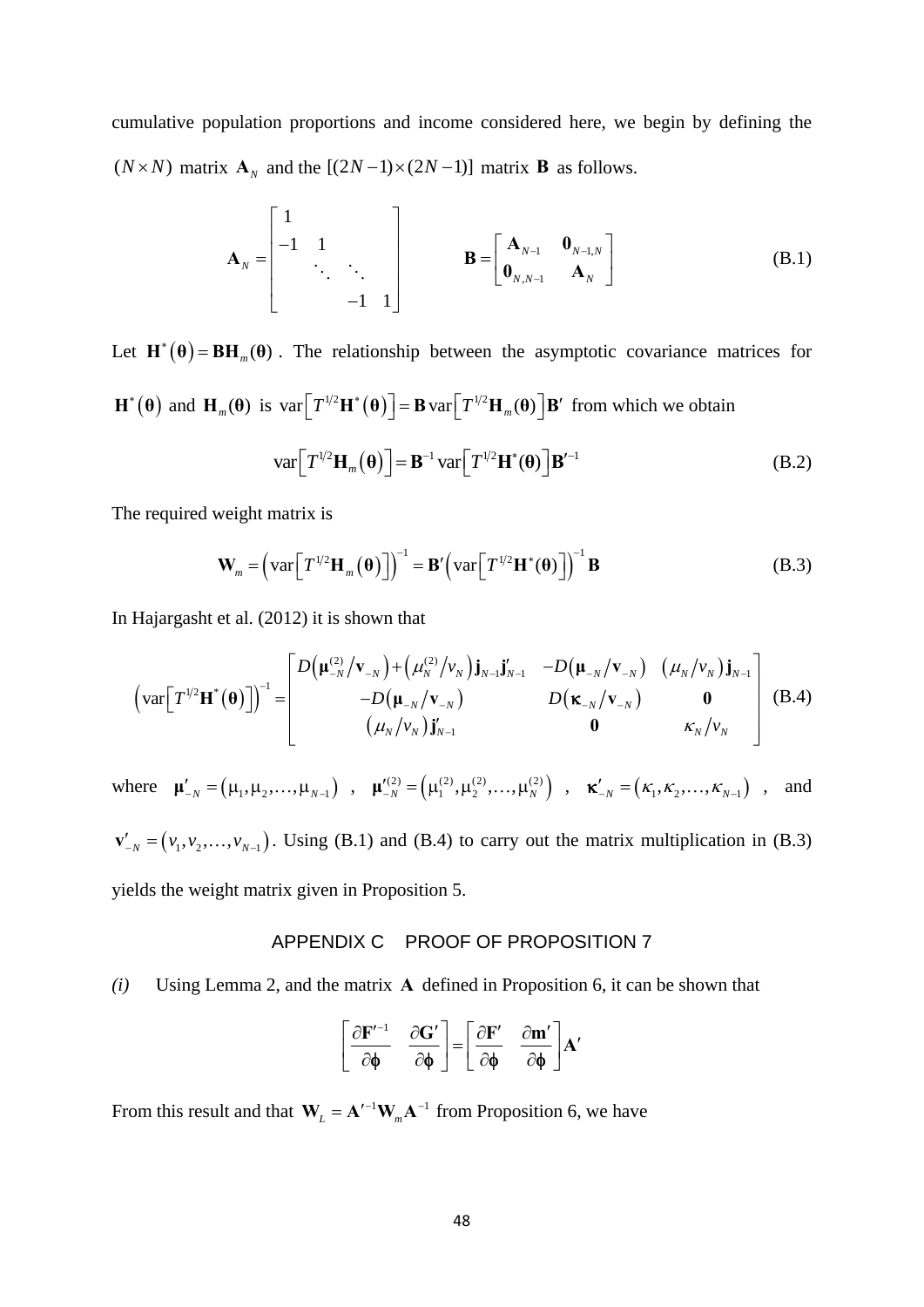cumulative population proportions and income considered here, we begin by defining the $(N \times N)$ matrix $\mathbf{A}_N$ and the $[(2N-1)\times(2N-1)]$ matrix $\mathbf{B}$ as follows.

$$
\mathbf{A}_N = \begin{bmatrix} 1 & & & \\ -1 & 1 & & \\ & \ddots & \ddots & \\ & & -1 & 1 \end{bmatrix} \qquad \mathbf{B} = \begin{bmatrix} \mathbf{A}_{N-1} & \mathbf{0}_{N-1,N} \\ \mathbf{0}_{N,N-1} & \mathbf{A}_N \end{bmatrix} \tag{B.1}
$$

Let $\mathbf{H}^*(\boldsymbol{\theta}) = \mathbf{B}\mathbf{H}_m(\boldsymbol{\theta})$. The relationship between the asymptotic covariance matrices for $\mathbf{H}^*(\boldsymbol{\theta})$ and $\mathbf{H}_m(\boldsymbol{\theta})$ is $\operatorname{var}\left[T^{1/2}\mathbf{H}^*(\boldsymbol{\theta})\right] = \mathbf{B}\operatorname{var}\left[T^{1/2}\mathbf{H}_m(\boldsymbol{\theta})\right]\mathbf{B}'$ from which we obtain

$$
\operatorname{var}\left[T^{1/2}\mathbf{H}_m(\boldsymbol{\theta})\right] = \mathbf{B}^{-1}\operatorname{var}\left[T^{1/2}\mathbf{H}^*(\boldsymbol{\theta})\right]\mathbf{B}'^{-1} \tag{B.2}
$$

The required weight matrix is

$$
\mathbf{W}_m = \left(\operatorname{var}\left[T^{1/2}\mathbf{H}_m(\boldsymbol{\theta})\right]\right)^{-1} = \mathbf{B}'\left(\operatorname{var}\left[T^{1/2}\mathbf{H}^*(\boldsymbol{\theta})\right]\right)^{-1}\mathbf{B} \tag{B.3}
$$

In Hajargasht et al. (2012) it is shown that

$$
\left(\operatorname{var}\left[T^{1/2}\mathbf{H}^*(\boldsymbol{\theta})\right]\right)^{-1} = \begin{bmatrix} D\left(\boldsymbol{\mu}_{-N}^{(2)}/\mathbf{v}_{-N}\right) + \left(\mu_N^{(2)}/v_N\right)\mathbf{j}_{N-1}\mathbf{j}'_{N-1} & -D\left(\boldsymbol{\mu}_{-N}/\mathbf{v}_{-N}\right) & \left(\mu_N/v_N\right)\mathbf{j}_{N-1} \\ -D\left(\boldsymbol{\mu}_{-N}/\mathbf{v}_{-N}\right) & D\left(\boldsymbol{\kappa}_{-N}/\mathbf{v}_{-N}\right) & \mathbf{0} \\ \left(\mu_N/v_N\right)\mathbf{j}'_{N-1} & \mathbf{0} & \kappa_N/v_N \end{bmatrix} \tag{B.4}
$$

where $\boldsymbol{\mu}'_{-N} = \left(\mu_1, \mu_2, \ldots, \mu_{N-1}\right)$, $\boldsymbol{\mu}'^{(2)}_{-N} = \left(\mu_1^{(2)}, \mu_2^{(2)}, \ldots, \mu_N^{(2)}\right)$, $\boldsymbol{\kappa}'_{-N} = \left(\kappa_1, \kappa_2, \ldots, \kappa_{N-1}\right)$, and $\mathbf{v}'_{-N} = \left(v_1, v_2, \ldots, v_{N-1}\right)$. Using (B.1) and (B.4) to carry out the matrix multiplication in (B.3) yields the weight matrix given in Proposition 5.

## APPENDIX C PROOF OF PROPOSITION 7

*(i)* Using Lemma 2, and the matrix $\mathbf{A}$ defined in Proposition 6, it can be shown that

$$
\left[\frac{\partial \mathbf{F}'^{-1}}{\partial \boldsymbol{\phi}} \quad \frac{\partial \mathbf{G}'}{\partial \boldsymbol{\phi}}\right] = \left[\frac{\partial \mathbf{F}'}{\partial \boldsymbol{\phi}} \quad \frac{\partial \mathbf{m}'}{\partial \boldsymbol{\phi}}\right]\mathbf{A}'
$$

From this result and that $\mathbf{W}_L = \mathbf{A}'^{-1}\mathbf{W}_m\mathbf{A}^{-1}$ from Proposition 6, we have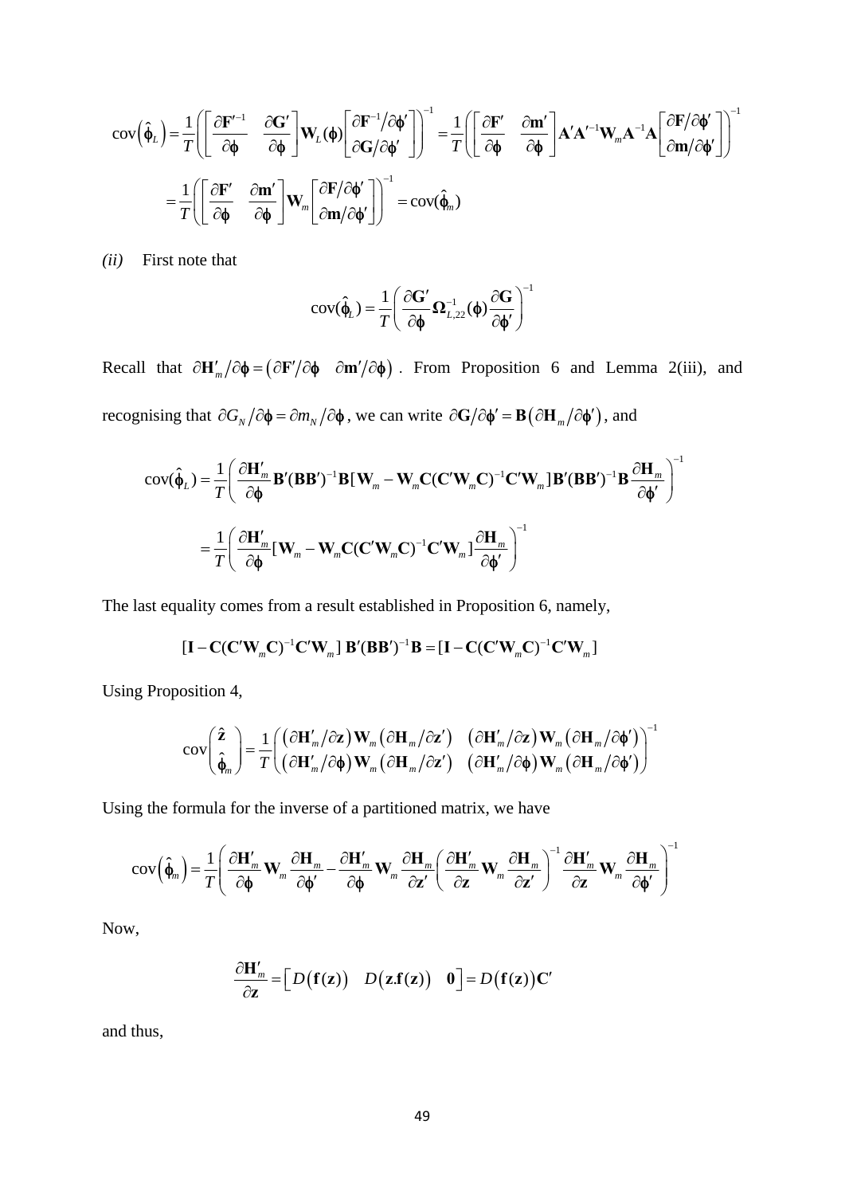$$\text{cov}\left(\hat{\boldsymbol{\phi}}_L\right) = \frac{1}{T}\left(\begin{bmatrix} \dfrac{\partial \mathbf{F}'^{-1}}{\partial \boldsymbol{\phi}} & \dfrac{\partial \mathbf{G}'}{\partial \boldsymbol{\phi}} \end{bmatrix} \mathbf{W}_L(\boldsymbol{\phi}) \begin{bmatrix} \partial \mathbf{F}^{-1} / \partial \boldsymbol{\phi}' \\ \partial \mathbf{G} / \partial \boldsymbol{\phi}' \end{bmatrix}\right)^{-1} = \frac{1}{T}\left(\begin{bmatrix} \dfrac{\partial \mathbf{F}'}{\partial \boldsymbol{\phi}} & \dfrac{\partial \mathbf{m}'}{\partial \boldsymbol{\phi}} \end{bmatrix} \mathbf{A}'\mathbf{A}'^{-1}\mathbf{W}_m\mathbf{A}^{-1}\mathbf{A} \begin{bmatrix} \partial \mathbf{F} / \partial \boldsymbol{\phi}' \\ \partial \mathbf{m} / \partial \boldsymbol{\phi}' \end{bmatrix}\right)^{-1}$$

$$= \frac{1}{T}\left(\begin{bmatrix} \dfrac{\partial \mathbf{F}'}{\partial \boldsymbol{\phi}} & \dfrac{\partial \mathbf{m}'}{\partial \boldsymbol{\phi}} \end{bmatrix} \mathbf{W}_m \begin{bmatrix} \partial \mathbf{F} / \partial \boldsymbol{\phi}' \\ \partial \mathbf{m} / \partial \boldsymbol{\phi}' \end{bmatrix}\right)^{-1} = \text{cov}(\hat{\boldsymbol{\phi}}_m)$$

*(ii)* First note that

$$\text{cov}(\hat{\boldsymbol{\phi}}_L) = \frac{1}{T}\left(\frac{\partial \mathbf{G}'}{\partial \boldsymbol{\phi}} \boldsymbol{\Omega}_{L,22}^{-1}(\boldsymbol{\phi}) \frac{\partial \mathbf{G}}{\partial \boldsymbol{\phi}'}\right)^{-1}$$

Recall that $\partial \mathbf{H}'_m / \partial \boldsymbol{\phi} = \left(\partial \mathbf{F}' / \partial \boldsymbol{\phi} \quad \partial \mathbf{m}' / \partial \boldsymbol{\phi}\right)$. From Proposition 6 and Lemma 2(iii), and recognising that $\partial G_N / \partial \boldsymbol{\phi} = \partial m_N / \partial \boldsymbol{\phi}$, we can write $\partial \mathbf{G} / \partial \boldsymbol{\phi}' = \mathbf{B}\left(\partial \mathbf{H}_m / \partial \boldsymbol{\phi}'\right)$, and

$$\text{cov}(\hat{\boldsymbol{\phi}}_L) = \frac{1}{T}\left(\frac{\partial \mathbf{H}'_m}{\partial \boldsymbol{\phi}} \mathbf{B}'(\mathbf{B}\mathbf{B}')^{-1}\mathbf{B}[\mathbf{W}_m - \mathbf{W}_m\mathbf{C}(\mathbf{C}'\mathbf{W}_m\mathbf{C})^{-1}\mathbf{C}'\mathbf{W}_m]\mathbf{B}'(\mathbf{B}\mathbf{B}')^{-1}\mathbf{B}\frac{\partial \mathbf{H}_m}{\partial \boldsymbol{\phi}'}\right)^{-1}$$

$$= \frac{1}{T}\left(\frac{\partial \mathbf{H}'_m}{\partial \boldsymbol{\phi}}[\mathbf{W}_m - \mathbf{W}_m\mathbf{C}(\mathbf{C}'\mathbf{W}_m\mathbf{C})^{-1}\mathbf{C}'\mathbf{W}_m]\frac{\partial \mathbf{H}_m}{\partial \boldsymbol{\phi}'}\right)^{-1}$$

The last equality comes from a result established in Proposition 6, namely,

$$[\mathbf{I} - \mathbf{C}(\mathbf{C}'\mathbf{W}_m\mathbf{C})^{-1}\mathbf{C}'\mathbf{W}_m]\,\mathbf{B}'(\mathbf{B}\mathbf{B}')^{-1}\mathbf{B} = [\mathbf{I} - \mathbf{C}(\mathbf{C}'\mathbf{W}_m\mathbf{C})^{-1}\mathbf{C}'\mathbf{W}_m]$$

Using Proposition 4,

$$\text{cov}\begin{pmatrix} \hat{\mathbf{z}} \\ \hat{\boldsymbol{\phi}}_m \end{pmatrix} = \frac{1}{T}\begin{pmatrix} \left(\partial \mathbf{H}'_m / \partial \mathbf{z}\right)\mathbf{W}_m\left(\partial \mathbf{H}_m / \partial \mathbf{z}'\right) & \left(\partial \mathbf{H}'_m / \partial \mathbf{z}\right)\mathbf{W}_m\left(\partial \mathbf{H}_m / \partial \boldsymbol{\phi}'\right) \\ \left(\partial \mathbf{H}'_m / \partial \boldsymbol{\phi}\right)\mathbf{W}_m\left(\partial \mathbf{H}_m / \partial \mathbf{z}'\right) & \left(\partial \mathbf{H}'_m / \partial \boldsymbol{\phi}\right)\mathbf{W}_m\left(\partial \mathbf{H}_m / \partial \boldsymbol{\phi}'\right) \end{pmatrix}^{-1}$$

Using the formula for the inverse of a partitioned matrix, we have

$$\text{cov}\left(\hat{\boldsymbol{\phi}}_m\right) = \frac{1}{T}\left(\frac{\partial \mathbf{H}'_m}{\partial \boldsymbol{\phi}}\mathbf{W}_m\frac{\partial \mathbf{H}_m}{\partial \boldsymbol{\phi}'} - \frac{\partial \mathbf{H}'_m}{\partial \boldsymbol{\phi}}\mathbf{W}_m\frac{\partial \mathbf{H}_m}{\partial \mathbf{z}'}\left(\frac{\partial \mathbf{H}'_m}{\partial \mathbf{z}}\mathbf{W}_m\frac{\partial \mathbf{H}_m}{\partial \mathbf{z}'}\right)^{-1}\frac{\partial \mathbf{H}'_m}{\partial \mathbf{z}}\mathbf{W}_m\frac{\partial \mathbf{H}_m}{\partial \boldsymbol{\phi}'}\right)^{-1}$$

Now,

$$\frac{\partial \mathbf{H}'_m}{\partial \mathbf{z}} = \begin{bmatrix} D\left(\mathbf{f}(\mathbf{z})\right) & D\left(\mathbf{z}.\mathbf{f}(\mathbf{z})\right) & \mathbf{0} \end{bmatrix} = D\left(\mathbf{f}(\mathbf{z})\right)\mathbf{C}'$$

and thus,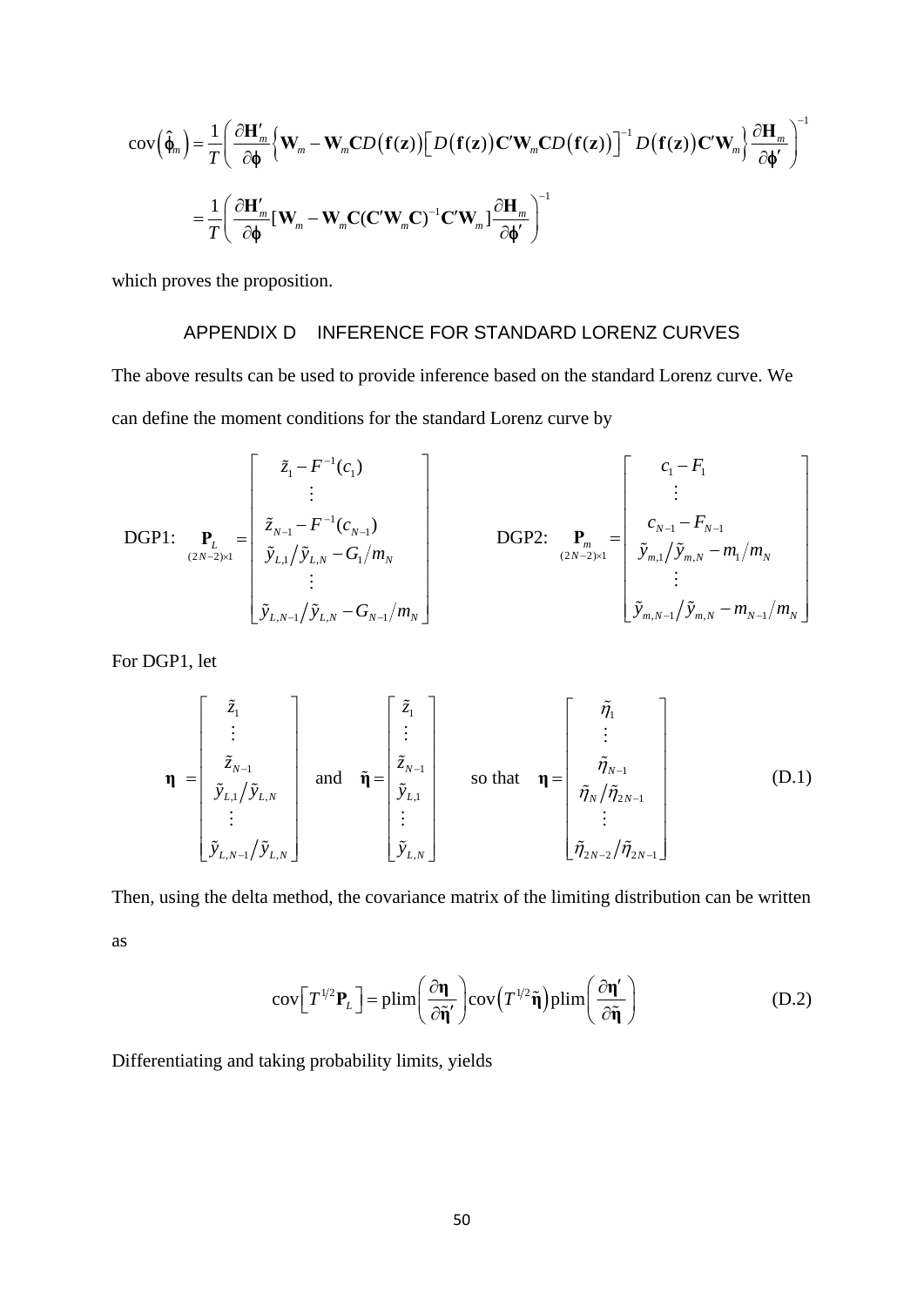$$
\text{cov}\left(\hat{\boldsymbol{\phi}}_m\right) = \frac{1}{T}\left(\frac{\partial \mathbf{H}'_m}{\partial \boldsymbol{\phi}}\left\{\mathbf{W}_m - \mathbf{W}_m\mathbf{C}D\left(\mathbf{f}(\mathbf{z})\right)\left[D\left(\mathbf{f}(\mathbf{z})\right)\mathbf{C}'\mathbf{W}_m\mathbf{C}D\left(\mathbf{f}(\mathbf{z})\right)\right]^{-1}D\left(\mathbf{f}(\mathbf{z})\right)\mathbf{C}'\mathbf{W}_m\right\}\frac{\partial \mathbf{H}_m}{\partial \boldsymbol{\phi}'}\right)^{-1}
$$

$$
= \frac{1}{T}\left(\frac{\partial \mathbf{H}'_m}{\partial \boldsymbol{\phi}}[\mathbf{W}_m - \mathbf{W}_m\mathbf{C}(\mathbf{C}'\mathbf{W}_m\mathbf{C})^{-1}\mathbf{C}'\mathbf{W}_m]\frac{\partial \mathbf{H}_m}{\partial \boldsymbol{\phi}'}\right)^{-1}
$$

which proves the proposition.

## APPENDIX D INFERENCE FOR STANDARD LORENZ CURVES

The above results can be used to provide inference based on the standard Lorenz curve. We can define the moment conditions for the standard Lorenz curve by

$$
\text{DGP1:} \quad \underset{(2N-2)\times 1}{\mathbf{P}_L} = \begin{bmatrix} \tilde{z}_1 - F^{-1}(c_1) \\ \vdots \\ \tilde{z}_{N-1} - F^{-1}(c_{N-1}) \\ \tilde{y}_{L,1}/\tilde{y}_{L,N} - G_1/m_N \\ \vdots \\ \tilde{y}_{L,N-1}/\tilde{y}_{L,N} - G_{N-1}/m_N \end{bmatrix} \qquad \text{DGP2:} \quad \underset{(2N-2)\times 1}{\mathbf{P}_m} = \begin{bmatrix} c_1 - F_1 \\ \vdots \\ c_{N-1} - F_{N-1} \\ \tilde{y}_{m,1}/\tilde{y}_{m,N} - m_1/m_N \\ \vdots \\ \tilde{y}_{m,N-1}/\tilde{y}_{m,N} - m_{N-1}/m_N \end{bmatrix}
$$

For DGP1, let

$$
\boldsymbol{\eta} = \begin{bmatrix} \tilde{z}_1 \\ \vdots \\ \tilde{z}_{N-1} \\ \tilde{y}_{L,1}/\tilde{y}_{L,N} \\ \vdots \\ \tilde{y}_{L,N-1}/\tilde{y}_{L,N} \end{bmatrix} \quad \text{and} \quad \tilde{\boldsymbol{\eta}} = \begin{bmatrix} \tilde{z}_1 \\ \vdots \\ \tilde{z}_{N-1} \\ \tilde{y}_{L,1} \\ \vdots \\ \tilde{y}_{L,N} \end{bmatrix} \quad \text{so that} \quad \boldsymbol{\eta} = \begin{bmatrix} \tilde{\eta}_1 \\ \vdots \\ \tilde{\eta}_{N-1} \\ \tilde{\eta}_N/\tilde{\eta}_{2N-1} \\ \vdots \\ \tilde{\eta}_{2N-2}/\tilde{\eta}_{2N-1} \end{bmatrix} \tag{D.1}
$$

Then, using the delta method, the covariance matrix of the limiting distribution can be written as

$$
\text{cov}\left[T^{1/2}\mathbf{P}_L\right] = \text{plim}\left(\frac{\partial \boldsymbol{\eta}}{\partial \tilde{\boldsymbol{\eta}}'}\right)\text{cov}\left(T^{1/2}\tilde{\boldsymbol{\eta}}\right)\text{plim}\left(\frac{\partial \boldsymbol{\eta}'}{\partial \tilde{\boldsymbol{\eta}}}\right) \tag{D.2}
$$

Differentiating and taking probability limits, yields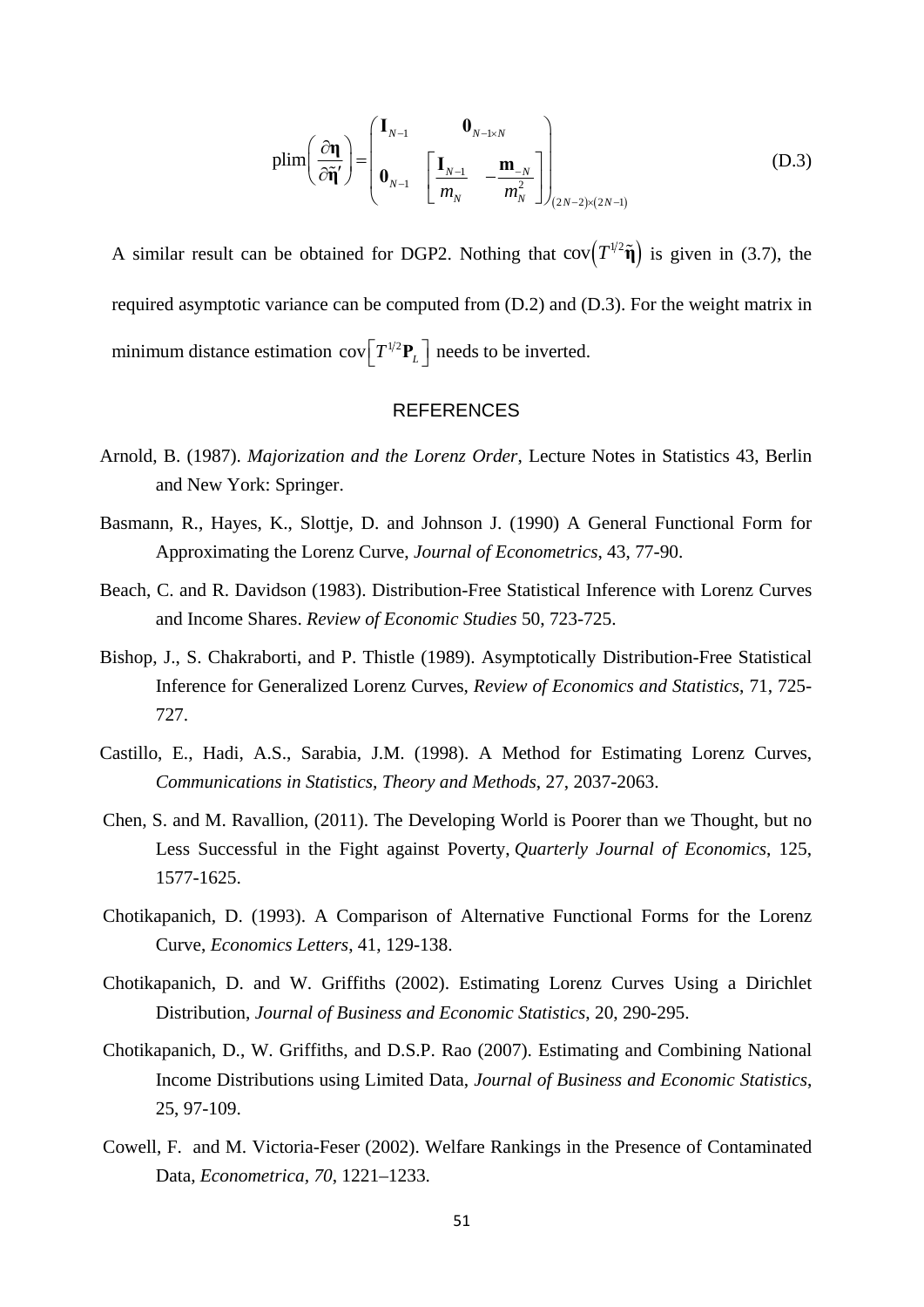$$\text{plim}\left(\frac{\partial \boldsymbol{\eta}}{\partial \tilde{\boldsymbol{\eta}}'}\right) = \begin{pmatrix} \mathbf{I}_{N-1} & \mathbf{0}_{N-1\times N} \\ \mathbf{0}_{N-1} & \begin{bmatrix} \dfrac{\mathbf{I}_{N-1}}{m_N} & -\dfrac{\mathbf{m}_{-N}}{m_N^2} \end{bmatrix} \end{pmatrix}_{(2N-2)\times(2N-1)} \tag{D.3}$$

A similar result can be obtained for DGP2. Nothing that $\text{cov}\left(T^{1/2}\tilde{\boldsymbol{\eta}}\right)$ is given in (3.7), the required asymptotic variance can be computed from (D.2) and (D.3). For the weight matrix in minimum distance estimation $\text{cov}\left[T^{1/2}\mathbf{P}_L\right]$ needs to be inverted.

## REFERENCES

Arnold, B. (1987). *Majorization and the Lorenz Order*, Lecture Notes in Statistics 43, Berlin and New York: Springer.

Basmann, R., Hayes, K., Slottje, D. and Johnson J. (1990) A General Functional Form for Approximating the Lorenz Curve, *Journal of Econometrics*, 43, 77-90.

Beach, C. and R. Davidson (1983). Distribution-Free Statistical Inference with Lorenz Curves and Income Shares. *Review of Economic Studies* 50, 723-725.

Bishop, J., S. Chakraborti, and P. Thistle (1989). Asymptotically Distribution-Free Statistical Inference for Generalized Lorenz Curves, *Review of Economics and Statistics*, 71, 725-727.

Castillo, E., Hadi, A.S., Sarabia, J.M. (1998). A Method for Estimating Lorenz Curves, *Communications in Statistics, Theory and Methods*, 27, 2037-2063.

Chen, S. and M. Ravallion, (2011). The Developing World is Poorer than we Thought, but no Less Successful in the Fight against Poverty, *Quarterly Journal of Economics*, 125, 1577-1625.

Chotikapanich, D. (1993). A Comparison of Alternative Functional Forms for the Lorenz Curve, *Economics Letters*, 41, 129-138.

Chotikapanich, D. and W. Griffiths (2002). Estimating Lorenz Curves Using a Dirichlet Distribution, *Journal of Business and Economic Statistics*, 20, 290-295.

Chotikapanich, D., W. Griffiths, and D.S.P. Rao (2007). Estimating and Combining National Income Distributions using Limited Data, *Journal of Business and Economic Statistics*, 25, 97-109.

Cowell, F. and M. Victoria-Feser (2002). Welfare Rankings in the Presence of Contaminated Data, *Econometrica*, *70*, 1221–1233.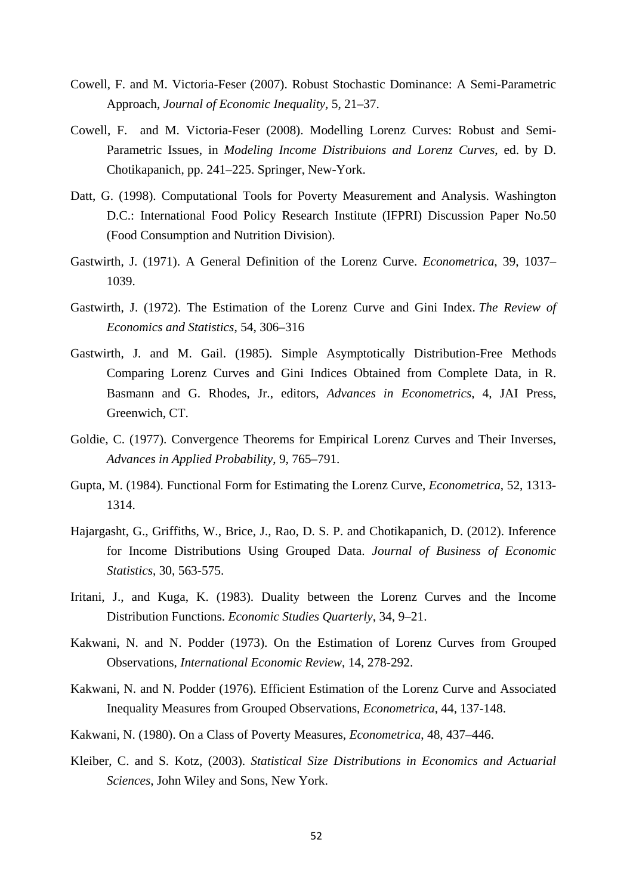Cowell, F. and M. Victoria-Feser (2007). Robust Stochastic Dominance: A Semi-Parametric Approach, *Journal of Economic Inequality*, 5, 21–37.

Cowell, F.  and M. Victoria-Feser (2008). Modelling Lorenz Curves: Robust and Semi-Parametric Issues, in *Modeling Income Distribuions and Lorenz Curves*, ed. by D. Chotikapanich, pp. 241–225. Springer, New-York.

Datt, G. (1998). Computational Tools for Poverty Measurement and Analysis. Washington D.C.: International Food Policy Research Institute (IFPRI) Discussion Paper No.50 (Food Consumption and Nutrition Division).

Gastwirth, J. (1971). A General Definition of the Lorenz Curve. *Econometrica*, 39, 1037–1039.

Gastwirth, J. (1972). The Estimation of the Lorenz Curve and Gini Index. *The Review of Economics and Statistics*, 54, 306–316

Gastwirth, J. and M. Gail. (1985). Simple Asymptotically Distribution-Free Methods Comparing Lorenz Curves and Gini Indices Obtained from Complete Data, in R. Basmann and G. Rhodes, Jr., editors, *Advances in Econometrics*, 4, JAI Press, Greenwich, CT.

Goldie, C. (1977). Convergence Theorems for Empirical Lorenz Curves and Their Inverses, *Advances in Applied Probability*, 9, 765–791.

Gupta, M. (1984). Functional Form for Estimating the Lorenz Curve, *Econometrica*, 52, 1313-1314.

Hajargasht, G., Griffiths, W., Brice, J., Rao, D. S. P. and Chotikapanich, D. (2012). Inference for Income Distributions Using Grouped Data. *Journal of Business of Economic Statistics*, 30, 563-575.

Iritani, J., and Kuga, K. (1983). Duality between the Lorenz Curves and the Income Distribution Functions. *Economic Studies Quarterly*, 34, 9–21.

Kakwani, N. and N. Podder (1973). On the Estimation of Lorenz Curves from Grouped Observations, *International Economic Review*, 14, 278-292.

Kakwani, N. and N. Podder (1976). Efficient Estimation of the Lorenz Curve and Associated Inequality Measures from Grouped Observations, *Econometrica*, 44, 137-148.

Kakwani, N. (1980). On a Class of Poverty Measures, *Econometrica*, 48, 437–446.

Kleiber, C. and S. Kotz, (2003). *Statistical Size Distributions in Economics and Actuarial Sciences*, John Wiley and Sons, New York.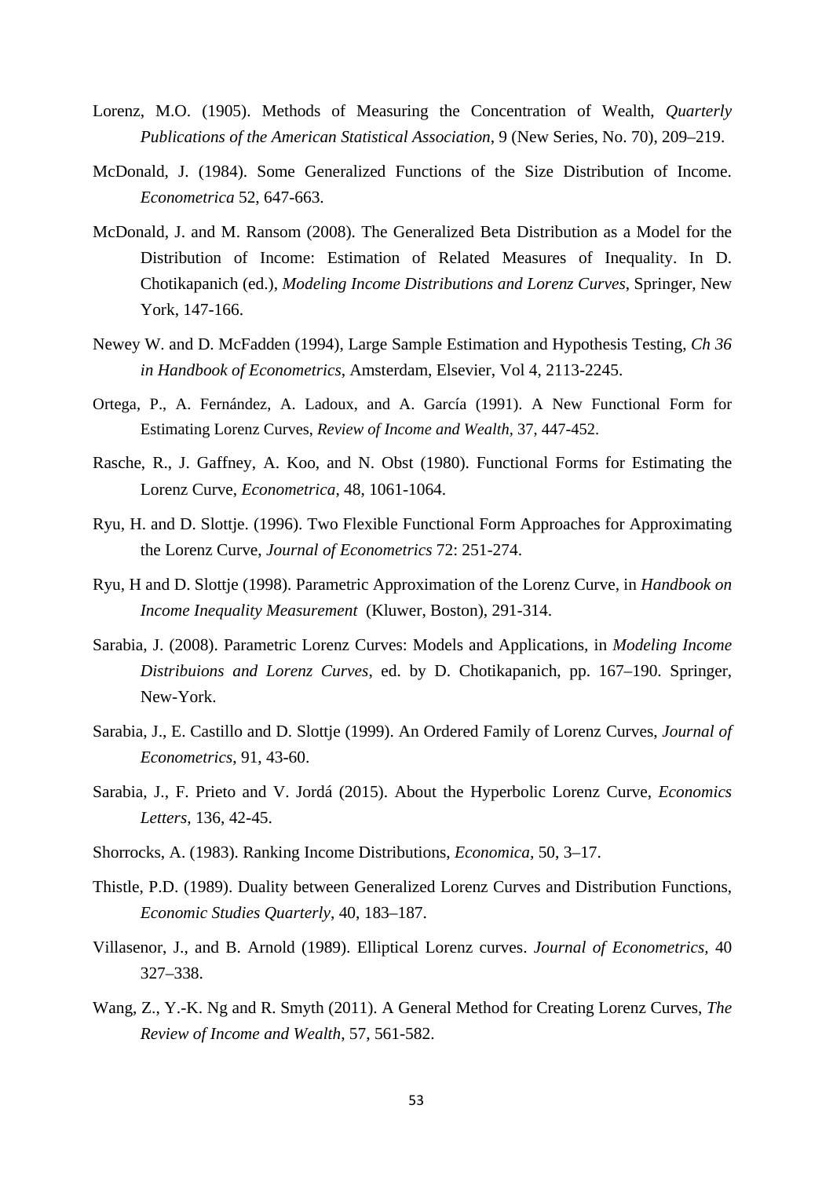Lorenz, M.O. (1905). Methods of Measuring the Concentration of Wealth, *Quarterly Publications of the American Statistical Association*, 9 (New Series, No. 70), 209–219.

McDonald, J. (1984). Some Generalized Functions of the Size Distribution of Income. *Econometrica* 52, 647-663.

McDonald, J. and M. Ransom (2008). The Generalized Beta Distribution as a Model for the Distribution of Income: Estimation of Related Measures of Inequality. In D. Chotikapanich (ed.), *Modeling Income Distributions and Lorenz Curves*, Springer, New York, 147-166.

Newey W. and D. McFadden (1994), Large Sample Estimation and Hypothesis Testing, *Ch 36 in Handbook of Econometrics*, Amsterdam, Elsevier, Vol 4, 2113-2245.

Ortega, P., A. Fernández, A. Ladoux, and A. García (1991). A New Functional Form for Estimating Lorenz Curves, *Review of Income and Wealth*, 37, 447-452.

Rasche, R., J. Gaffney, A. Koo, and N. Obst (1980). Functional Forms for Estimating the Lorenz Curve, *Econometrica*, 48, 1061-1064.

Ryu, H. and D. Slottje. (1996). Two Flexible Functional Form Approaches for Approximating the Lorenz Curve, *Journal of Econometrics* 72: 251-274.

Ryu, H and D. Slottje (1998). Parametric Approximation of the Lorenz Curve, in *Handbook on Income Inequality Measurement* (Kluwer, Boston), 291-314.

Sarabia, J. (2008). Parametric Lorenz Curves: Models and Applications, in *Modeling Income Distribuions and Lorenz Curves*, ed. by D. Chotikapanich, pp. 167–190. Springer, New-York.

Sarabia, J., E. Castillo and D. Slottje (1999). An Ordered Family of Lorenz Curves, *Journal of Econometrics*, 91, 43-60.

Sarabia, J., F. Prieto and V. Jordá (2015). About the Hyperbolic Lorenz Curve, *Economics Letters*, 136, 42-45.

Shorrocks, A. (1983). Ranking Income Distributions, *Economica*, 50, 3–17.

Thistle, P.D. (1989). Duality between Generalized Lorenz Curves and Distribution Functions, *Economic Studies Quarterly*, 40, 183–187.

Villasenor, J., and B. Arnold (1989). Elliptical Lorenz curves. *Journal of Econometrics*, 40 327–338.

Wang, Z., Y.-K. Ng and R. Smyth (2011). A General Method for Creating Lorenz Curves, *The Review of Income and Wealth*, 57, 561-582.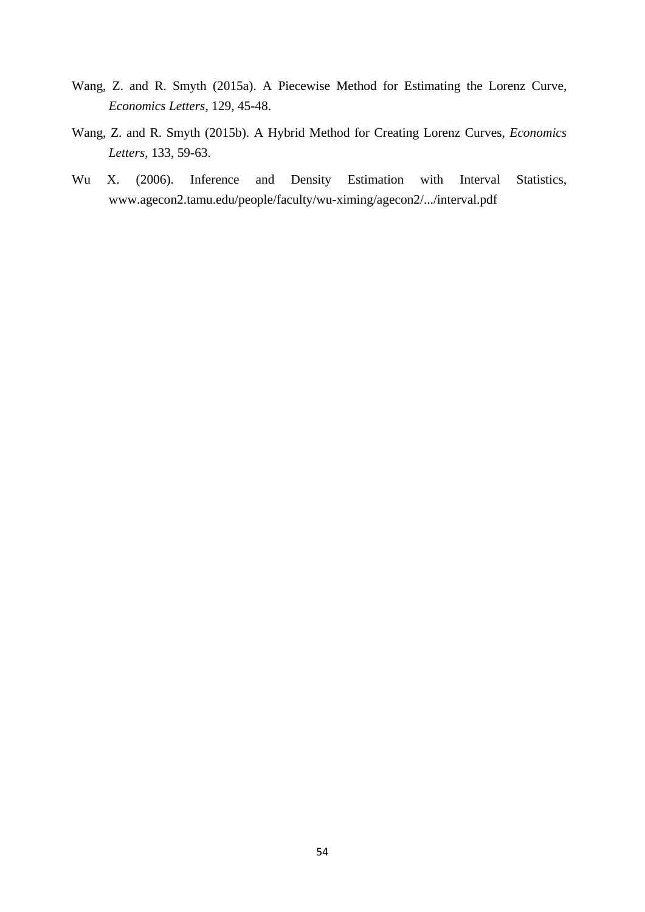Wang, Z. and R. Smyth (2015a). A Piecewise Method for Estimating the Lorenz Curve, *Economics Letters*, 129, 45-48.

Wang, Z. and R. Smyth (2015b). A Hybrid Method for Creating Lorenz Curves, *Economics Letters*, 133, 59-63.

Wu X. (2006). Inference and Density Estimation with Interval Statistics, www.agecon2.tamu.edu/people/faculty/wu-ximing/agecon2/.../interval.pdf